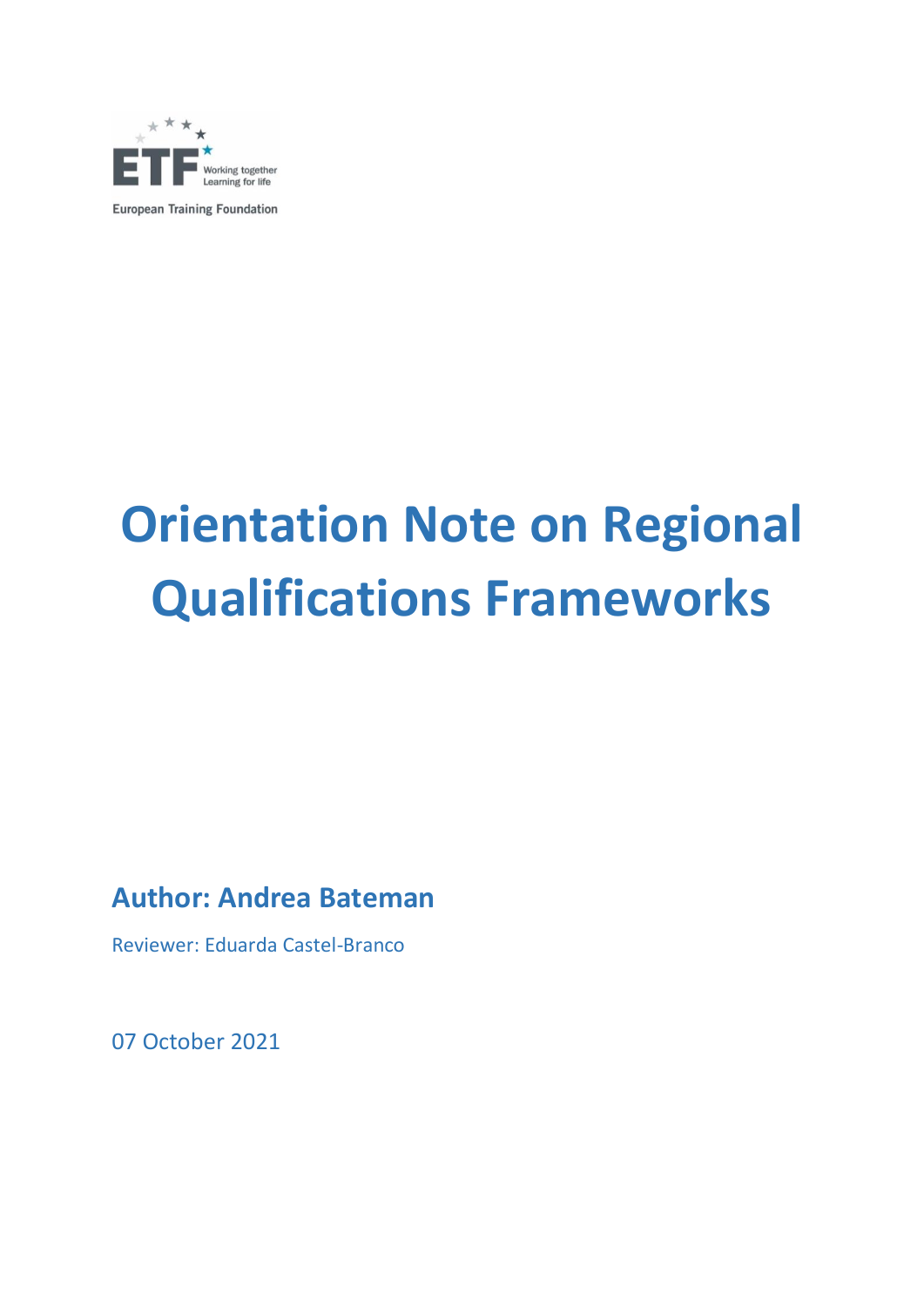ETF Working together Learning for life

European Training Foundation

# Orientation Note on Regional Qualifications Frameworks

## Author: Andrea Bateman

Reviewer: Eduarda Castel-Branco

07 October 2021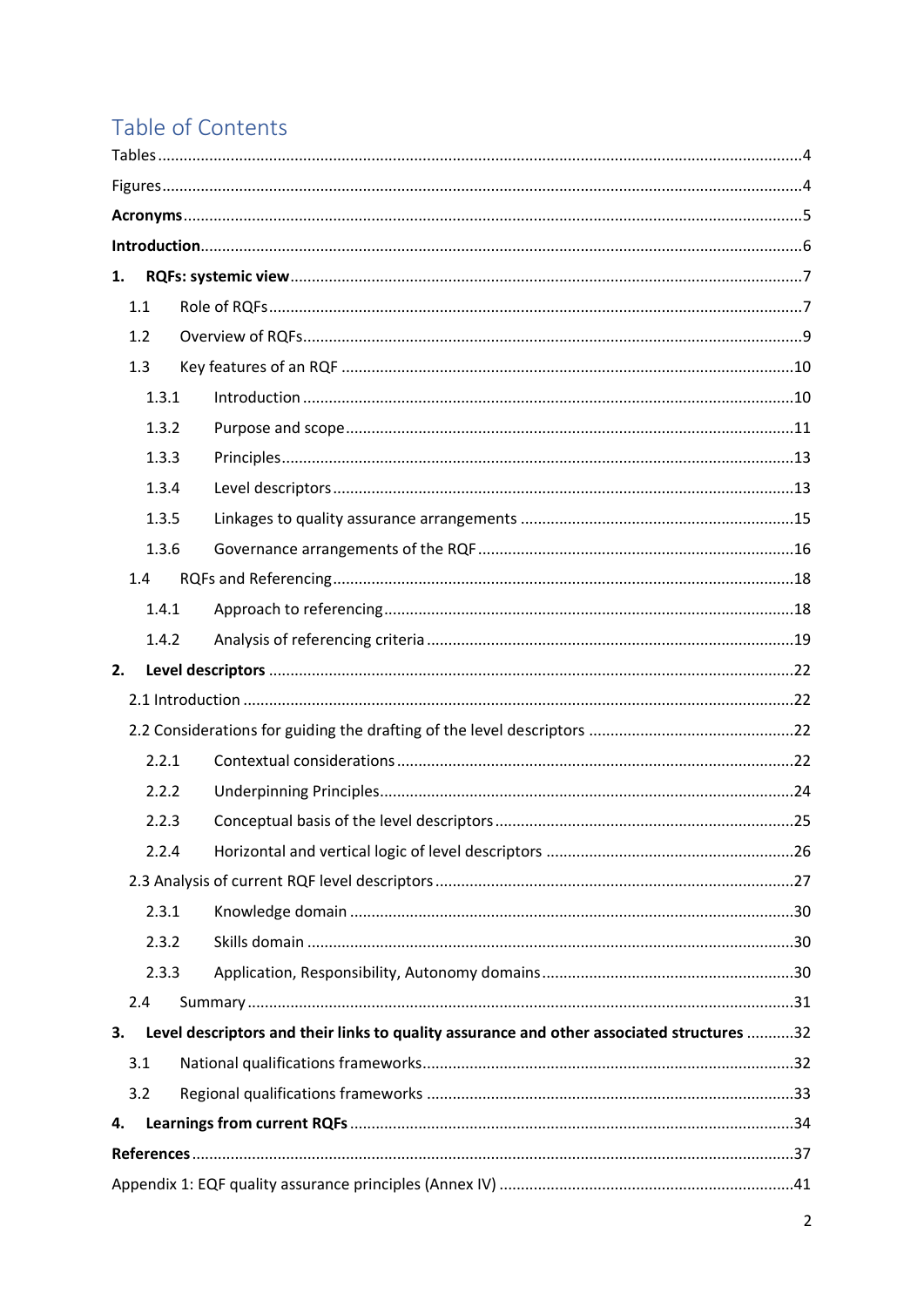# Table of Contents

Tables ....................................................................................................................................4

Figures ...................................................................................................................................4

**Acronyms** ...............................................................................................................................5

**Introduction** ............................................................................................................................6

**1. RQFs: systemic view** .........................................................................................................7

- 1.1 Role of RQFs ...................................................................................................................7
- 1.2 Overview of RQFs ...........................................................................................................9
- 1.3 Key features of an RQF ..................................................................................................10
  - 1.3.1 Introduction ...........................................................................................................10
  - 1.3.2 Purpose and scope ..................................................................................................11
  - 1.3.3 Principles ................................................................................................................13
  - 1.3.4 Level descriptors .....................................................................................................13
  - 1.3.5 Linkages to quality assurance arrangements ...........................................................15
  - 1.3.6 Governance arrangements of the RQF ....................................................................16
- 1.4 RQFs and Referencing ...................................................................................................18
  - 1.4.1 Approach to referencing .........................................................................................18
  - 1.4.2 Analysis of referencing criteria ...............................................................................19

**2. Level descriptors** ...............................................................................................................22

- 2.1 Introduction ....................................................................................................................22
- 2.2 Considerations for guiding the drafting of the level descriptors .....................................22
  - 2.2.1 Contextual considerations .......................................................................................22
  - 2.2.2 Underpinning Principles ..........................................................................................24
  - 2.2.3 Conceptual basis of the level descriptors ................................................................25
  - 2.2.4 Horizontal and vertical logic of level descriptors ....................................................26
- 2.3 Analysis of current RQF level descriptors .......................................................................27
  - 2.3.1 Knowledge domain ..................................................................................................30
  - 2.3.2 Skills domain ..........................................................................................................30
  - 2.3.3 Application, Responsibility, Autonomy domains .....................................................30
- 2.4 Summary .......................................................................................................................31

**3. Level descriptors and their links to quality assurance and other associated structures** ...........32

- 3.1 National qualifications frameworks ................................................................................32
- 3.2 Regional qualifications frameworks ...............................................................................33

**4. Learnings from current RQFs** .............................................................................................34

**References** ..............................................................................................................................37

Appendix 1: EQF quality assurance principles (Annex IV) ..........................................................41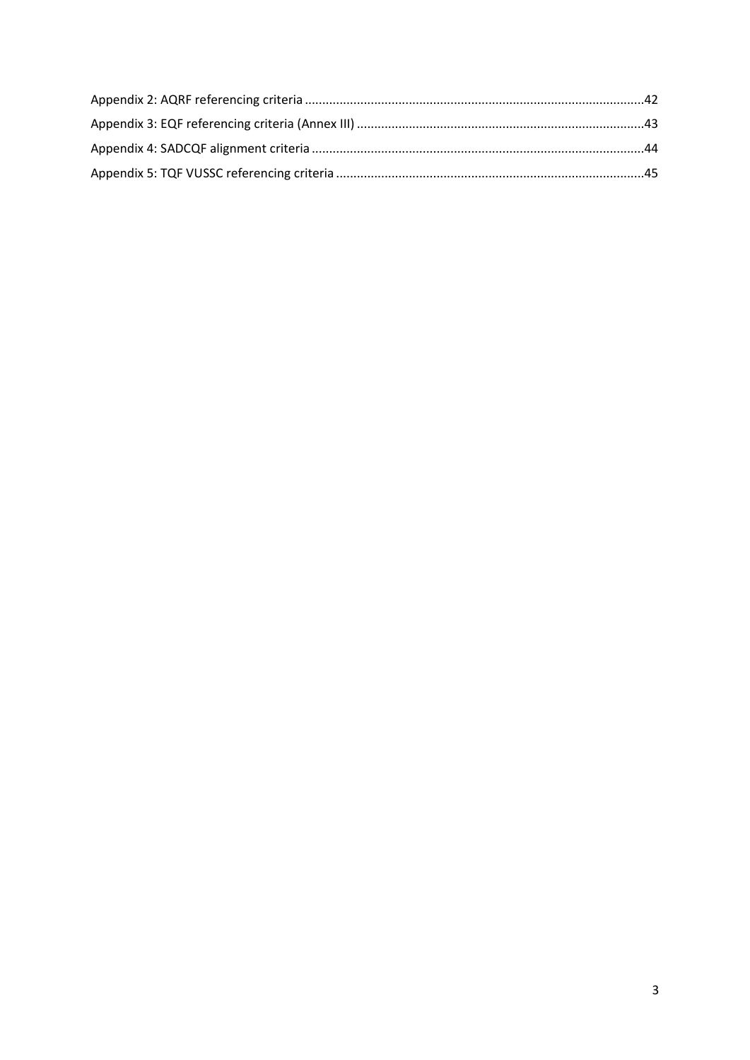Appendix 2: AQRF referencing criteria ....................................................................................................42

Appendix 3: EQF referencing criteria (Annex III) ......................................................................................43

Appendix 4: SADCQF alignment criteria .................................................................................................44

Appendix 5: TQF VUSSC referencing criteria ..........................................................................................45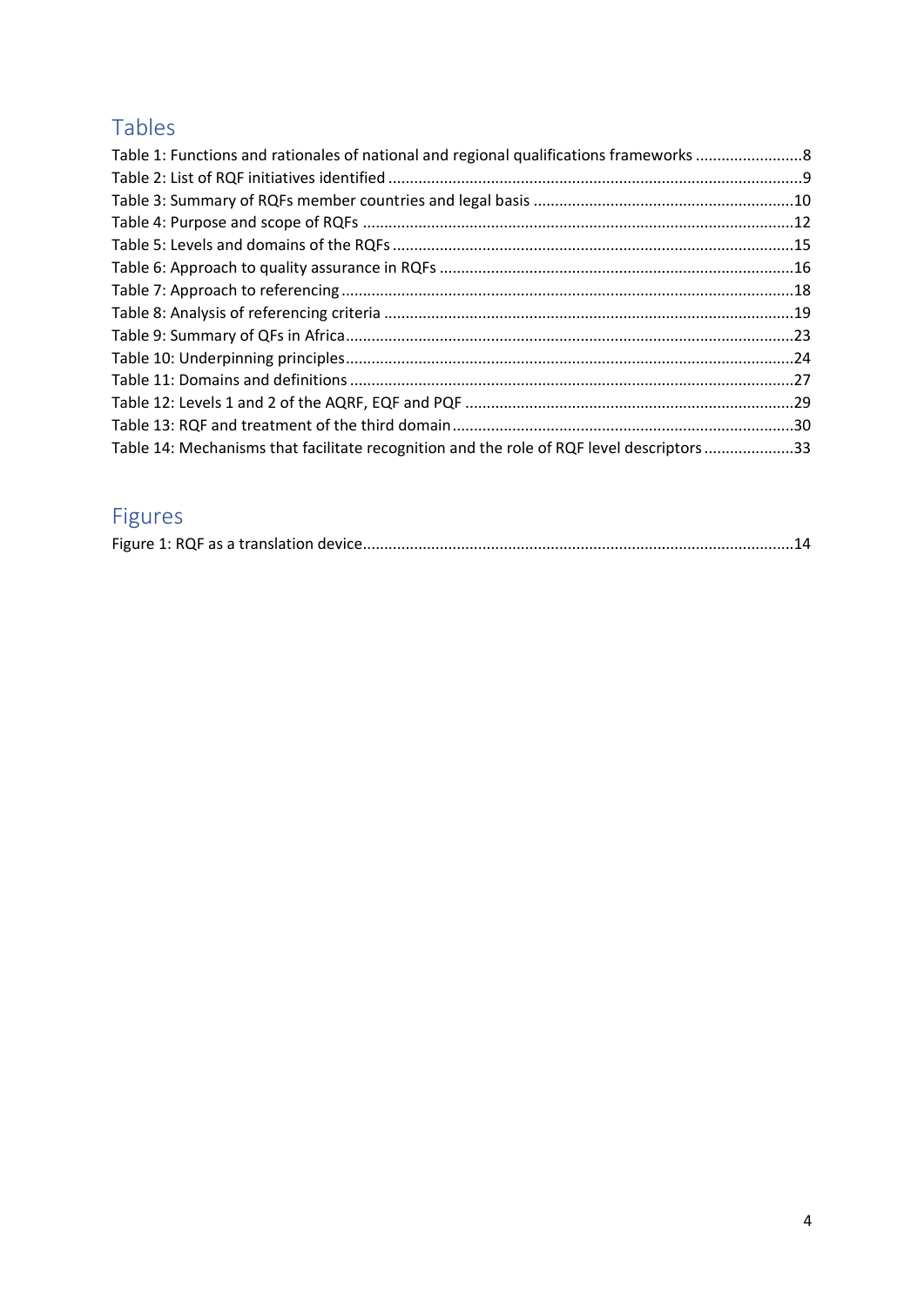## Tables

Table 1: Functions and rationales of national and regional qualifications frameworks ........................8
Table 2: List of RQF initiatives identified ..............................................................................................9
Table 3: Summary of RQFs member countries and legal basis ............................................................10
Table 4: Purpose and scope of RQFs ...................................................................................................12
Table 5: Levels and domains of the RQFs ............................................................................................15
Table 6: Approach to quality assurance in RQFs .................................................................................16
Table 7: Approach to referencing ........................................................................................................18
Table 8: Analysis of referencing criteria ..............................................................................................19
Table 9: Summary of QFs in Africa.......................................................................................................23
Table 10: Underpinning principles.......................................................................................................24
Table 11: Domains and definitions ......................................................................................................27
Table 12: Levels 1 and 2 of the AQRF, EQF and PQF ............................................................................29
Table 13: RQF and treatment of the third domain ...............................................................................30
Table 14: Mechanisms that facilitate recognition and the role of RQF level descriptors .....................33

## Figures

Figure 1: RQF as a translation device...................................................................................................14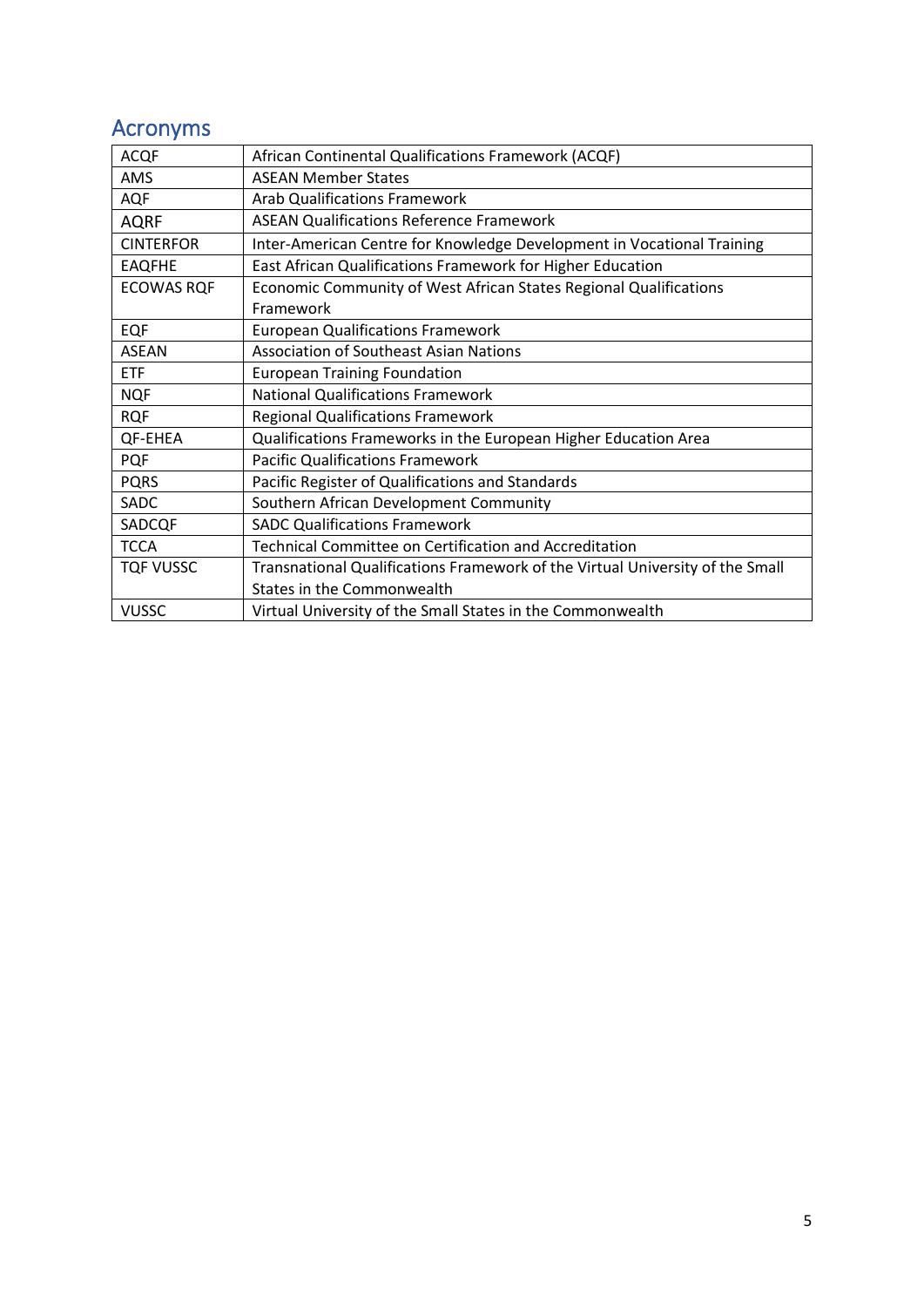## Acronyms

| | |
|---|---|
| ACQF | African Continental Qualifications Framework (ACQF) |
| AMS | ASEAN Member States |
| AQF | Arab Qualifications Framework |
| AQRF | ASEAN Qualifications Reference Framework |
| CINTERFOR | Inter-American Centre for Knowledge Development in Vocational Training |
| EAQFHE | East African Qualifications Framework for Higher Education |
| ECOWAS RQF | Economic Community of West African States Regional Qualifications Framework |
| EQF | European Qualifications Framework |
| ASEAN | Association of Southeast Asian Nations |
| ETF | European Training Foundation |
| NQF | National Qualifications Framework |
| RQF | Regional Qualifications Framework |
| QF-EHEA | Qualifications Frameworks in the European Higher Education Area |
| PQF | Pacific Qualifications Framework |
| PQRS | Pacific Register of Qualifications and Standards |
| SADC | Southern African Development Community |
| SADCQF | SADC Qualifications Framework |
| TCCA | Technical Committee on Certification and Accreditation |
| TQF VUSSC | Transnational Qualifications Framework of the Virtual University of the Small States in the Commonwealth |
| VUSSC | Virtual University of the Small States in the Commonwealth |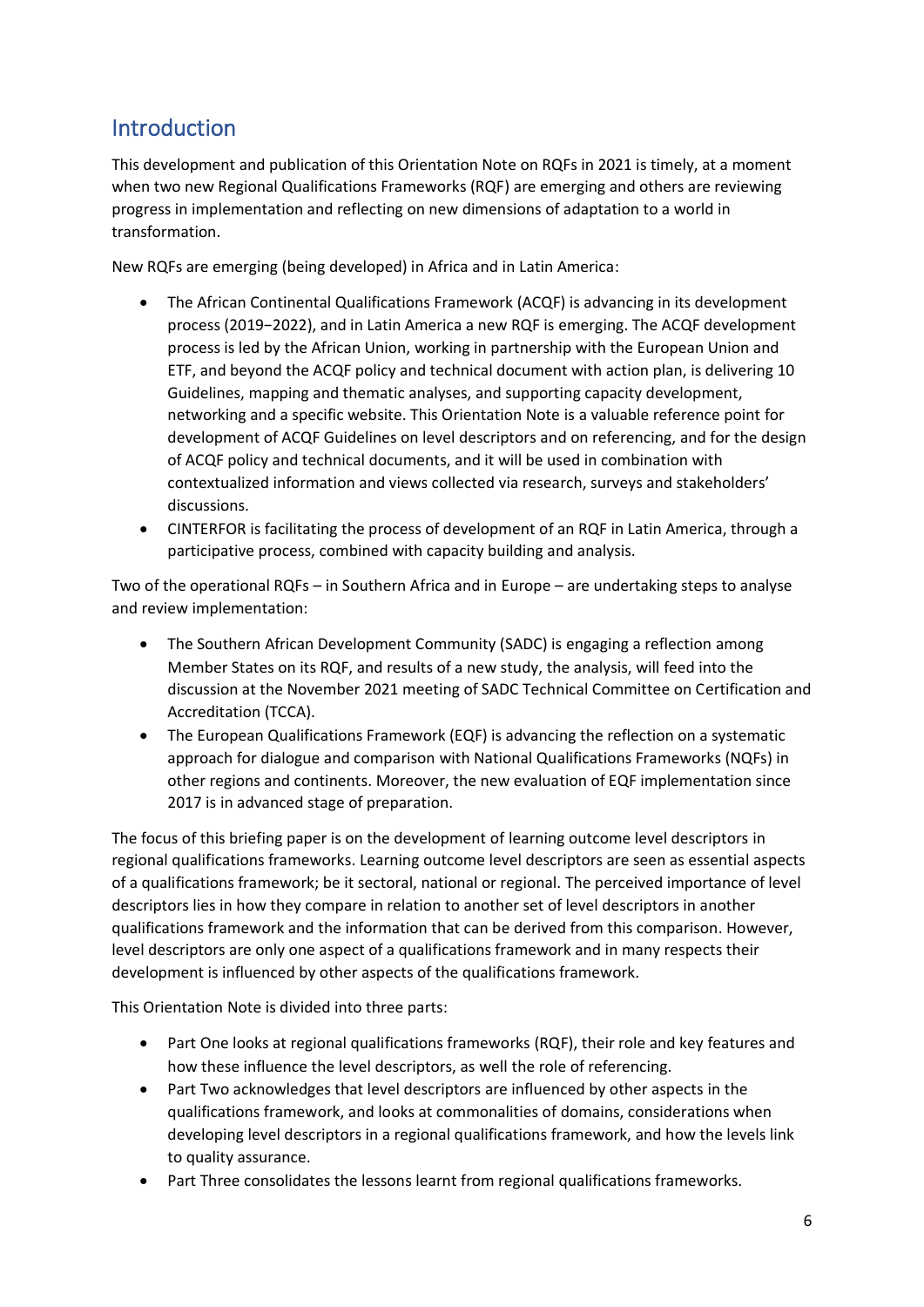## Introduction

This development and publication of this Orientation Note on RQFs in 2021 is timely, at a moment when two new Regional Qualifications Frameworks (RQF) are emerging and others are reviewing progress in implementation and reflecting on new dimensions of adaptation to a world in transformation.

New RQFs are emerging (being developed) in Africa and in Latin America:

- The African Continental Qualifications Framework (ACQF) is advancing in its development process (2019−2022), and in Latin America a new RQF is emerging. The ACQF development process is led by the African Union, working in partnership with the European Union and ETF, and beyond the ACQF policy and technical document with action plan, is delivering 10 Guidelines, mapping and thematic analyses, and supporting capacity development, networking and a specific website. This Orientation Note is a valuable reference point for development of ACQF Guidelines on level descriptors and on referencing, and for the design of ACQF policy and technical documents, and it will be used in combination with contextualized information and views collected via research, surveys and stakeholders' discussions.
- CINTERFOR is facilitating the process of development of an RQF in Latin America, through a participative process, combined with capacity building and analysis.

Two of the operational RQFs – in Southern Africa and in Europe – are undertaking steps to analyse and review implementation:

- The Southern African Development Community (SADC) is engaging a reflection among Member States on its RQF, and results of a new study, the analysis, will feed into the discussion at the November 2021 meeting of SADC Technical Committee on Certification and Accreditation (TCCA).
- The European Qualifications Framework (EQF) is advancing the reflection on a systematic approach for dialogue and comparison with National Qualifications Frameworks (NQFs) in other regions and continents. Moreover, the new evaluation of EQF implementation since 2017 is in advanced stage of preparation.

The focus of this briefing paper is on the development of learning outcome level descriptors in regional qualifications frameworks. Learning outcome level descriptors are seen as essential aspects of a qualifications framework; be it sectoral, national or regional. The perceived importance of level descriptors lies in how they compare in relation to another set of level descriptors in another qualifications framework and the information that can be derived from this comparison. However, level descriptors are only one aspect of a qualifications framework and in many respects their development is influenced by other aspects of the qualifications framework.

This Orientation Note is divided into three parts:

- Part One looks at regional qualifications frameworks (RQF), their role and key features and how these influence the level descriptors, as well the role of referencing.
- Part Two acknowledges that level descriptors are influenced by other aspects in the qualifications framework, and looks at commonalities of domains, considerations when developing level descriptors in a regional qualifications framework, and how the levels link to quality assurance.
- Part Three consolidates the lessons learnt from regional qualifications frameworks.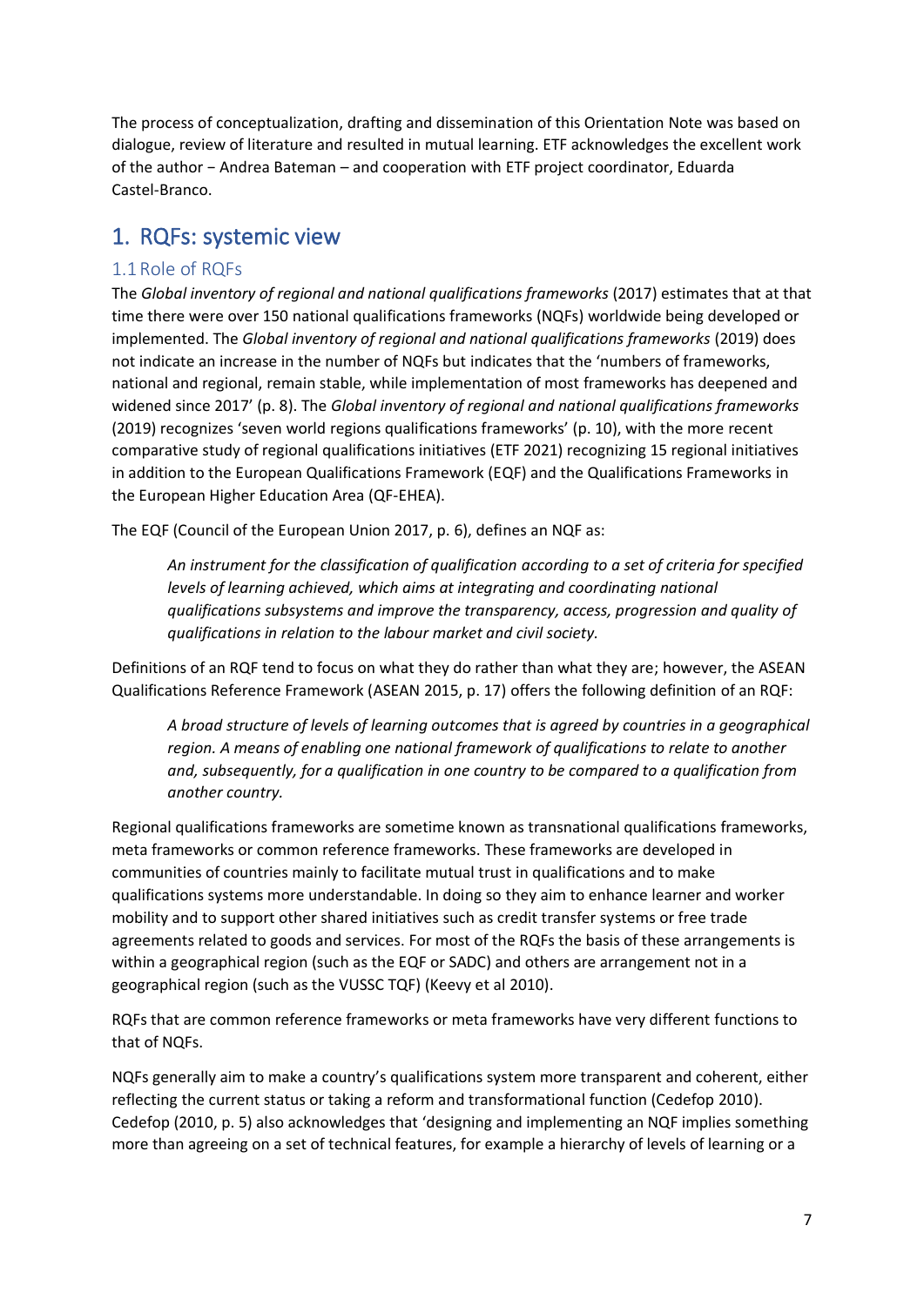The process of conceptualization, drafting and dissemination of this Orientation Note was based on dialogue, review of literature and resulted in mutual learning. ETF acknowledges the excellent work of the author − Andrea Bateman – and cooperation with ETF project coordinator, Eduarda Castel-Branco.

# 1. RQFs: systemic view

## 1.1 Role of RQFs

The *Global inventory of regional and national qualifications frameworks* (2017) estimates that at that time there were over 150 national qualifications frameworks (NQFs) worldwide being developed or implemented. The *Global inventory of regional and national qualifications frameworks* (2019) does not indicate an increase in the number of NQFs but indicates that the 'numbers of frameworks, national and regional, remain stable, while implementation of most frameworks has deepened and widened since 2017' (p. 8). The *Global inventory of regional and national qualifications frameworks* (2019) recognizes 'seven world regions qualifications frameworks' (p. 10), with the more recent comparative study of regional qualifications initiatives (ETF 2021) recognizing 15 regional initiatives in addition to the European Qualifications Framework (EQF) and the Qualifications Frameworks in the European Higher Education Area (QF-EHEA).

The EQF (Council of the European Union 2017, p. 6), defines an NQF as:

> *An instrument for the classification of qualification according to a set of criteria for specified levels of learning achieved, which aims at integrating and coordinating national qualifications subsystems and improve the transparency, access, progression and quality of qualifications in relation to the labour market and civil society.*

Definitions of an RQF tend to focus on what they do rather than what they are; however, the ASEAN Qualifications Reference Framework (ASEAN 2015, p. 17) offers the following definition of an RQF:

> *A broad structure of levels of learning outcomes that is agreed by countries in a geographical region. A means of enabling one national framework of qualifications to relate to another and, subsequently, for a qualification in one country to be compared to a qualification from another country.*

Regional qualifications frameworks are sometime known as transnational qualifications frameworks, meta frameworks or common reference frameworks. These frameworks are developed in communities of countries mainly to facilitate mutual trust in qualifications and to make qualifications systems more understandable. In doing so they aim to enhance learner and worker mobility and to support other shared initiatives such as credit transfer systems or free trade agreements related to goods and services. For most of the RQFs the basis of these arrangements is within a geographical region (such as the EQF or SADC) and others are arrangement not in a geographical region (such as the VUSSC TQF) (Keevy et al 2010).

RQFs that are common reference frameworks or meta frameworks have very different functions to that of NQFs.

NQFs generally aim to make a country's qualifications system more transparent and coherent, either reflecting the current status or taking a reform and transformational function (Cedefop 2010). Cedefop (2010, p. 5) also acknowledges that 'designing and implementing an NQF implies something more than agreeing on a set of technical features, for example a hierarchy of levels of learning or a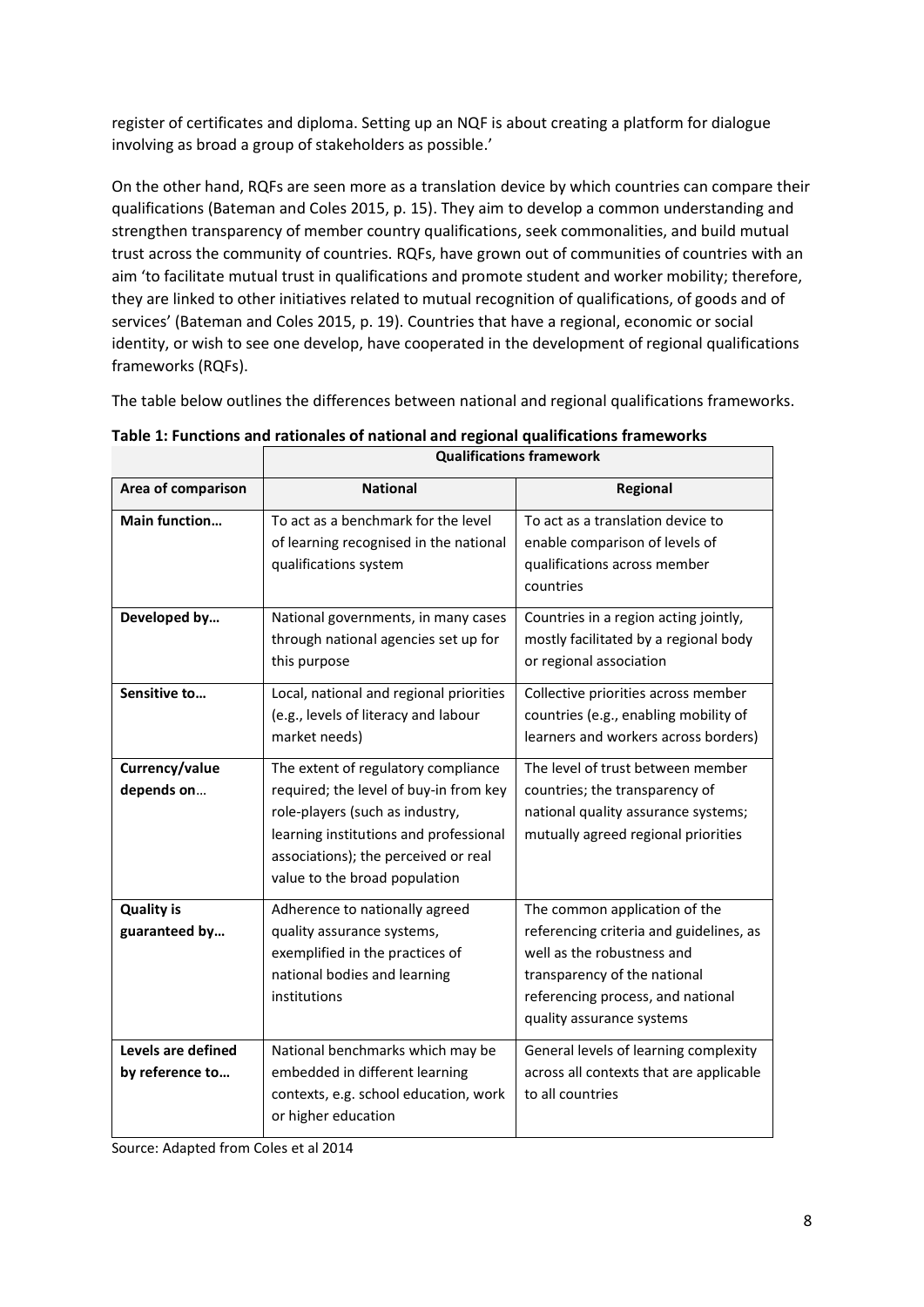register of certificates and diploma. Setting up an NQF is about creating a platform for dialogue involving as broad a group of stakeholders as possible.'

On the other hand, RQFs are seen more as a translation device by which countries can compare their qualifications (Bateman and Coles 2015, p. 15). They aim to develop a common understanding and strengthen transparency of member country qualifications, seek commonalities, and build mutual trust across the community of countries. RQFs, have grown out of communities of countries with an aim 'to facilitate mutual trust in qualifications and promote student and worker mobility; therefore, they are linked to other initiatives related to mutual recognition of qualifications, of goods and of services' (Bateman and Coles 2015, p. 19). Countries that have a regional, economic or social identity, or wish to see one develop, have cooperated in the development of regional qualifications frameworks (RQFs).

The table below outlines the differences between national and regional qualifications frameworks.

**Table 1: Functions and rationales of national and regional qualifications frameworks**

| | **Qualifications framework** | |
|---|---|---|
| **Area of comparison** | **National** | **Regional** |
| **Main function…** | To act as a benchmark for the level of learning recognised in the national qualifications system | To act as a translation device to enable comparison of levels of qualifications across member countries |
| **Developed by…** | National governments, in many cases through national agencies set up for this purpose | Countries in a region acting jointly, mostly facilitated by a regional body or regional association |
| **Sensitive to…** | Local, national and regional priorities (e.g., levels of literacy and labour market needs) | Collective priorities across member countries (e.g., enabling mobility of learners and workers across borders) |
| **Currency/value depends on…** | The extent of regulatory compliance required; the level of buy-in from key role-players (such as industry, learning institutions and professional associations); the perceived or real value to the broad population | The level of trust between member countries; the transparency of national quality assurance systems; mutually agreed regional priorities |
| **Quality is guaranteed by…** | Adherence to nationally agreed quality assurance systems, exemplified in the practices of national bodies and learning institutions | The common application of the referencing criteria and guidelines, as well as the robustness and transparency of the national referencing process, and national quality assurance systems |
| **Levels are defined by reference to…** | National benchmarks which may be embedded in different learning contexts, e.g. school education, work or higher education | General levels of learning complexity across all contexts that are applicable to all countries |

Source: Adapted from Coles et al 2014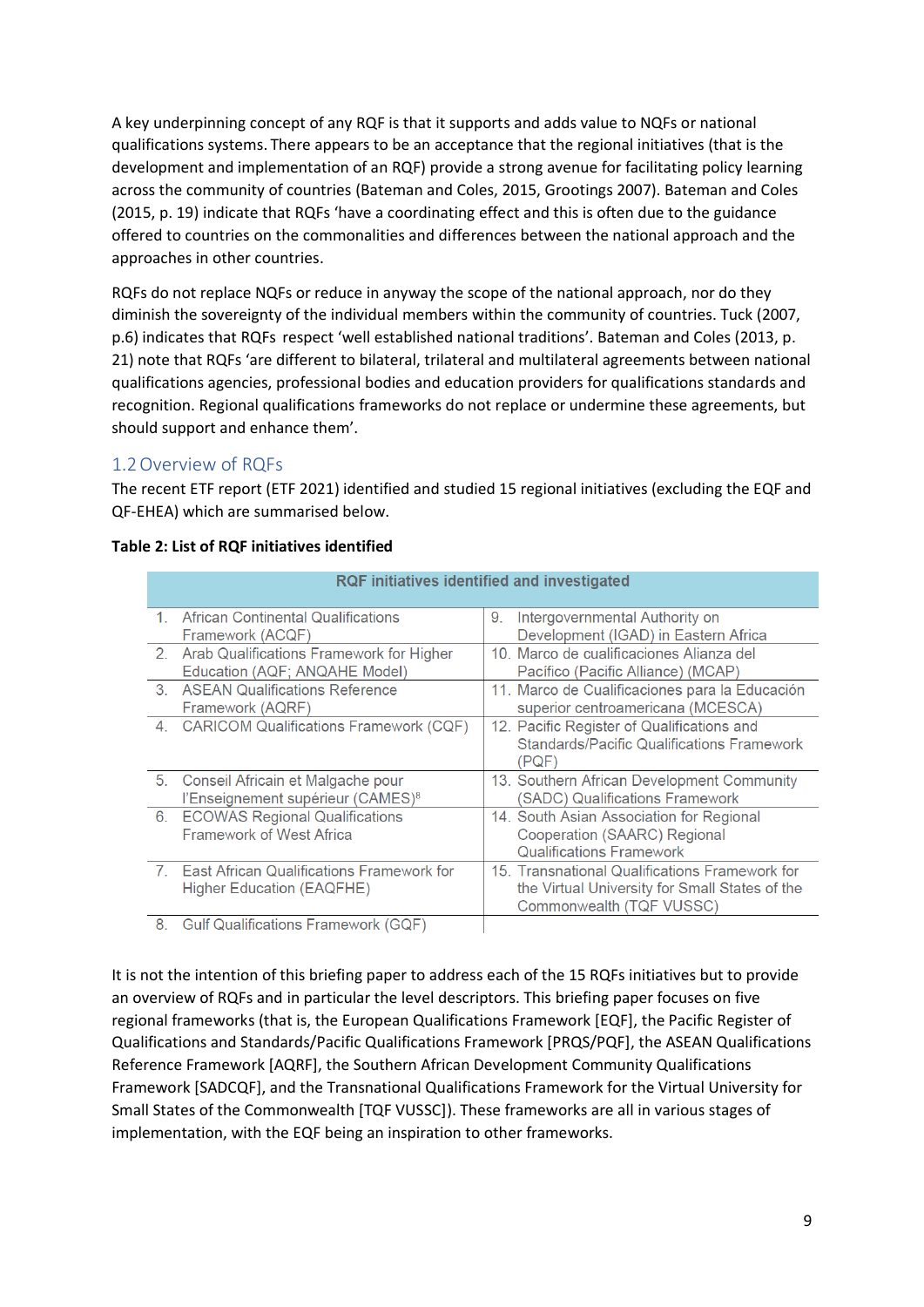A key underpinning concept of any RQF is that it supports and adds value to NQFs or national qualifications systems. There appears to be an acceptance that the regional initiatives (that is the development and implementation of an RQF) provide a strong avenue for facilitating policy learning across the community of countries (Bateman and Coles, 2015, Grootings 2007). Bateman and Coles (2015, p. 19) indicate that RQFs 'have a coordinating effect and this is often due to the guidance offered to countries on the commonalities and differences between the national approach and the approaches in other countries.

RQFs do not replace NQFs or reduce in anyway the scope of the national approach, nor do they diminish the sovereignty of the individual members within the community of countries. Tuck (2007, p.6) indicates that RQFs respect 'well established national traditions'. Bateman and Coles (2013, p. 21) note that RQFs 'are different to bilateral, trilateral and multilateral agreements between national qualifications agencies, professional bodies and education providers for qualifications standards and recognition. Regional qualifications frameworks do not replace or undermine these agreements, but should support and enhance them'.

## 1.2 Overview of RQFs

The recent ETF report (ETF 2021) identified and studied 15 regional initiatives (excluding the EQF and QF-EHEA) which are summarised below.

**Table 2: List of RQF initiatives identified**

| RQF initiatives identified and investigated | |
|---|---|
| 1. African Continental Qualifications Framework (ACQF) | 9. Intergovernmental Authority on Development (IGAD) in Eastern Africa |
| 2. Arab Qualifications Framework for Higher Education (AQF; ANQAHE Model) | 10. Marco de cualificaciones Alianza del Pacífico (Pacific Alliance) (MCAP) |
| 3. ASEAN Qualifications Reference Framework (AQRF) | 11. Marco de Cualificaciones para la Educación superior centroamericana (MCESCA) |
| 4. CARICOM Qualifications Framework (CQF) | 12. Pacific Register of Qualifications and Standards/Pacific Qualifications Framework (PQF) |
| 5. Conseil Africain et Malgache pour l'Enseignement supérieur (CAMES)[8] | 13. Southern African Development Community (SADC) Qualifications Framework |
| 6. ECOWAS Regional Qualifications Framework of West Africa | 14. South Asian Association for Regional Cooperation (SAARC) Regional Qualifications Framework |
| 7. East African Qualifications Framework for Higher Education (EAQFHE) | 15. Transnational Qualifications Framework for the Virtual University for Small States of the Commonwealth (TQF VUSSC) |
| 8. Gulf Qualifications Framework (GQF) | |

It is not the intention of this briefing paper to address each of the 15 RQFs initiatives but to provide an overview of RQFs and in particular the level descriptors. This briefing paper focuses on five regional frameworks (that is, the European Qualifications Framework [EQF], the Pacific Register of Qualifications and Standards/Pacific Qualifications Framework [PRQS/PQF], the ASEAN Qualifications Reference Framework [AQRF], the Southern African Development Community Qualifications Framework [SADCQF], and the Transnational Qualifications Framework for the Virtual University for Small States of the Commonwealth [TQF VUSSC]). These frameworks are all in various stages of implementation, with the EQF being an inspiration to other frameworks.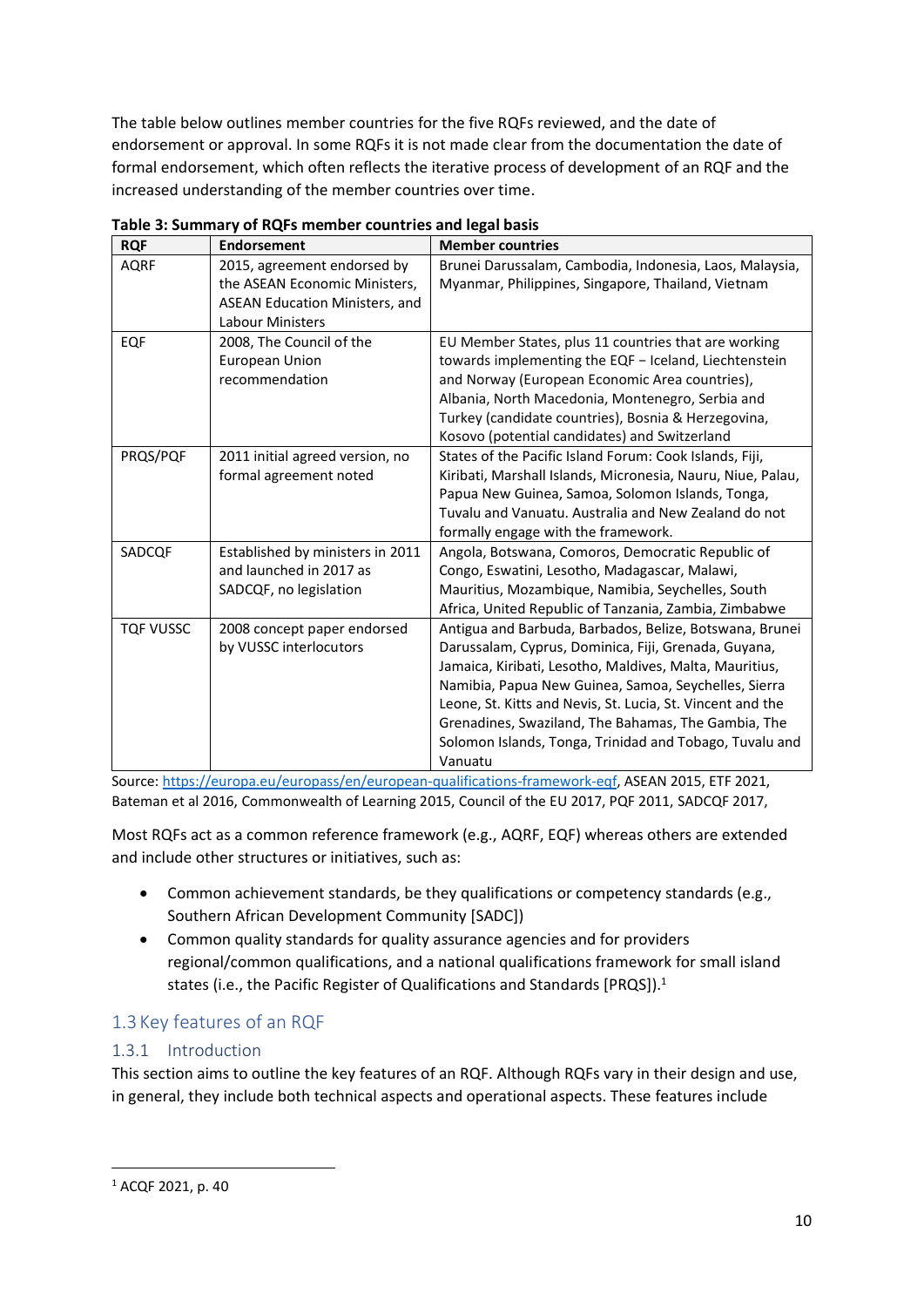The table below outlines member countries for the five RQFs reviewed, and the date of endorsement or approval. In some RQFs it is not made clear from the documentation the date of formal endorsement, which often reflects the iterative process of development of an RQF and the increased understanding of the member countries over time.

**Table 3: Summary of RQFs member countries and legal basis**

| RQF | Endorsement | Member countries |
| --- | --- | --- |
| AQRF | 2015, agreement endorsed by the ASEAN Economic Ministers, ASEAN Education Ministers, and Labour Ministers | Brunei Darussalam, Cambodia, Indonesia, Laos, Malaysia, Myanmar, Philippines, Singapore, Thailand, Vietnam |
| EQF | 2008, The Council of the European Union recommendation | EU Member States, plus 11 countries that are working towards implementing the EQF – Iceland, Liechtenstein and Norway (European Economic Area countries), Albania, North Macedonia, Montenegro, Serbia and Turkey (candidate countries), Bosnia & Herzegovina, Kosovo (potential candidates) and Switzerland |
| PRQS/PQF | 2011 initial agreed version, no formal agreement noted | States of the Pacific Island Forum: Cook Islands, Fiji, Kiribati, Marshall Islands, Micronesia, Nauru, Niue, Palau, Papua New Guinea, Samoa, Solomon Islands, Tonga, Tuvalu and Vanuatu. Australia and New Zealand do not formally engage with the framework. |
| SADCQF | Established by ministers in 2011 and launched in 2017 as SADCQF, no legislation | Angola, Botswana, Comoros, Democratic Republic of Congo, Eswatini, Lesotho, Madagascar, Malawi, Mauritius, Mozambique, Namibia, Seychelles, South Africa, United Republic of Tanzania, Zambia, Zimbabwe |
| TQF VUSSC | 2008 concept paper endorsed by VUSSC interlocutors | Antigua and Barbuda, Barbados, Belize, Botswana, Brunei Darussalam, Cyprus, Dominica, Fiji, Grenada, Guyana, Jamaica, Kiribati, Lesotho, Maldives, Malta, Mauritius, Namibia, Papua New Guinea, Samoa, Seychelles, Sierra Leone, St. Kitts and Nevis, St. Lucia, St. Vincent and the Grenadines, Swaziland, The Bahamas, The Gambia, The Solomon Islands, Tonga, Trinidad and Tobago, Tuvalu and Vanuatu |

Source: https://europa.eu/europass/en/european-qualifications-framework-eqf, ASEAN 2015, ETF 2021, Bateman et al 2016, Commonwealth of Learning 2015, Council of the EU 2017, PQF 2011, SADCQF 2017,

Most RQFs act as a common reference framework (e.g., AQRF, EQF) whereas others are extended and include other structures or initiatives, such as:

- Common achievement standards, be they qualifications or competency standards (e.g., Southern African Development Community [SADC])
- Common quality standards for quality assurance agencies and for providers regional/common qualifications, and a national qualifications framework for small island states (i.e., the Pacific Register of Qualifications and Standards [PRQS]).[1]

## 1.3 Key features of an RQF

### 1.3.1 Introduction

This section aims to outline the key features of an RQF. Although RQFs vary in their design and use, in general, they include both technical aspects and operational aspects. These features include

[1] ACQF 2021, p. 40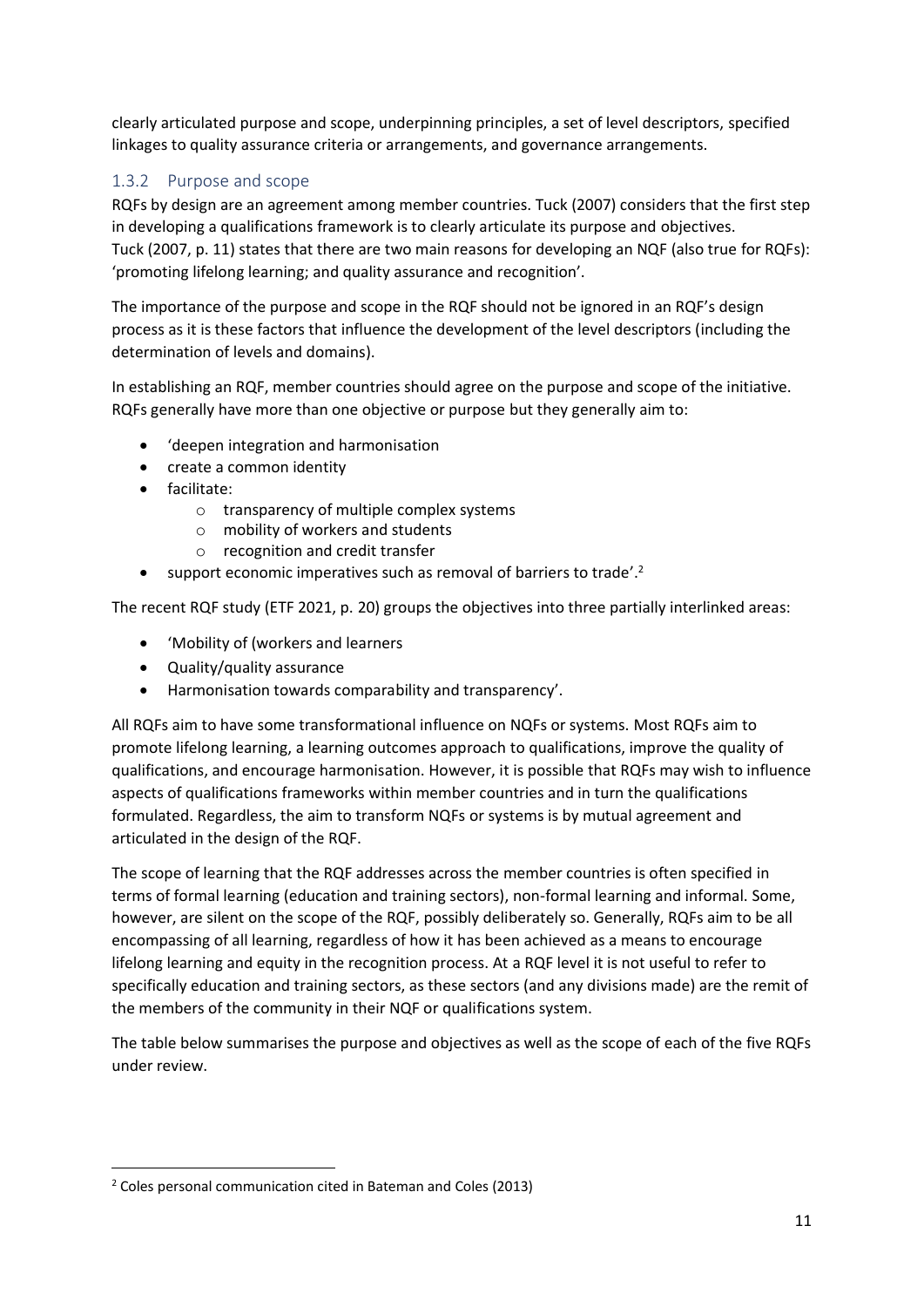clearly articulated purpose and scope, underpinning principles, a set of level descriptors, specified linkages to quality assurance criteria or arrangements, and governance arrangements.

### 1.3.2 Purpose and scope

RQFs by design are an agreement among member countries. Tuck (2007) considers that the first step in developing a qualifications framework is to clearly articulate its purpose and objectives. Tuck (2007, p. 11) states that there are two main reasons for developing an NQF (also true for RQFs): 'promoting lifelong learning; and quality assurance and recognition'.

The importance of the purpose and scope in the RQF should not be ignored in an RQF's design process as it is these factors that influence the development of the level descriptors (including the determination of levels and domains).

In establishing an RQF, member countries should agree on the purpose and scope of the initiative. RQFs generally have more than one objective or purpose but they generally aim to:

- 'deepen integration and harmonisation
- create a common identity
- facilitate:
  - transparency of multiple complex systems
  - mobility of workers and students
  - recognition and credit transfer
- support economic imperatives such as removal of barriers to trade'.[2]

The recent RQF study (ETF 2021, p. 20) groups the objectives into three partially interlinked areas:

- 'Mobility of (workers and learners
- Quality/quality assurance
- Harmonisation towards comparability and transparency'.

All RQFs aim to have some transformational influence on NQFs or systems. Most RQFs aim to promote lifelong learning, a learning outcomes approach to qualifications, improve the quality of qualifications, and encourage harmonisation. However, it is possible that RQFs may wish to influence aspects of qualifications frameworks within member countries and in turn the qualifications formulated. Regardless, the aim to transform NQFs or systems is by mutual agreement and articulated in the design of the RQF.

The scope of learning that the RQF addresses across the member countries is often specified in terms of formal learning (education and training sectors), non-formal learning and informal. Some, however, are silent on the scope of the RQF, possibly deliberately so. Generally, RQFs aim to be all encompassing of all learning, regardless of how it has been achieved as a means to encourage lifelong learning and equity in the recognition process. At a RQF level it is not useful to refer to specifically education and training sectors, as these sectors (and any divisions made) are the remit of the members of the community in their NQF or qualifications system.

The table below summarises the purpose and objectives as well as the scope of each of the five RQFs under review.

[2] Coles personal communication cited in Bateman and Coles (2013)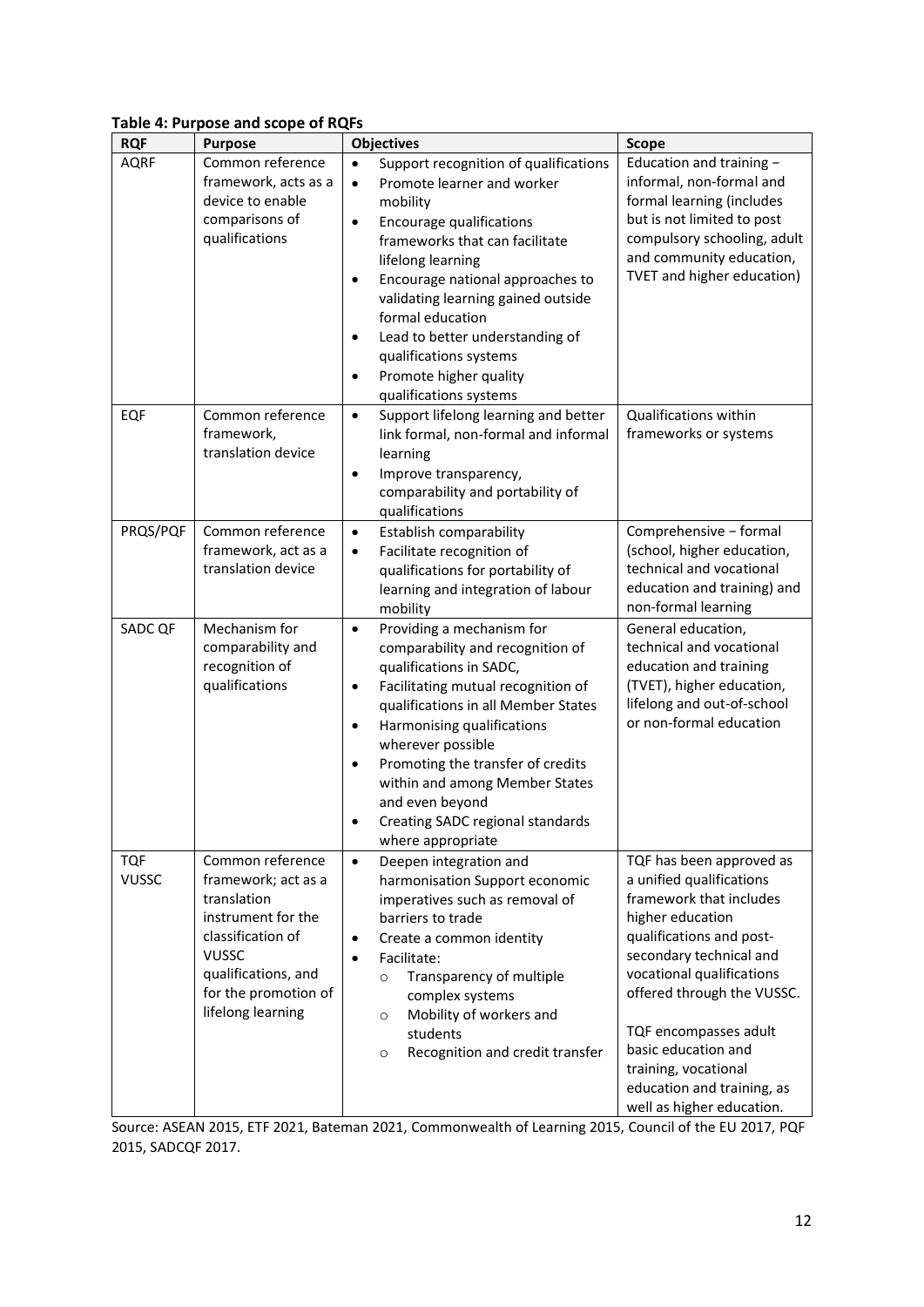**Table 4: Purpose and scope of RQFs**

| RQF | Purpose | Objectives | Scope |
|---|---|---|---|
| AQRF | Common reference framework, acts as a device to enable comparisons of qualifications | • Support recognition of qualifications<br>• Promote learner and worker mobility<br>• Encourage qualifications frameworks that can facilitate lifelong learning<br>• Encourage national approaches to validating learning gained outside formal education<br>• Lead to better understanding of qualifications systems<br>• Promote higher quality qualifications systems | Education and training – informal, non-formal and formal learning (includes but is not limited to post compulsory schooling, adult and community education, TVET and higher education) |
| EQF | Common reference framework, translation device | • Support lifelong learning and better link formal, non-formal and informal learning<br>• Improve transparency, comparability and portability of qualifications | Qualifications within frameworks or systems |
| PRQS/PQF | Common reference framework, act as a translation device | • Establish comparability<br>• Facilitate recognition of qualifications for portability of learning and integration of labour mobility | Comprehensive – formal (school, higher education, technical and vocational education and training) and non-formal learning |
| SADC QF | Mechanism for comparability and recognition of qualifications | • Providing a mechanism for comparability and recognition of qualifications in SADC,<br>• Facilitating mutual recognition of qualifications in all Member States<br>• Harmonising qualifications wherever possible<br>• Promoting the transfer of credits within and among Member States and even beyond<br>• Creating SADC regional standards where appropriate | General education, technical and vocational education and training (TVET), higher education, lifelong and out-of-school or non-formal education |
| TQF VUSSC | Common reference framework; act as a translation instrument for the classification of VUSSC qualifications, and for the promotion of lifelong learning | • Deepen integration and harmonisation Support economic imperatives such as removal of barriers to trade<br>• Create a common identity<br>• Facilitate:<br>&nbsp;&nbsp;○ Transparency of multiple complex systems<br>&nbsp;&nbsp;○ Mobility of workers and students<br>&nbsp;&nbsp;○ Recognition and credit transfer | TQF has been approved as a unified qualifications framework that includes higher education qualifications and post-secondary technical and vocational qualifications offered through the VUSSC.<br><br>TQF encompasses adult basic education and training, vocational education and training, as well as higher education. |

Source: ASEAN 2015, ETF 2021, Bateman 2021, Commonwealth of Learning 2015, Council of the EU 2017, PQF 2015, SADCQF 2017.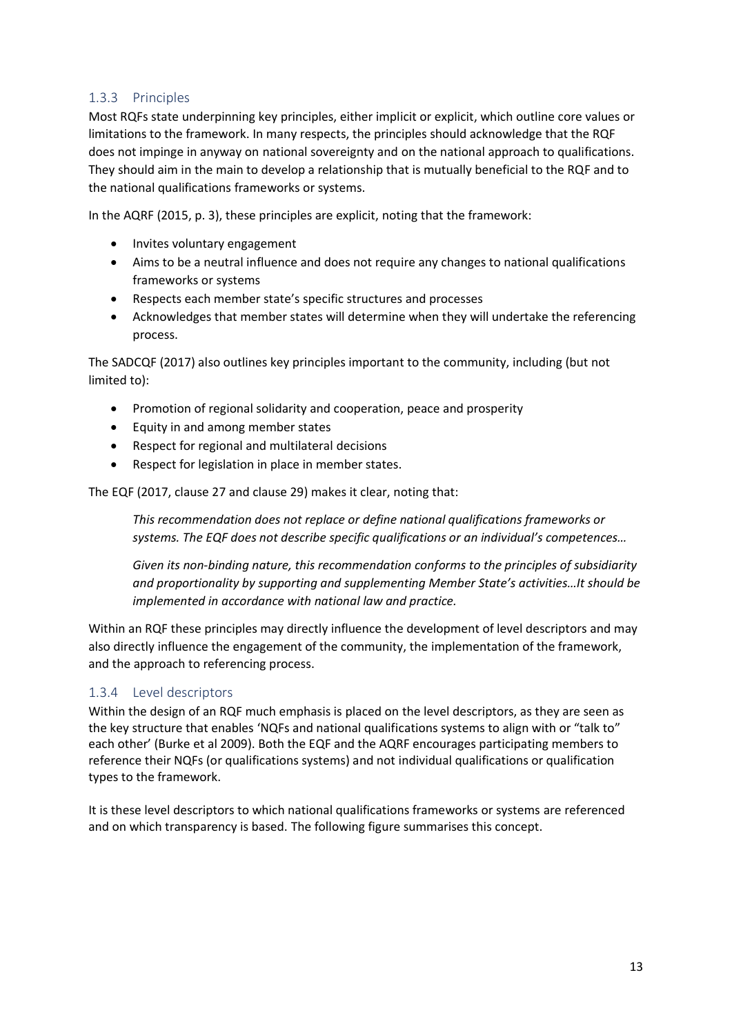### 1.3.3 Principles

Most RQFs state underpinning key principles, either implicit or explicit, which outline core values or limitations to the framework. In many respects, the principles should acknowledge that the RQF does not impinge in anyway on national sovereignty and on the national approach to qualifications. They should aim in the main to develop a relationship that is mutually beneficial to the RQF and to the national qualifications frameworks or systems.

In the AQRF (2015, p. 3), these principles are explicit, noting that the framework:

- Invites voluntary engagement
- Aims to be a neutral influence and does not require any changes to national qualifications frameworks or systems
- Respects each member state's specific structures and processes
- Acknowledges that member states will determine when they will undertake the referencing process.

The SADCQF (2017) also outlines key principles important to the community, including (but not limited to):

- Promotion of regional solidarity and cooperation, peace and prosperity
- Equity in and among member states
- Respect for regional and multilateral decisions
- Respect for legislation in place in member states.

The EQF (2017, clause 27 and clause 29) makes it clear, noting that:

> *This recommendation does not replace or define national qualifications frameworks or systems. The EQF does not describe specific qualifications or an individual's competences…*
>
> *Given its non-binding nature, this recommendation conforms to the principles of subsidiarity and proportionality by supporting and supplementing Member State's activities…It should be implemented in accordance with national law and practice.*

Within an RQF these principles may directly influence the development of level descriptors and may also directly influence the engagement of the community, the implementation of the framework, and the approach to referencing process.

### 1.3.4 Level descriptors

Within the design of an RQF much emphasis is placed on the level descriptors, as they are seen as the key structure that enables 'NQFs and national qualifications systems to align with or "talk to" each other' (Burke et al 2009). Both the EQF and the AQRF encourages participating members to reference their NQFs (or qualifications systems) and not individual qualifications or qualification types to the framework.

It is these level descriptors to which national qualifications frameworks or systems are referenced and on which transparency is based. The following figure summarises this concept.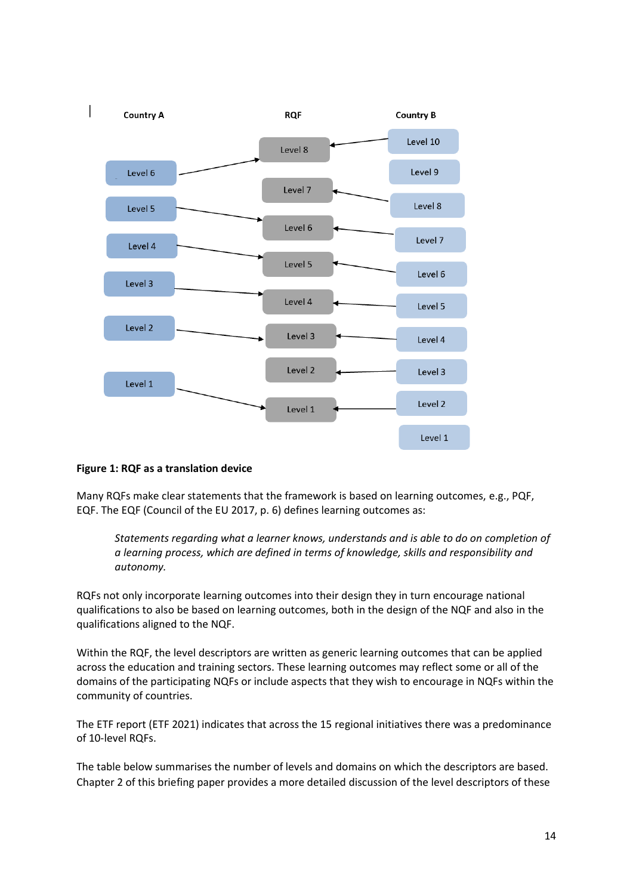| Country A | RQF | Country B |
|---|---|---|
| | Level 8 | Level 10 |
| Level 6 | | Level 9 |
| | Level 7 | Level 8 |
| Level 5 | Level 6 | Level 7 |
| Level 4 | Level 5 | Level 6 |
| Level 3 | Level 4 | Level 5 |
| Level 2 | Level 3 | Level 4 |
| | Level 2 | Level 3 |
| Level 1 | Level 1 | Level 2 |
| | | Level 1 |

**Figure 1: RQF as a translation device**

Many RQFs make clear statements that the framework is based on learning outcomes, e.g., PQF, EQF. The EQF (Council of the EU 2017, p. 6) defines learning outcomes as:

> *Statements regarding what a learner knows, understands and is able to do on completion of a learning process, which are defined in terms of knowledge, skills and responsibility and autonomy.*

RQFs not only incorporate learning outcomes into their design they in turn encourage national qualifications to also be based on learning outcomes, both in the design of the NQF and also in the qualifications aligned to the NQF.

Within the RQF, the level descriptors are written as generic learning outcomes that can be applied across the education and training sectors. These learning outcomes may reflect some or all of the domains of the participating NQFs or include aspects that they wish to encourage in NQFs within the community of countries.

The ETF report (ETF 2021) indicates that across the 15 regional initiatives there was a predominance of 10-level RQFs.

The table below summarises the number of levels and domains on which the descriptors are based. Chapter 2 of this briefing paper provides a more detailed discussion of the level descriptors of these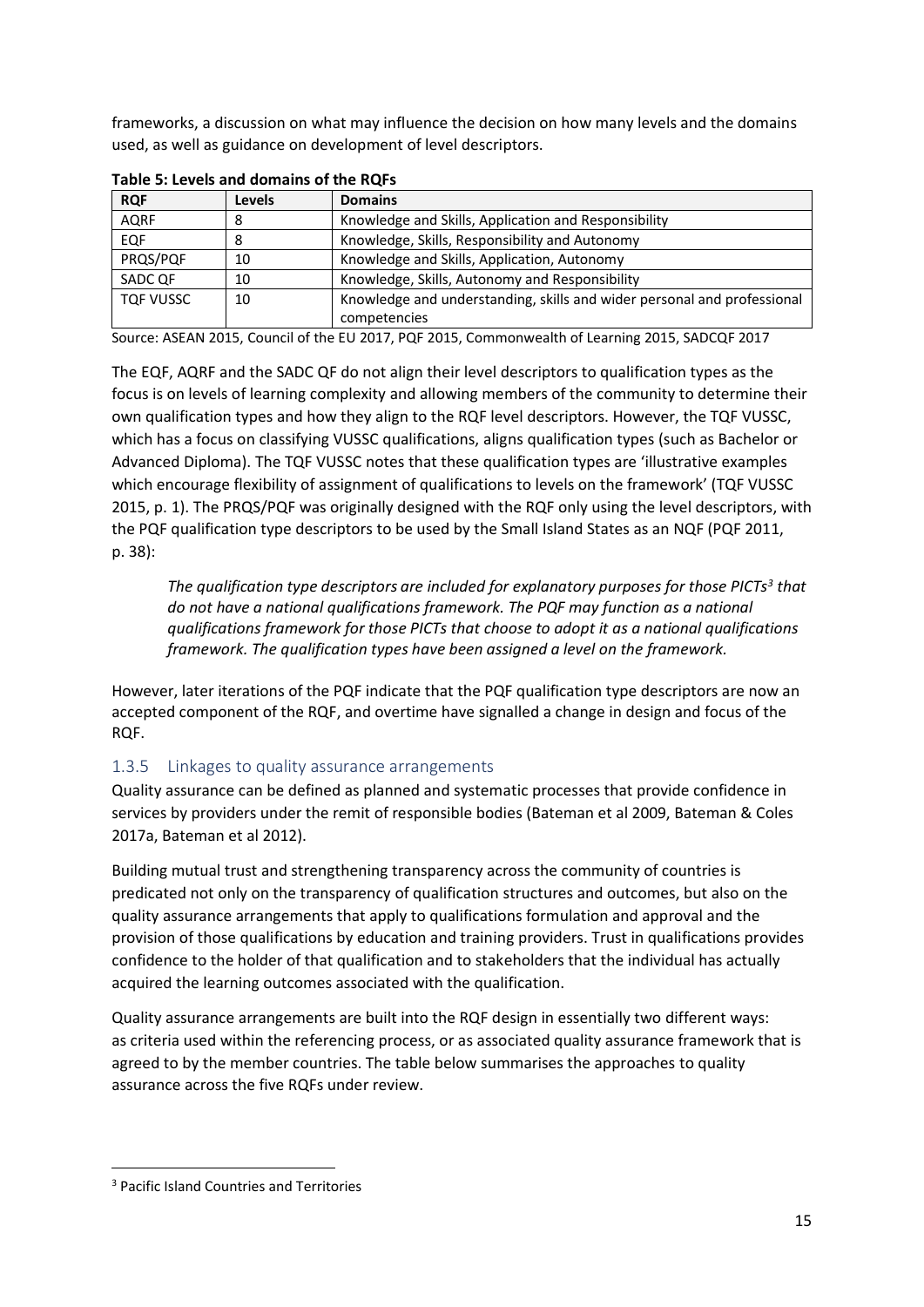frameworks, a discussion on what may influence the decision on how many levels and the domains used, as well as guidance on development of level descriptors.

**Table 5: Levels and domains of the RQFs**

| RQF | Levels | Domains |
|---|---|---|
| AQRF | 8 | Knowledge and Skills, Application and Responsibility |
| EQF | 8 | Knowledge, Skills, Responsibility and Autonomy |
| PRQS/PQF | 10 | Knowledge and Skills, Application, Autonomy |
| SADC QF | 10 | Knowledge, Skills, Autonomy and Responsibility |
| TQF VUSSC | 10 | Knowledge and understanding, skills and wider personal and professional competencies |

Source: ASEAN 2015, Council of the EU 2017, PQF 2015, Commonwealth of Learning 2015, SADCQF 2017

The EQF, AQRF and the SADC QF do not align their level descriptors to qualification types as the focus is on levels of learning complexity and allowing members of the community to determine their own qualification types and how they align to the RQF level descriptors. However, the TQF VUSSC, which has a focus on classifying VUSSC qualifications, aligns qualification types (such as Bachelor or Advanced Diploma). The TQF VUSSC notes that these qualification types are 'illustrative examples which encourage flexibility of assignment of qualifications to levels on the framework' (TQF VUSSC 2015, p. 1). The PRQS/PQF was originally designed with the RQF only using the level descriptors, with the PQF qualification type descriptors to be used by the Small Island States as an NQF (PQF 2011, p. 38):

> *The qualification type descriptors are included for explanatory purposes for those PICTs[3] that do not have a national qualifications framework. The PQF may function as a national qualifications framework for those PICTs that choose to adopt it as a national qualifications framework. The qualification types have been assigned a level on the framework.*

However, later iterations of the PQF indicate that the PQF qualification type descriptors are now an accepted component of the RQF, and overtime have signalled a change in design and focus of the RQF.

### 1.3.5 Linkages to quality assurance arrangements

Quality assurance can be defined as planned and systematic processes that provide confidence in services by providers under the remit of responsible bodies (Bateman et al 2009, Bateman & Coles 2017a, Bateman et al 2012).

Building mutual trust and strengthening transparency across the community of countries is predicated not only on the transparency of qualification structures and outcomes, but also on the quality assurance arrangements that apply to qualifications formulation and approval and the provision of those qualifications by education and training providers. Trust in qualifications provides confidence to the holder of that qualification and to stakeholders that the individual has actually acquired the learning outcomes associated with the qualification.

Quality assurance arrangements are built into the RQF design in essentially two different ways: as criteria used within the referencing process, or as associated quality assurance framework that is agreed to by the member countries. The table below summarises the approaches to quality assurance across the five RQFs under review.

[3] Pacific Island Countries and Territories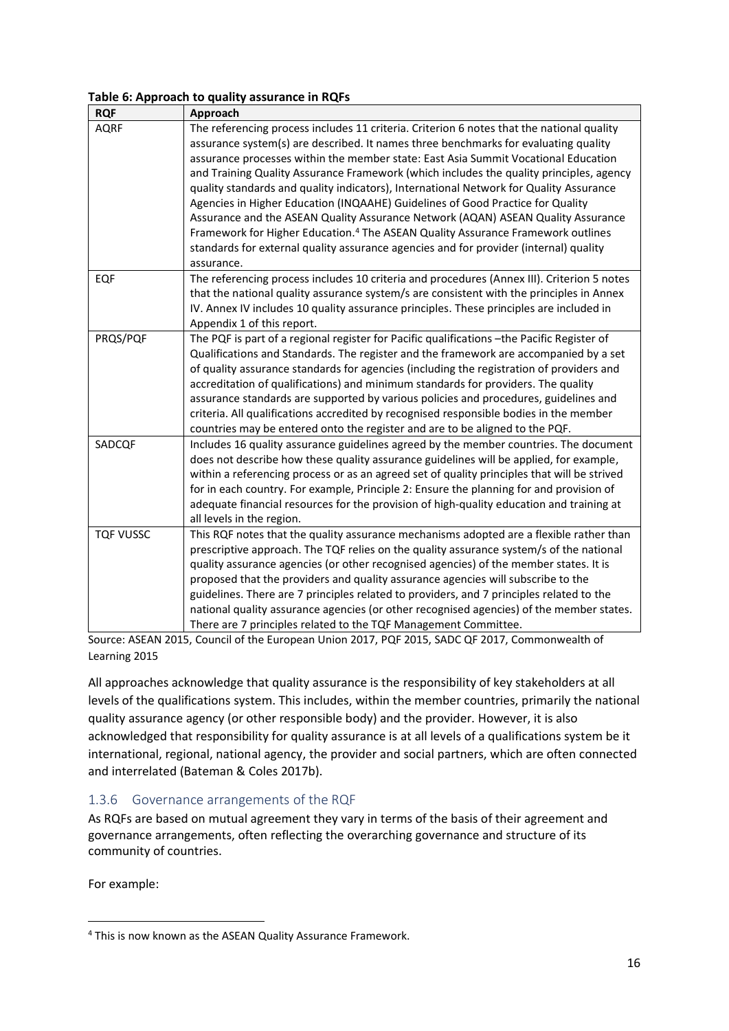**Table 6: Approach to quality assurance in RQFs**

| RQF | Approach |
|---|---|
| AQRF | The referencing process includes 11 criteria. Criterion 6 notes that the national quality assurance system(s) are described. It names three benchmarks for evaluating quality assurance processes within the member state: East Asia Summit Vocational Education and Training Quality Assurance Framework (which includes the quality principles, agency quality standards and quality indicators), International Network for Quality Assurance Agencies in Higher Education (INQAAHE) Guidelines of Good Practice for Quality Assurance and the ASEAN Quality Assurance Network (AQAN) ASEAN Quality Assurance Framework for Higher Education.[4] The ASEAN Quality Assurance Framework outlines standards for external quality assurance agencies and for provider (internal) quality assurance. |
| EQF | The referencing process includes 10 criteria and procedures (Annex III). Criterion 5 notes that the national quality assurance system/s are consistent with the principles in Annex IV. Annex IV includes 10 quality assurance principles. These principles are included in Appendix 1 of this report. |
| PRQS/PQF | The PQF is part of a regional register for Pacific qualifications –the Pacific Register of Qualifications and Standards. The register and the framework are accompanied by a set of quality assurance standards for agencies (including the registration of providers and accreditation of qualifications) and minimum standards for providers. The quality assurance standards are supported by various policies and procedures, guidelines and criteria. All qualifications accredited by recognised responsible bodies in the member countries may be entered onto the register and are to be aligned to the PQF. |
| SADCQF | Includes 16 quality assurance guidelines agreed by the member countries. The document does not describe how these quality assurance guidelines will be applied, for example, within a referencing process or as an agreed set of quality principles that will be strived for in each country. For example, Principle 2: Ensure the planning for and provision of adequate financial resources for the provision of high-quality education and training at all levels in the region. |
| TQF VUSSC | This RQF notes that the quality assurance mechanisms adopted are a flexible rather than prescriptive approach. The TQF relies on the quality assurance system/s of the national quality assurance agencies (or other recognised agencies) of the member states. It is proposed that the providers and quality assurance agencies will subscribe to the guidelines. There are 7 principles related to providers, and 7 principles related to the national quality assurance agencies (or other recognised agencies) of the member states. There are 7 principles related to the TQF Management Committee. |

Source: ASEAN 2015, Council of the European Union 2017, PQF 2015, SADC QF 2017, Commonwealth of Learning 2015

All approaches acknowledge that quality assurance is the responsibility of key stakeholders at all levels of the qualifications system. This includes, within the member countries, primarily the national quality assurance agency (or other responsible body) and the provider. However, it is also acknowledged that responsibility for quality assurance is at all levels of a qualifications system be it international, regional, national agency, the provider and social partners, which are often connected and interrelated (Bateman & Coles 2017b).

### 1.3.6 Governance arrangements of the RQF

As RQFs are based on mutual agreement they vary in terms of the basis of their agreement and governance arrangements, often reflecting the overarching governance and structure of its community of countries.

For example:

[4] This is now known as the ASEAN Quality Assurance Framework.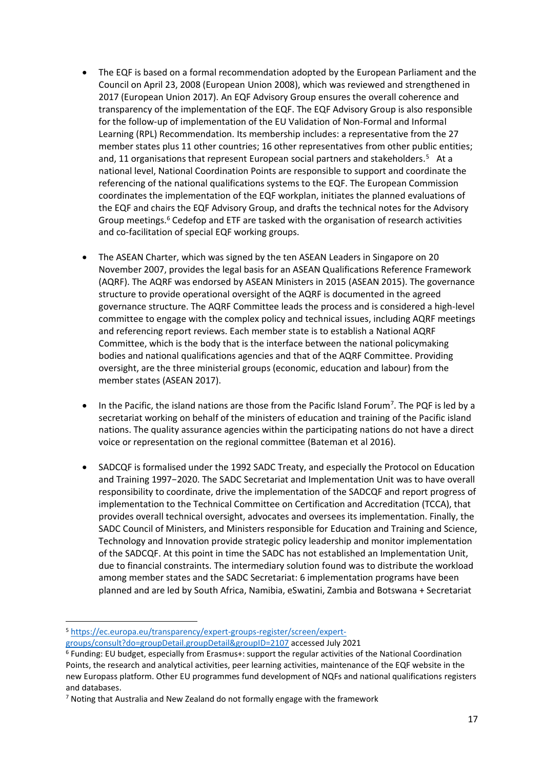- The EQF is based on a formal recommendation adopted by the European Parliament and the Council on April 23, 2008 (European Union 2008), which was reviewed and strengthened in 2017 (European Union 2017). An EQF Advisory Group ensures the overall coherence and transparency of the implementation of the EQF. The EQF Advisory Group is also responsible for the follow-up of implementation of the EU Validation of Non-Formal and Informal Learning (RPL) Recommendation. Its membership includes: a representative from the 27 member states plus 11 other countries; 16 other representatives from other public entities; and, 11 organisations that represent European social partners and stakeholders.[5] At a national level, National Coordination Points are responsible to support and coordinate the referencing of the national qualifications systems to the EQF. The European Commission coordinates the implementation of the EQF workplan, initiates the planned evaluations of the EQF and chairs the EQF Advisory Group, and drafts the technical notes for the Advisory Group meetings.[6] Cedefop and ETF are tasked with the organisation of research activities and co-facilitation of special EQF working groups.

- The ASEAN Charter, which was signed by the ten ASEAN Leaders in Singapore on 20 November 2007, provides the legal basis for an ASEAN Qualifications Reference Framework (AQRF). The AQRF was endorsed by ASEAN Ministers in 2015 (ASEAN 2015). The governance structure to provide operational oversight of the AQRF is documented in the agreed governance structure. The AQRF Committee leads the process and is considered a high-level committee to engage with the complex policy and technical issues, including AQRF meetings and referencing report reviews. Each member state is to establish a National AQRF Committee, which is the body that is the interface between the national policymaking bodies and national qualifications agencies and that of the AQRF Committee. Providing oversight, are the three ministerial groups (economic, education and labour) from the member states (ASEAN 2017).

- In the Pacific, the island nations are those from the Pacific Island Forum[7]. The PQF is led by a secretariat working on behalf of the ministers of education and training of the Pacific island nations. The quality assurance agencies within the participating nations do not have a direct voice or representation on the regional committee (Bateman et al 2016).

- SADCQF is formalised under the 1992 SADC Treaty, and especially the Protocol on Education and Training 1997−2020. The SADC Secretariat and Implementation Unit was to have overall responsibility to coordinate, drive the implementation of the SADCQF and report progress of implementation to the Technical Committee on Certification and Accreditation (TCCA), that provides overall technical oversight, advocates and oversees its implementation. Finally, the SADC Council of Ministers, and Ministers responsible for Education and Training and Science, Technology and Innovation provide strategic policy leadership and monitor implementation of the SADCQF. At this point in time the SADC has not established an Implementation Unit, due to financial constraints. The intermediary solution found was to distribute the workload among member states and the SADC Secretariat: 6 implementation programs have been planned and are led by South Africa, Namibia, eSwatini, Zambia and Botswana + Secretariat

---

[5] https://ec.europa.eu/transparency/expert-groups-register/screen/expert-groups/consult?do=groupDetail.groupDetail&groupID=2107 accessed July 2021

[6] Funding: EU budget, especially from Erasmus+: support the regular activities of the National Coordination Points, the research and analytical activities, peer learning activities, maintenance of the EQF website in the new Europass platform. Other EU programmes fund development of NQFs and national qualifications registers and databases.

[7] Noting that Australia and New Zealand do not formally engage with the framework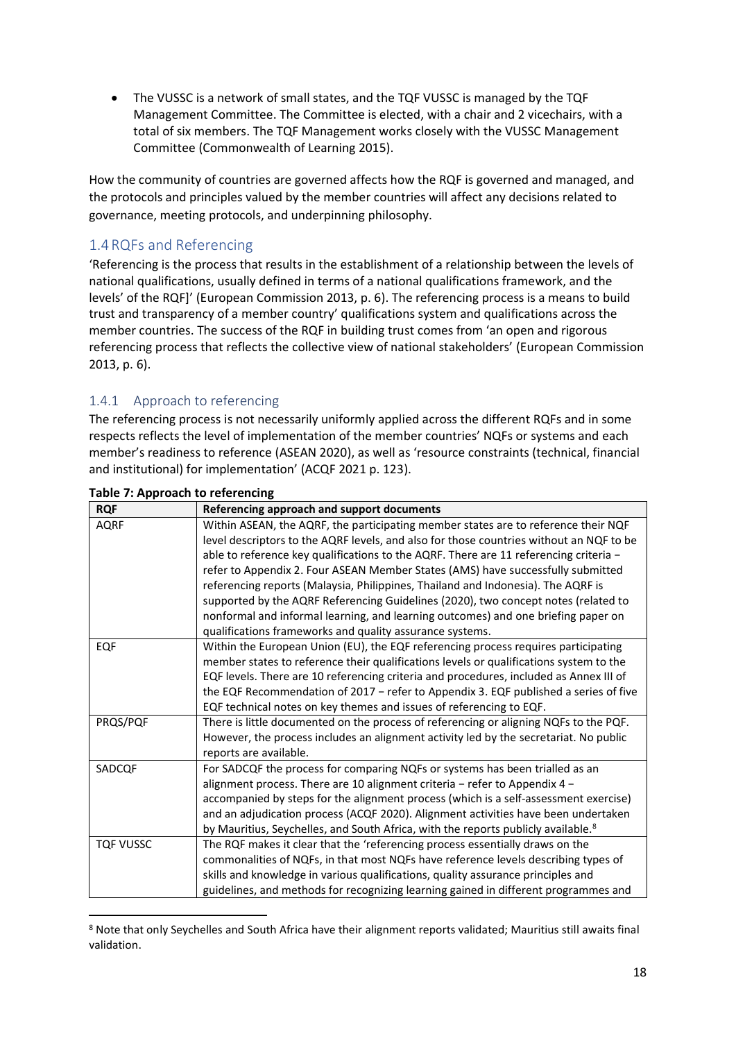- The VUSSC is a network of small states, and the TQF VUSSC is managed by the TQF Management Committee. The Committee is elected, with a chair and 2 vicechairs, with a total of six members. The TQF Management works closely with the VUSSC Management Committee (Commonwealth of Learning 2015).

How the community of countries are governed affects how the RQF is governed and managed, and the protocols and principles valued by the member countries will affect any decisions related to governance, meeting protocols, and underpinning philosophy.

## 1.4 RQFs and Referencing

'Referencing is the process that results in the establishment of a relationship between the levels of national qualifications, usually defined in terms of a national qualifications framework, and the levels' of the RQF]' (European Commission 2013, p. 6). The referencing process is a means to build trust and transparency of a member country' qualifications system and qualifications across the member countries. The success of the RQF in building trust comes from 'an open and rigorous referencing process that reflects the collective view of national stakeholders' (European Commission 2013, p. 6).

### 1.4.1 Approach to referencing

The referencing process is not necessarily uniformly applied across the different RQFs and in some respects reflects the level of implementation of the member countries' NQFs or systems and each member's readiness to reference (ASEAN 2020), as well as 'resource constraints (technical, financial and institutional) for implementation' (ACQF 2021 p. 123).

**Table 7: Approach to referencing**

| RQF | Referencing approach and support documents |
|---|---|
| AQRF | Within ASEAN, the AQRF, the participating member states are to reference their NQF level descriptors to the AQRF levels, and also for those countries without an NQF to be able to reference key qualifications to the AQRF. There are 11 referencing criteria – refer to Appendix 2. Four ASEAN Member States (AMS) have successfully submitted referencing reports (Malaysia, Philippines, Thailand and Indonesia). The AQRF is supported by the AQRF Referencing Guidelines (2020), two concept notes (related to nonformal and informal learning, and learning outcomes) and one briefing paper on qualifications frameworks and quality assurance systems. |
| EQF | Within the European Union (EU), the EQF referencing process requires participating member states to reference their qualifications levels or qualifications system to the EQF levels. There are 10 referencing criteria and procedures, included as Annex III of the EQF Recommendation of 2017 – refer to Appendix 3. EQF published a series of five EQF technical notes on key themes and issues of referencing to EQF. |
| PRQS/PQF | There is little documented on the process of referencing or aligning NQFs to the PQF. However, the process includes an alignment activity led by the secretariat. No public reports are available. |
| SADCQF | For SADCQF the process for comparing NQFs or systems has been trialled as an alignment process. There are 10 alignment criteria – refer to Appendix 4 – accompanied by steps for the alignment process (which is a self-assessment exercise) and an adjudication process (ACQF 2020). Alignment activities have been undertaken by Mauritius, Seychelles, and South Africa, with the reports publicly available.[8] |
| TQF VUSSC | The RQF makes it clear that the 'referencing process essentially draws on the commonalities of NQFs, in that most NQFs have reference levels describing types of skills and knowledge in various qualifications, quality assurance principles and guidelines, and methods for recognizing learning gained in different programmes and |

[8] Note that only Seychelles and South Africa have their alignment reports validated; Mauritius still awaits final validation.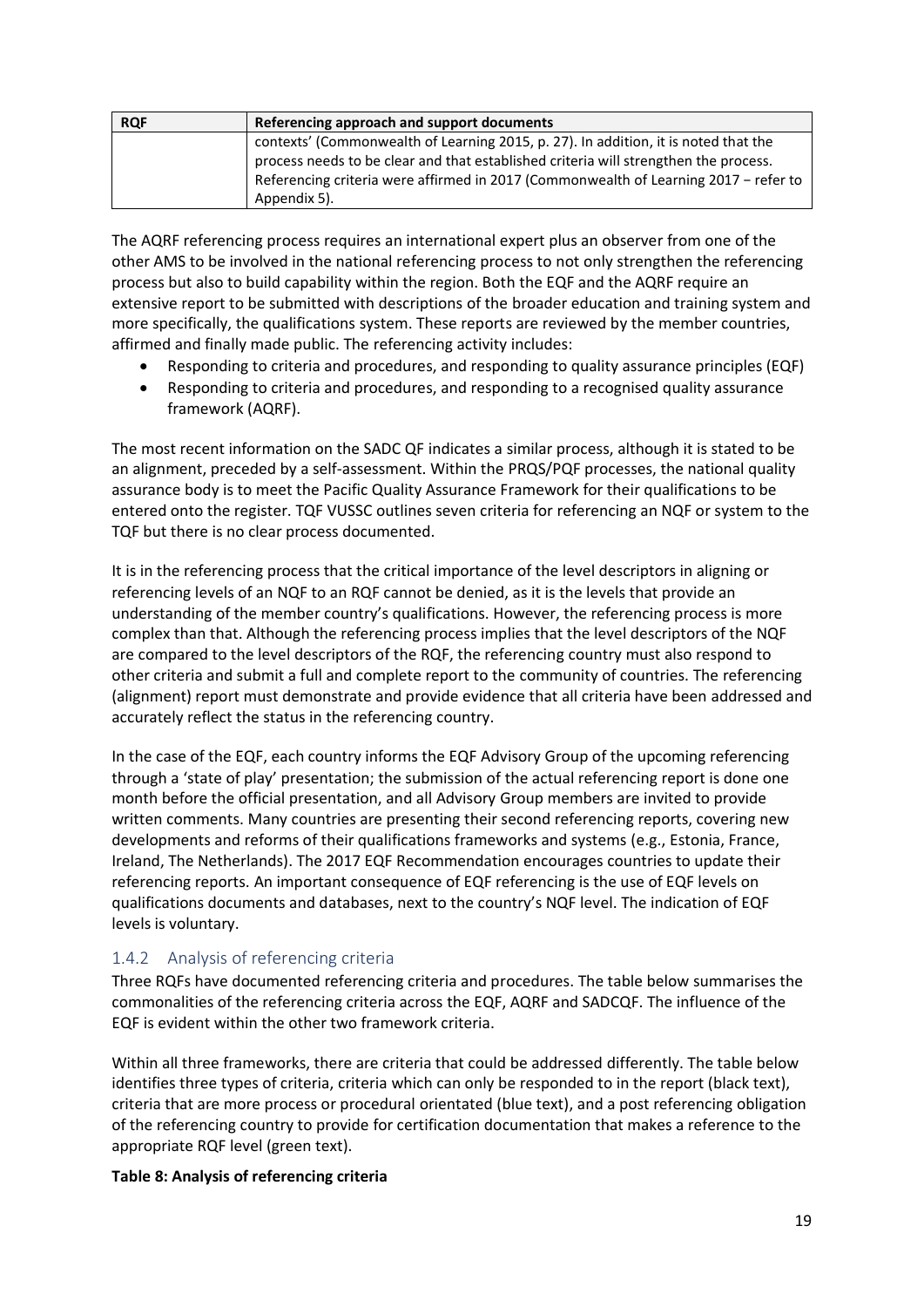| RQF | Referencing approach and support documents |
| --- | --- |
| | contexts' (Commonwealth of Learning 2015, p. 27). In addition, it is noted that the process needs to be clear and that established criteria will strengthen the process. Referencing criteria were affirmed in 2017 (Commonwealth of Learning 2017 − refer to Appendix 5). |

The AQRF referencing process requires an international expert plus an observer from one of the other AMS to be involved in the national referencing process to not only strengthen the referencing process but also to build capability within the region. Both the EQF and the AQRF require an extensive report to be submitted with descriptions of the broader education and training system and more specifically, the qualifications system. These reports are reviewed by the member countries, affirmed and finally made public. The referencing activity includes:

- Responding to criteria and procedures, and responding to quality assurance principles (EQF)
- Responding to criteria and procedures, and responding to a recognised quality assurance framework (AQRF).

The most recent information on the SADC QF indicates a similar process, although it is stated to be an alignment, preceded by a self-assessment. Within the PRQS/PQF processes, the national quality assurance body is to meet the Pacific Quality Assurance Framework for their qualifications to be entered onto the register. TQF VUSSC outlines seven criteria for referencing an NQF or system to the TQF but there is no clear process documented.

It is in the referencing process that the critical importance of the level descriptors in aligning or referencing levels of an NQF to an RQF cannot be denied, as it is the levels that provide an understanding of the member country's qualifications. However, the referencing process is more complex than that. Although the referencing process implies that the level descriptors of the NQF are compared to the level descriptors of the RQF, the referencing country must also respond to other criteria and submit a full and complete report to the community of countries. The referencing (alignment) report must demonstrate and provide evidence that all criteria have been addressed and accurately reflect the status in the referencing country.

In the case of the EQF, each country informs the EQF Advisory Group of the upcoming referencing through a 'state of play' presentation; the submission of the actual referencing report is done one month before the official presentation, and all Advisory Group members are invited to provide written comments. Many countries are presenting their second referencing reports, covering new developments and reforms of their qualifications frameworks and systems (e.g., Estonia, France, Ireland, The Netherlands). The 2017 EQF Recommendation encourages countries to update their referencing reports. An important consequence of EQF referencing is the use of EQF levels on qualifications documents and databases, next to the country's NQF level. The indication of EQF levels is voluntary.

### 1.4.2 Analysis of referencing criteria

Three RQFs have documented referencing criteria and procedures. The table below summarises the commonalities of the referencing criteria across the EQF, AQRF and SADCQF. The influence of the EQF is evident within the other two framework criteria.

Within all three frameworks, there are criteria that could be addressed differently. The table below identifies three types of criteria, criteria which can only be responded to in the report (black text), criteria that are more process or procedural orientated (blue text), and a post referencing obligation of the referencing country to provide for certification documentation that makes a reference to the appropriate RQF level (green text).

**Table 8: Analysis of referencing criteria**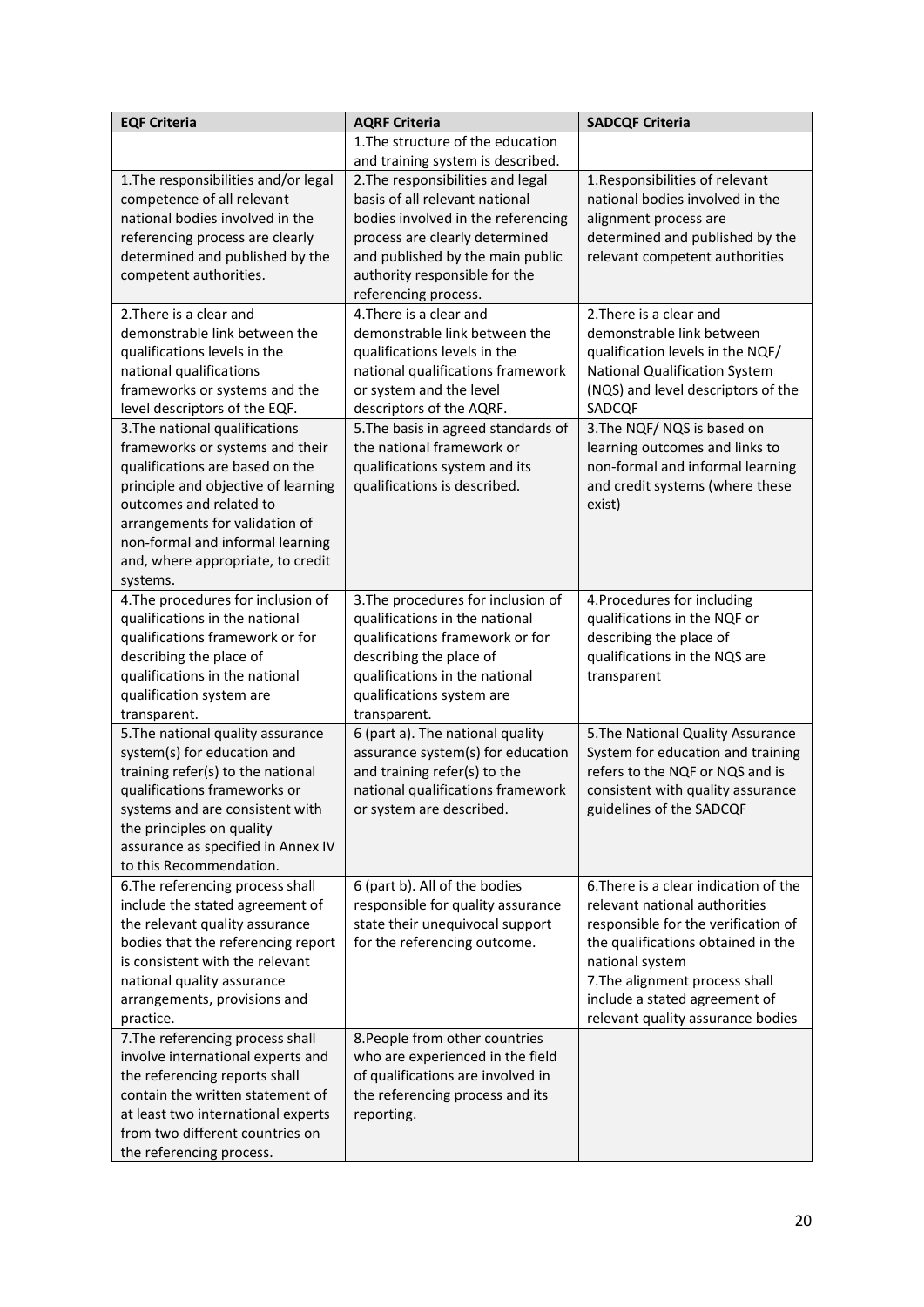| EQF Criteria | AQRF Criteria | SADCQF Criteria |
|---|---|---|
| | 1.The structure of the education and training system is described. | |
| 1.The responsibilities and/or legal competence of all relevant national bodies involved in the referencing process are clearly determined and published by the competent authorities. | 2.The responsibilities and legal basis of all relevant national bodies involved in the referencing process are clearly determined and published by the main public authority responsible for the referencing process. | 1.Responsibilities of relevant national bodies involved in the alignment process are determined and published by the relevant competent authorities |
| 2.There is a clear and demonstrable link between the qualifications levels in the national qualifications frameworks or systems and the level descriptors of the EQF. | 4.There is a clear and demonstrable link between the qualifications levels in the national qualifications framework or system and the level descriptors of the AQRF. | 2.There is a clear and demonstrable link between qualification levels in the NQF/ National Qualification System (NQS) and level descriptors of the SADCQF |
| 3.The national qualifications frameworks or systems and their qualifications are based on the principle and objective of learning outcomes and related to arrangements for validation of non-formal and informal learning and, where appropriate, to credit systems. | 5.The basis in agreed standards of the national framework or qualifications system and its qualifications is described. | 3.The NQF/ NQS is based on learning outcomes and links to non-formal and informal learning and credit systems (where these exist) |
| 4.The procedures for inclusion of qualifications in the national qualifications framework or for describing the place of qualifications in the national qualification system are transparent. | 3.The procedures for inclusion of qualifications in the national qualifications framework or for describing the place of qualifications in the national qualifications system are transparent. | 4.Procedures for including qualifications in the NQF or describing the place of qualifications in the NQS are transparent |
| 5.The national quality assurance system(s) for education and training refer(s) to the national qualifications frameworks or systems and are consistent with the principles on quality assurance as specified in Annex IV to this Recommendation. | 6 (part a). The national quality assurance system(s) for education and training refer(s) to the national qualifications framework or system are described. | 5.The National Quality Assurance System for education and training refers to the NQF or NQS and is consistent with quality assurance guidelines of the SADCQF |
| 6.The referencing process shall include the stated agreement of the relevant quality assurance bodies that the referencing report is consistent with the relevant national quality assurance arrangements, provisions and practice. | 6 (part b). All of the bodies responsible for quality assurance state their unequivocal support for the referencing outcome. | 6.There is a clear indication of the relevant national authorities responsible for the verification of the qualifications obtained in the national system<br>7.The alignment process shall include a stated agreement of relevant quality assurance bodies |
| 7.The referencing process shall involve international experts and the referencing reports shall contain the written statement of at least two international experts from two different countries on the referencing process. | 8.People from other countries who are experienced in the field of qualifications are involved in the referencing process and its reporting. | |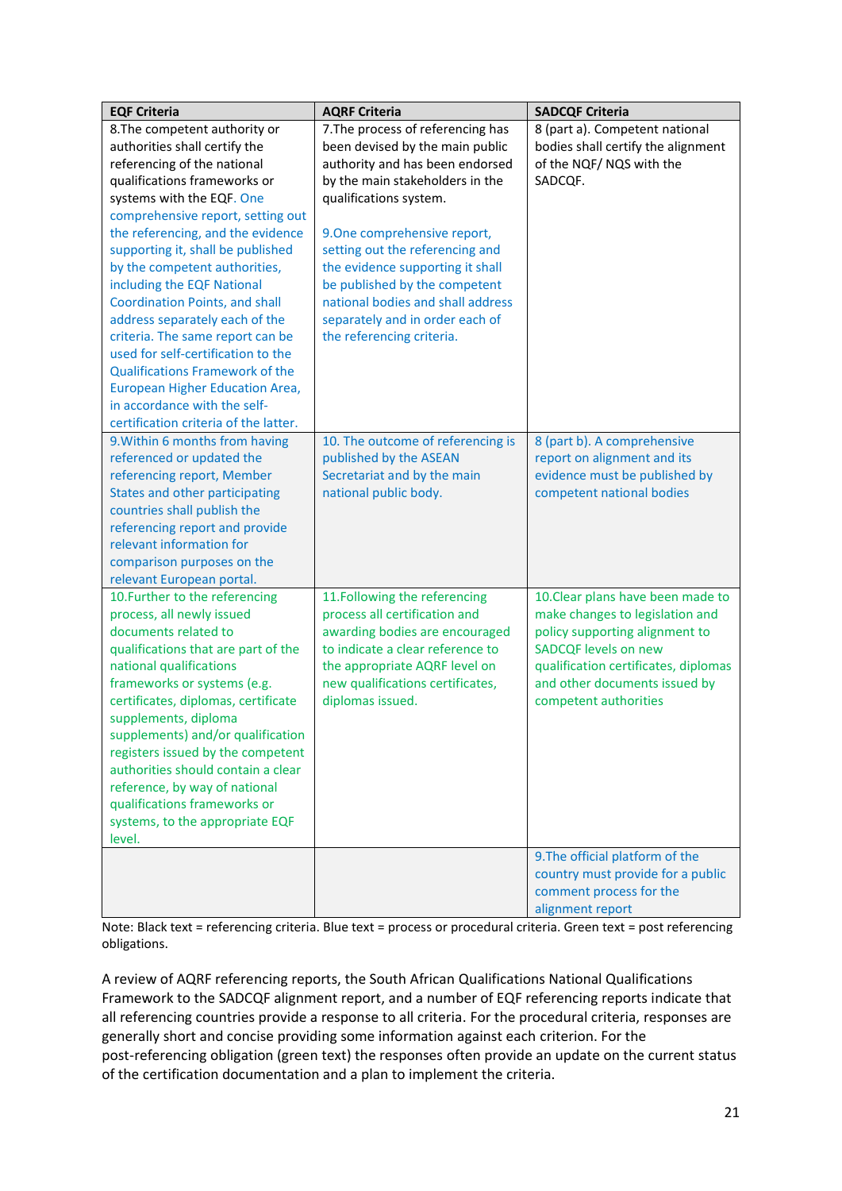| EQF Criteria | AQRF Criteria | SADCQF Criteria |
|---|---|---|
| 8.The competent authority or authorities shall certify the referencing of the national qualifications frameworks or systems with the EQF. One comprehensive report, setting out the referencing, and the evidence supporting it, shall be published by the competent authorities, including the EQF National Coordination Points, and shall address separately each of the criteria. The same report can be used for self-certification to the Qualifications Framework of the European Higher Education Area, in accordance with the self-certification criteria of the latter. | 7.The process of referencing has been devised by the main public authority and has been endorsed by the main stakeholders in the qualifications system.<br><br>9.One comprehensive report, setting out the referencing and the evidence supporting it shall be published by the competent national bodies and shall address separately and in order each of the referencing criteria. | 8 (part a). Competent national bodies shall certify the alignment of the NQF/ NQS with the SADCQF. |
| 9.Within 6 months from having referenced or updated the referencing report, Member States and other participating countries shall publish the referencing report and provide relevant information for comparison purposes on the relevant European portal. | 10. The outcome of referencing is published by the ASEAN Secretariat and by the main national public body. | 8 (part b). A comprehensive report on alignment and its evidence must be published by competent national bodies |
| 10.Further to the referencing process, all newly issued documents related to qualifications that are part of the national qualifications frameworks or systems (e.g. certificates, diplomas, certificate supplements, diploma supplements) and/or qualification registers issued by the competent authorities should contain a clear reference, by way of national qualifications frameworks or systems, to the appropriate EQF level. | 11.Following the referencing process all certification and awarding bodies are encouraged to indicate a clear reference to the appropriate AQRF level on new qualifications certificates, diplomas issued. | 10.Clear plans have been made to make changes to legislation and policy supporting alignment to SADCQF levels on new qualification certificates, diplomas and other documents issued by competent authorities |
| | | 9.The official platform of the country must provide for a public comment process for the alignment report |

Note: Black text = referencing criteria. Blue text = process or procedural criteria. Green text = post referencing obligations.

A review of AQRF referencing reports, the South African Qualifications National Qualifications Framework to the SADCQF alignment report, and a number of EQF referencing reports indicate that all referencing countries provide a response to all criteria. For the procedural criteria, responses are generally short and concise providing some information against each criterion. For the post-referencing obligation (green text) the responses often provide an update on the current status of the certification documentation and a plan to implement the criteria.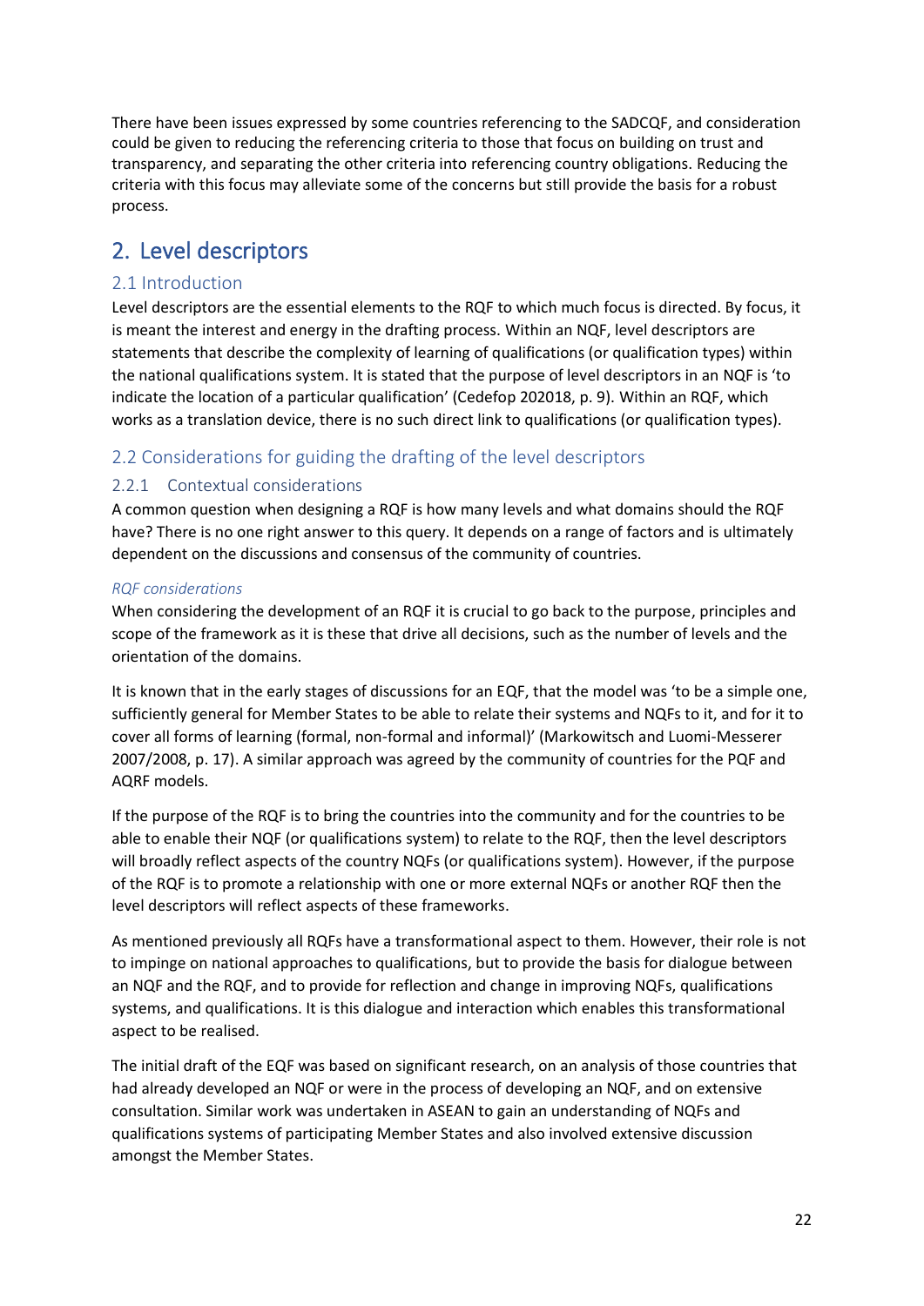There have been issues expressed by some countries referencing to the SADCQF, and consideration could be given to reducing the referencing criteria to those that focus on building on trust and transparency, and separating the other criteria into referencing country obligations. Reducing the criteria with this focus may alleviate some of the concerns but still provide the basis for a robust process.

# 2. Level descriptors

## 2.1 Introduction

Level descriptors are the essential elements to the RQF to which much focus is directed. By focus, it is meant the interest and energy in the drafting process. Within an NQF, level descriptors are statements that describe the complexity of learning of qualifications (or qualification types) within the national qualifications system. It is stated that the purpose of level descriptors in an NQF is 'to indicate the location of a particular qualification' (Cedefop 202018, p. 9). Within an RQF, which works as a translation device, there is no such direct link to qualifications (or qualification types).

## 2.2 Considerations for guiding the drafting of the level descriptors

### 2.2.1 Contextual considerations

A common question when designing a RQF is how many levels and what domains should the RQF have? There is no one right answer to this query. It depends on a range of factors and is ultimately dependent on the discussions and consensus of the community of countries.

#### *RQF considerations*

When considering the development of an RQF it is crucial to go back to the purpose, principles and scope of the framework as it is these that drive all decisions, such as the number of levels and the orientation of the domains.

It is known that in the early stages of discussions for an EQF, that the model was 'to be a simple one, sufficiently general for Member States to be able to relate their systems and NQFs to it, and for it to cover all forms of learning (formal, non-formal and informal)' (Markowitsch and Luomi-Messerer 2007/2008, p. 17). A similar approach was agreed by the community of countries for the PQF and AQRF models.

If the purpose of the RQF is to bring the countries into the community and for the countries to be able to enable their NQF (or qualifications system) to relate to the RQF, then the level descriptors will broadly reflect aspects of the country NQFs (or qualifications system). However, if the purpose of the RQF is to promote a relationship with one or more external NQFs or another RQF then the level descriptors will reflect aspects of these frameworks.

As mentioned previously all RQFs have a transformational aspect to them. However, their role is not to impinge on national approaches to qualifications, but to provide the basis for dialogue between an NQF and the RQF, and to provide for reflection and change in improving NQFs, qualifications systems, and qualifications. It is this dialogue and interaction which enables this transformational aspect to be realised.

The initial draft of the EQF was based on significant research, on an analysis of those countries that had already developed an NQF or were in the process of developing an NQF, and on extensive consultation. Similar work was undertaken in ASEAN to gain an understanding of NQFs and qualifications systems of participating Member States and also involved extensive discussion amongst the Member States.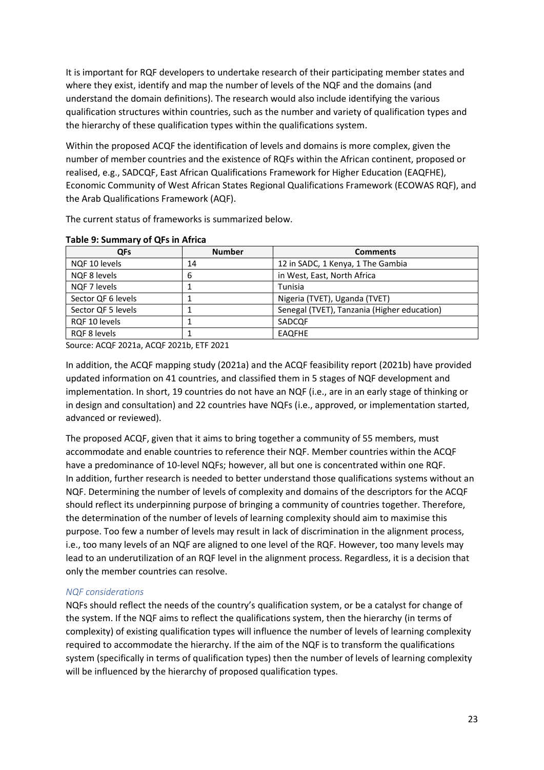It is important for RQF developers to undertake research of their participating member states and where they exist, identify and map the number of levels of the NQF and the domains (and understand the domain definitions). The research would also include identifying the various qualification structures within countries, such as the number and variety of qualification types and the hierarchy of these qualification types within the qualifications system.

Within the proposed ACQF the identification of levels and domains is more complex, given the number of member countries and the existence of RQFs within the African continent, proposed or realised, e.g., SADCQF, East African Qualifications Framework for Higher Education (EAQFHE), Economic Community of West African States Regional Qualifications Framework (ECOWAS RQF), and the Arab Qualifications Framework (AQF).

The current status of frameworks is summarized below.

**Table 9: Summary of QFs in Africa**

| QFs | Number | Comments |
|---|---|---|
| NQF 10 levels | 14 | 12 in SADC, 1 Kenya, 1 The Gambia |
| NQF 8 levels | 6 | in West, East, North Africa |
| NQF 7 levels | 1 | Tunisia |
| Sector QF 6 levels | 1 | Nigeria (TVET), Uganda (TVET) |
| Sector QF 5 levels | 1 | Senegal (TVET), Tanzania (Higher education) |
| RQF 10 levels | 1 | SADCQF |
| RQF 8 levels | 1 | EAQFHE |

Source: ACQF 2021a, ACQF 2021b, ETF 2021

In addition, the ACQF mapping study (2021a) and the ACQF feasibility report (2021b) have provided updated information on 41 countries, and classified them in 5 stages of NQF development and implementation. In short, 19 countries do not have an NQF (i.e., are in an early stage of thinking or in design and consultation) and 22 countries have NQFs (i.e., approved, or implementation started, advanced or reviewed).

The proposed ACQF, given that it aims to bring together a community of 55 members, must accommodate and enable countries to reference their NQF. Member countries within the ACQF have a predominance of 10-level NQFs; however, all but one is concentrated within one RQF. In addition, further research is needed to better understand those qualifications systems without an NQF. Determining the number of levels of complexity and domains of the descriptors for the ACQF should reflect its underpinning purpose of bringing a community of countries together. Therefore, the determination of the number of levels of learning complexity should aim to maximise this purpose. Too few a number of levels may result in lack of discrimination in the alignment process, i.e., too many levels of an NQF are aligned to one level of the RQF. However, too many levels may lead to an underutilization of an RQF level in the alignment process. Regardless, it is a decision that only the member countries can resolve.

### *NQF considerations*

NQFs should reflect the needs of the country's qualification system, or be a catalyst for change of the system. If the NQF aims to reflect the qualifications system, then the hierarchy (in terms of complexity) of existing qualification types will influence the number of levels of learning complexity required to accommodate the hierarchy. If the aim of the NQF is to transform the qualifications system (specifically in terms of qualification types) then the number of levels of learning complexity will be influenced by the hierarchy of proposed qualification types.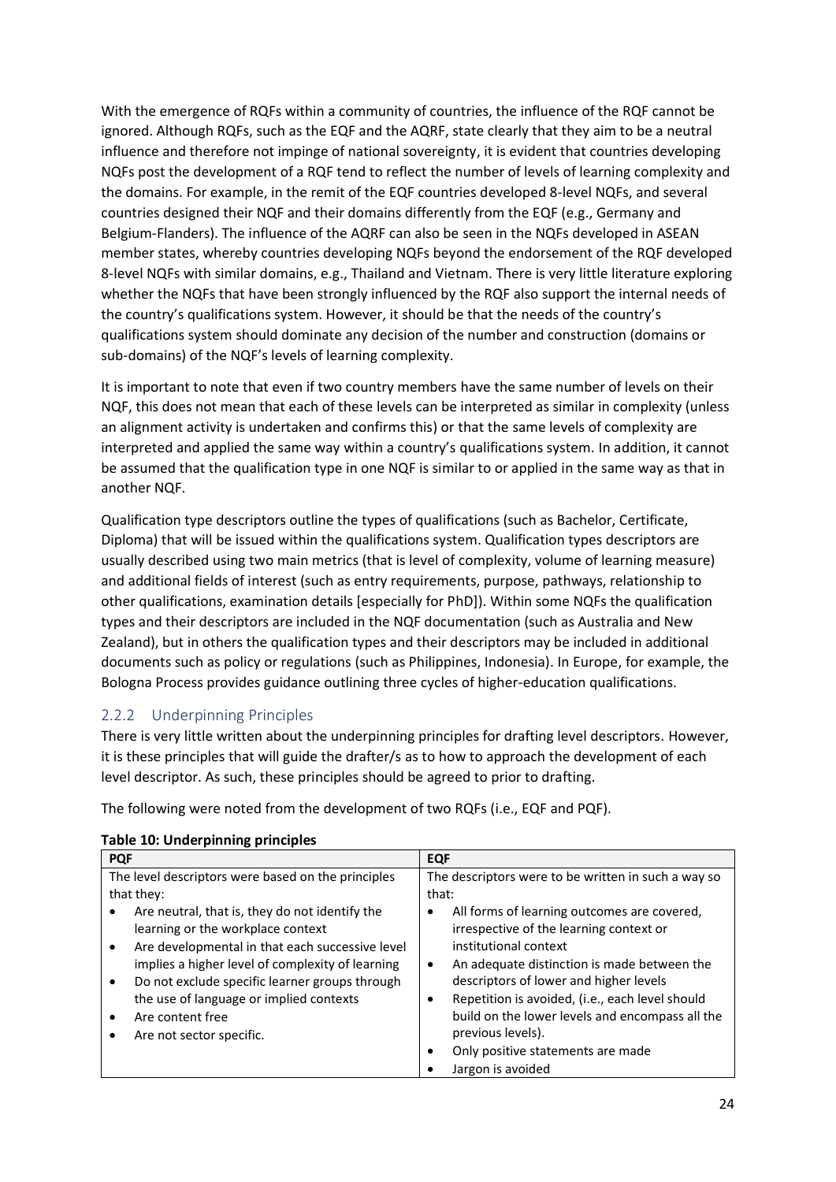With the emergence of RQFs within a community of countries, the influence of the RQF cannot be ignored. Although RQFs, such as the EQF and the AQRF, state clearly that they aim to be a neutral influence and therefore not impinge of national sovereignty, it is evident that countries developing NQFs post the development of a RQF tend to reflect the number of levels of learning complexity and the domains. For example, in the remit of the EQF countries developed 8-level NQFs, and several countries designed their NQF and their domains differently from the EQF (e.g., Germany and Belgium-Flanders). The influence of the AQRF can also be seen in the NQFs developed in ASEAN member states, whereby countries developing NQFs beyond the endorsement of the RQF developed 8-level NQFs with similar domains, e.g., Thailand and Vietnam. There is very little literature exploring whether the NQFs that have been strongly influenced by the RQF also support the internal needs of the country's qualifications system. However, it should be that the needs of the country's qualifications system should dominate any decision of the number and construction (domains or sub-domains) of the NQF's levels of learning complexity.

It is important to note that even if two country members have the same number of levels on their NQF, this does not mean that each of these levels can be interpreted as similar in complexity (unless an alignment activity is undertaken and confirms this) or that the same levels of complexity are interpreted and applied the same way within a country's qualifications system. In addition, it cannot be assumed that the qualification type in one NQF is similar to or applied in the same way as that in another NQF.

Qualification type descriptors outline the types of qualifications (such as Bachelor, Certificate, Diploma) that will be issued within the qualifications system. Qualification types descriptors are usually described using two main metrics (that is level of complexity, volume of learning measure) and additional fields of interest (such as entry requirements, purpose, pathways, relationship to other qualifications, examination details [especially for PhD]). Within some NQFs the qualification types and their descriptors are included in the NQF documentation (such as Australia and New Zealand), but in others the qualification types and their descriptors may be included in additional documents such as policy or regulations (such as Philippines, Indonesia). In Europe, for example, the Bologna Process provides guidance outlining three cycles of higher-education qualifications.

### 2.2.2 Underpinning Principles

There is very little written about the underpinning principles for drafting level descriptors. However, it is these principles that will guide the drafter/s as to how to approach the development of each level descriptor. As such, these principles should be agreed to prior to drafting.

The following were noted from the development of two RQFs (i.e., EQF and PQF).

**Table 10: Underpinning principles**

| PQF | EQF |
|---|---|
| The level descriptors were based on the principles that they:<br>• Are neutral, that is, they do not identify the learning or the workplace context<br>• Are developmental in that each successive level implies a higher level of complexity of learning<br>• Do not exclude specific learner groups through the use of language or implied contexts<br>• Are content free<br>• Are not sector specific. | The descriptors were to be written in such a way so that:<br>• All forms of learning outcomes are covered, irrespective of the learning context or institutional context<br>• An adequate distinction is made between the descriptors of lower and higher levels<br>• Repetition is avoided, (i.e., each level should build on the lower levels and encompass all the previous levels).<br>• Only positive statements are made<br>• Jargon is avoided |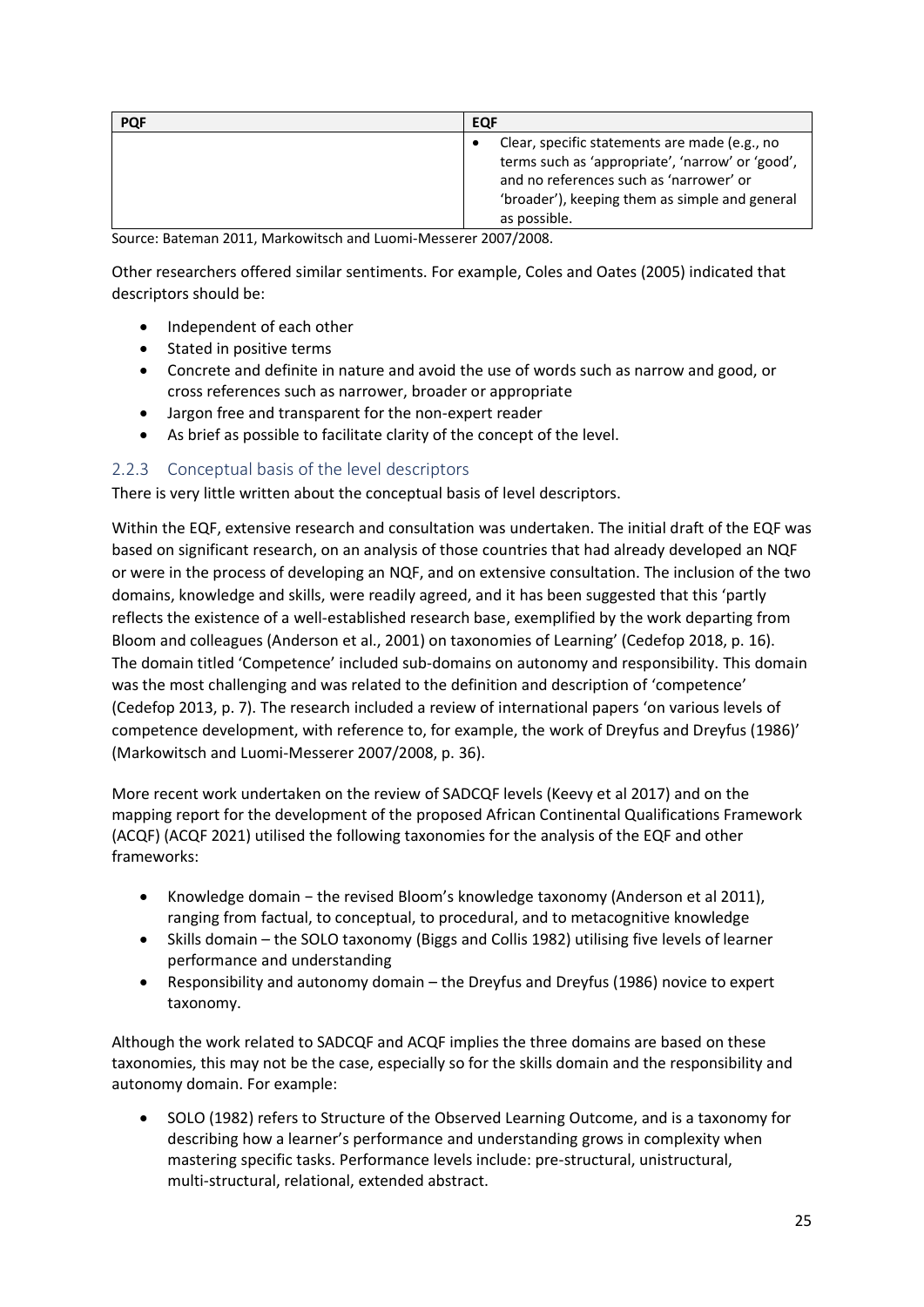| PQF | EQF |
| --- | --- |
| | • Clear, specific statements are made (e.g., no terms such as 'appropriate', 'narrow' or 'good', and no references such as 'narrower' or 'broader'), keeping them as simple and general as possible. |

Source: Bateman 2011, Markowitsch and Luomi-Messerer 2007/2008.

Other researchers offered similar sentiments. For example, Coles and Oates (2005) indicated that descriptors should be:

- Independent of each other
- Stated in positive terms
- Concrete and definite in nature and avoid the use of words such as narrow and good, or cross references such as narrower, broader or appropriate
- Jargon free and transparent for the non-expert reader
- As brief as possible to facilitate clarity of the concept of the level.

### 2.2.3 Conceptual basis of the level descriptors

There is very little written about the conceptual basis of level descriptors.

Within the EQF, extensive research and consultation was undertaken. The initial draft of the EQF was based on significant research, on an analysis of those countries that had already developed an NQF or were in the process of developing an NQF, and on extensive consultation. The inclusion of the two domains, knowledge and skills, were readily agreed, and it has been suggested that this 'partly reflects the existence of a well-established research base, exemplified by the work departing from Bloom and colleagues (Anderson et al., 2001) on taxonomies of Learning' (Cedefop 2018, p. 16). The domain titled 'Competence' included sub-domains on autonomy and responsibility. This domain was the most challenging and was related to the definition and description of 'competence' (Cedefop 2013, p. 7). The research included a review of international papers 'on various levels of competence development, with reference to, for example, the work of Dreyfus and Dreyfus (1986)' (Markowitsch and Luomi-Messerer 2007/2008, p. 36).

More recent work undertaken on the review of SADCQF levels (Keevy et al 2017) and on the mapping report for the development of the proposed African Continental Qualifications Framework (ACQF) (ACQF 2021) utilised the following taxonomies for the analysis of the EQF and other frameworks:

- Knowledge domain − the revised Bloom's knowledge taxonomy (Anderson et al 2011), ranging from factual, to conceptual, to procedural, and to metacognitive knowledge
- Skills domain – the SOLO taxonomy (Biggs and Collis 1982) utilising five levels of learner performance and understanding
- Responsibility and autonomy domain – the Dreyfus and Dreyfus (1986) novice to expert taxonomy.

Although the work related to SADCQF and ACQF implies the three domains are based on these taxonomies, this may not be the case, especially so for the skills domain and the responsibility and autonomy domain. For example:

- SOLO (1982) refers to Structure of the Observed Learning Outcome, and is a taxonomy for describing how a learner's performance and understanding grows in complexity when mastering specific tasks. Performance levels include: pre-structural, unistructural, multi-structural, relational, extended abstract.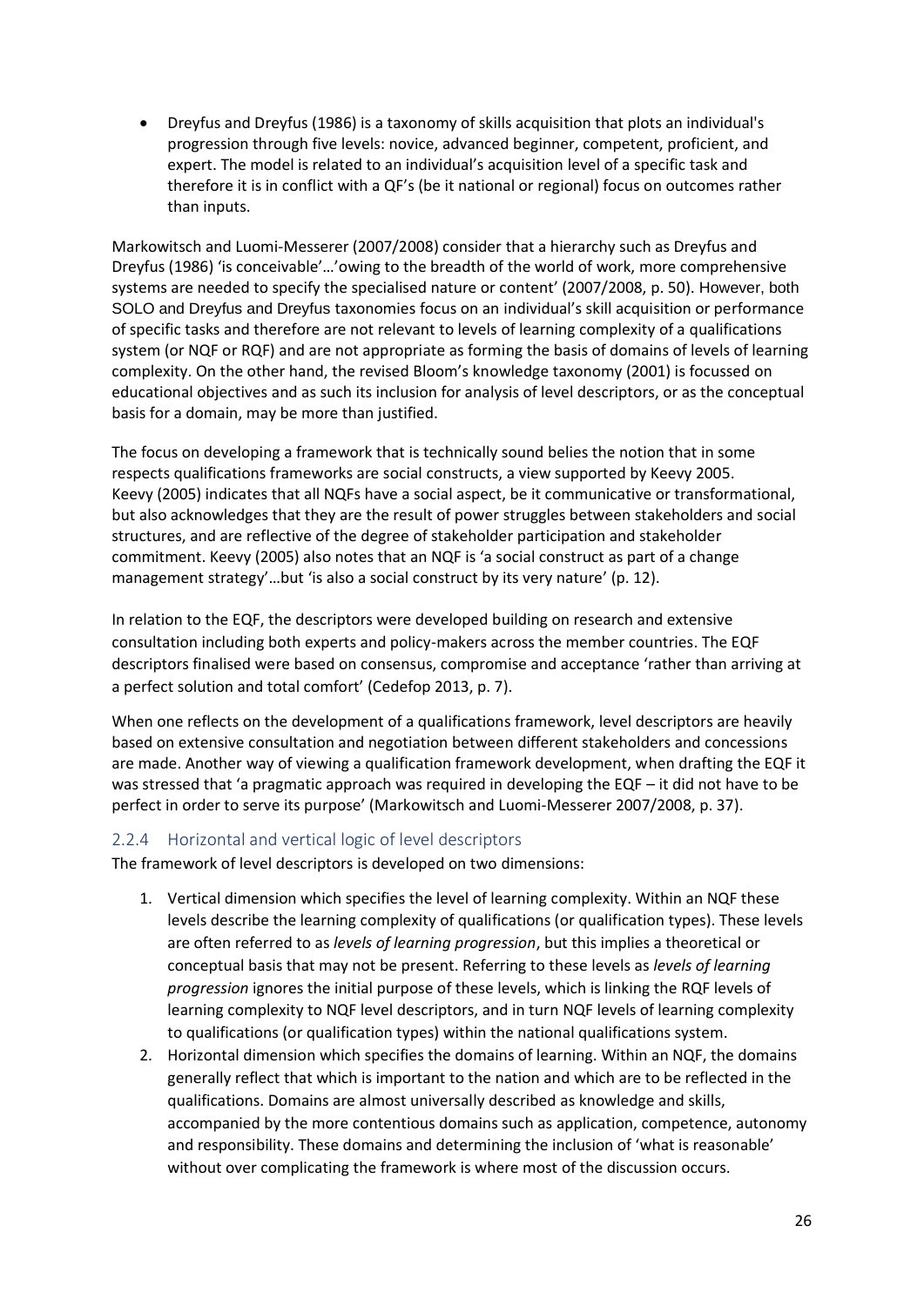- Dreyfus and Dreyfus (1986) is a taxonomy of skills acquisition that plots an individual's progression through five levels: novice, advanced beginner, competent, proficient, and expert. The model is related to an individual's acquisition level of a specific task and therefore it is in conflict with a QF's (be it national or regional) focus on outcomes rather than inputs.

Markowitsch and Luomi-Messerer (2007/2008) consider that a hierarchy such as Dreyfus and Dreyfus (1986) 'is conceivable'…'owing to the breadth of the world of work, more comprehensive systems are needed to specify the specialised nature or content' (2007/2008, p. 50). However, both SOLO and Dreyfus and Dreyfus taxonomies focus on an individual's skill acquisition or performance of specific tasks and therefore are not relevant to levels of learning complexity of a qualifications system (or NQF or RQF) and are not appropriate as forming the basis of domains of levels of learning complexity. On the other hand, the revised Bloom's knowledge taxonomy (2001) is focussed on educational objectives and as such its inclusion for analysis of level descriptors, or as the conceptual basis for a domain, may be more than justified.

The focus on developing a framework that is technically sound belies the notion that in some respects qualifications frameworks are social constructs, a view supported by Keevy 2005. Keevy (2005) indicates that all NQFs have a social aspect, be it communicative or transformational, but also acknowledges that they are the result of power struggles between stakeholders and social structures, and are reflective of the degree of stakeholder participation and stakeholder commitment. Keevy (2005) also notes that an NQF is 'a social construct as part of a change management strategy'…but 'is also a social construct by its very nature' (p. 12).

In relation to the EQF, the descriptors were developed building on research and extensive consultation including both experts and policy-makers across the member countries. The EQF descriptors finalised were based on consensus, compromise and acceptance 'rather than arriving at a perfect solution and total comfort' (Cedefop 2013, p. 7).

When one reflects on the development of a qualifications framework, level descriptors are heavily based on extensive consultation and negotiation between different stakeholders and concessions are made. Another way of viewing a qualification framework development, when drafting the EQF it was stressed that 'a pragmatic approach was required in developing the EQF – it did not have to be perfect in order to serve its purpose' (Markowitsch and Luomi-Messerer 2007/2008, p. 37).

### 2.2.4 Horizontal and vertical logic of level descriptors

The framework of level descriptors is developed on two dimensions:

1. Vertical dimension which specifies the level of learning complexity. Within an NQF these levels describe the learning complexity of qualifications (or qualification types). These levels are often referred to as *levels of learning progression*, but this implies a theoretical or conceptual basis that may not be present. Referring to these levels as *levels of learning progression* ignores the initial purpose of these levels, which is linking the RQF levels of learning complexity to NQF level descriptors, and in turn NQF levels of learning complexity to qualifications (or qualification types) within the national qualifications system.
2. Horizontal dimension which specifies the domains of learning. Within an NQF, the domains generally reflect that which is important to the nation and which are to be reflected in the qualifications. Domains are almost universally described as knowledge and skills, accompanied by the more contentious domains such as application, competence, autonomy and responsibility. These domains and determining the inclusion of 'what is reasonable' without over complicating the framework is where most of the discussion occurs.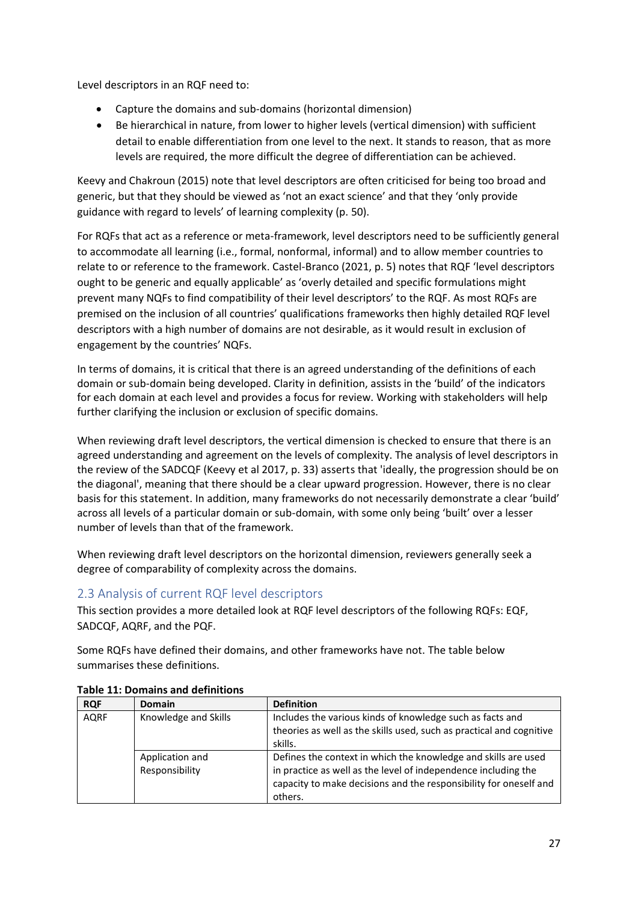Level descriptors in an RQF need to:

- Capture the domains and sub-domains (horizontal dimension)
- Be hierarchical in nature, from lower to higher levels (vertical dimension) with sufficient detail to enable differentiation from one level to the next. It stands to reason, that as more levels are required, the more difficult the degree of differentiation can be achieved.

Keevy and Chakroun (2015) note that level descriptors are often criticised for being too broad and generic, but that they should be viewed as 'not an exact science' and that they 'only provide guidance with regard to levels' of learning complexity (p. 50).

For RQFs that act as a reference or meta-framework, level descriptors need to be sufficiently general to accommodate all learning (i.e., formal, nonformal, informal) and to allow member countries to relate to or reference to the framework. Castel-Branco (2021, p. 5) notes that RQF 'level descriptors ought to be generic and equally applicable' as 'overly detailed and specific formulations might prevent many NQFs to find compatibility of their level descriptors' to the RQF. As most RQFs are premised on the inclusion of all countries' qualifications frameworks then highly detailed RQF level descriptors with a high number of domains are not desirable, as it would result in exclusion of engagement by the countries' NQFs.

In terms of domains, it is critical that there is an agreed understanding of the definitions of each domain or sub-domain being developed. Clarity in definition, assists in the 'build' of the indicators for each domain at each level and provides a focus for review. Working with stakeholders will help further clarifying the inclusion or exclusion of specific domains.

When reviewing draft level descriptors, the vertical dimension is checked to ensure that there is an agreed understanding and agreement on the levels of complexity. The analysis of level descriptors in the review of the SADCQF (Keevy et al 2017, p. 33) asserts that 'ideally, the progression should be on the diagonal', meaning that there should be a clear upward progression. However, there is no clear basis for this statement. In addition, many frameworks do not necessarily demonstrate a clear 'build' across all levels of a particular domain or sub-domain, with some only being 'built' over a lesser number of levels than that of the framework.

When reviewing draft level descriptors on the horizontal dimension, reviewers generally seek a degree of comparability of complexity across the domains.

## 2.3 Analysis of current RQF level descriptors

This section provides a more detailed look at RQF level descriptors of the following RQFs: EQF, SADCQF, AQRF, and the PQF.

Some RQFs have defined their domains, and other frameworks have not. The table below summarises these definitions.

**Table 11: Domains and definitions**

| RQF | Domain | Definition |
|---|---|---|
| AQRF | Knowledge and Skills | Includes the various kinds of knowledge such as facts and theories as well as the skills used, such as practical and cognitive skills. |
| | Application and Responsibility | Defines the context in which the knowledge and skills are used in practice as well as the level of independence including the capacity to make decisions and the responsibility for oneself and others. |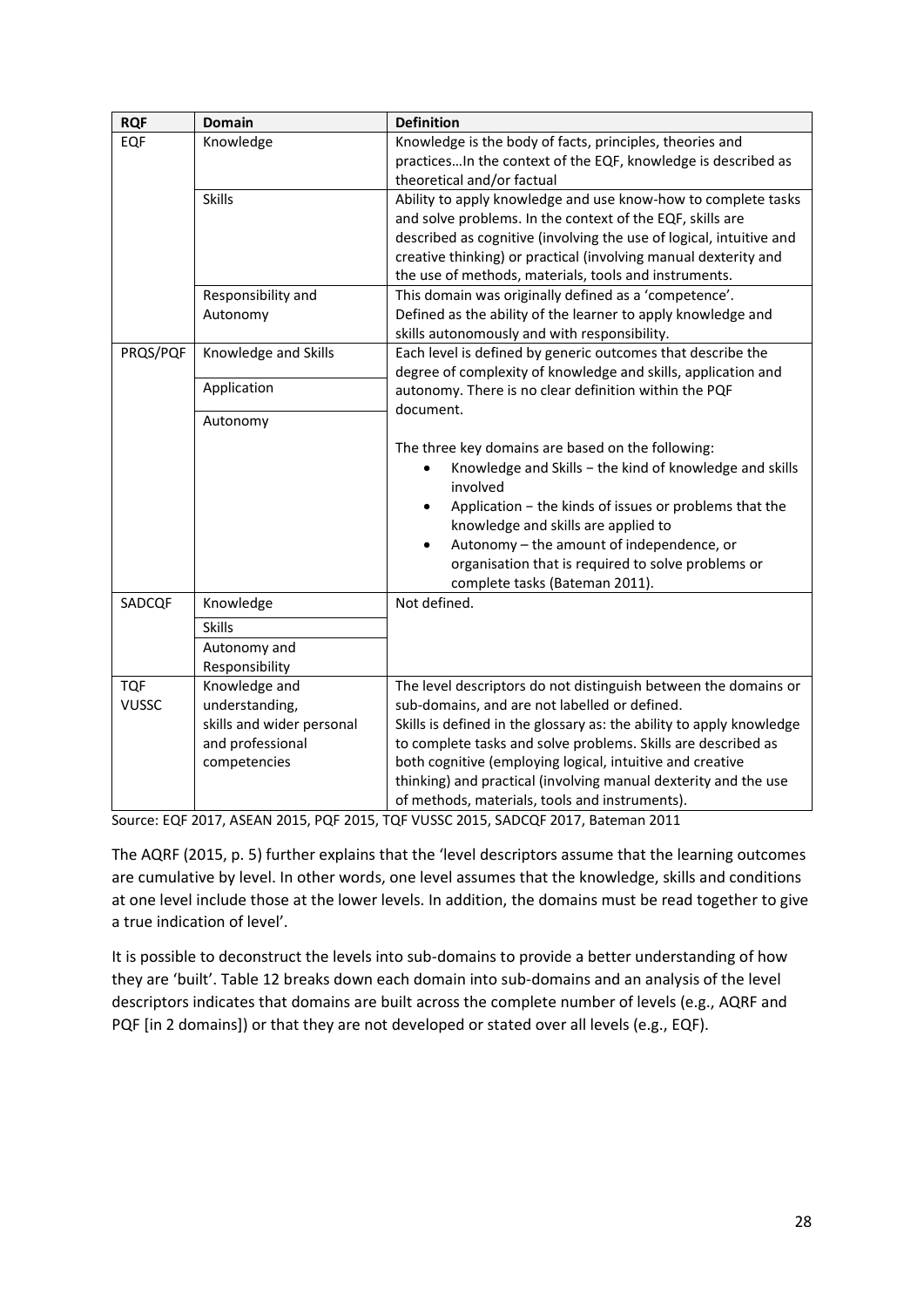| RQF | Domain | Definition |
| --- | --- | --- |
| EQF | Knowledge | Knowledge is the body of facts, principles, theories and practices…In the context of the EQF, knowledge is described as theoretical and/or factual |
| | Skills | Ability to apply knowledge and use know-how to complete tasks and solve problems. In the context of the EQF, skills are described as cognitive (involving the use of logical, intuitive and creative thinking) or practical (involving manual dexterity and the use of methods, materials, tools and instruments. |
| | Responsibility and Autonomy | This domain was originally defined as a 'competence'. Defined as the ability of the learner to apply knowledge and skills autonomously and with responsibility. |
| PRQS/PQF | Knowledge and Skills | Each level is defined by generic outcomes that describe the degree of complexity of knowledge and skills, application and autonomy. There is no clear definition within the PQF document.<br><br>The three key domains are based on the following:<br>• Knowledge and Skills − the kind of knowledge and skills involved<br>• Application − the kinds of issues or problems that the knowledge and skills are applied to<br>• Autonomy – the amount of independence, or organisation that is required to solve problems or complete tasks (Bateman 2011). |
| | Application | |
| | Autonomy | |
| SADCQF | Knowledge | Not defined. |
| | Skills | |
| | Autonomy and Responsibility | |
| TQF VUSSC | Knowledge and understanding, skills and wider personal and professional competencies | The level descriptors do not distinguish between the domains or sub-domains, and are not labelled or defined.<br>Skills is defined in the glossary as: the ability to apply knowledge to complete tasks and solve problems. Skills are described as both cognitive (employing logical, intuitive and creative thinking) and practical (involving manual dexterity and the use of methods, materials, tools and instruments). |

Source: EQF 2017, ASEAN 2015, PQF 2015, TQF VUSSC 2015, SADCQF 2017, Bateman 2011

The AQRF (2015, p. 5) further explains that the 'level descriptors assume that the learning outcomes are cumulative by level. In other words, one level assumes that the knowledge, skills and conditions at one level include those at the lower levels. In addition, the domains must be read together to give a true indication of level'.

It is possible to deconstruct the levels into sub-domains to provide a better understanding of how they are 'built'. Table 12 breaks down each domain into sub-domains and an analysis of the level descriptors indicates that domains are built across the complete number of levels (e.g., AQRF and PQF [in 2 domains]) or that they are not developed or stated over all levels (e.g., EQF).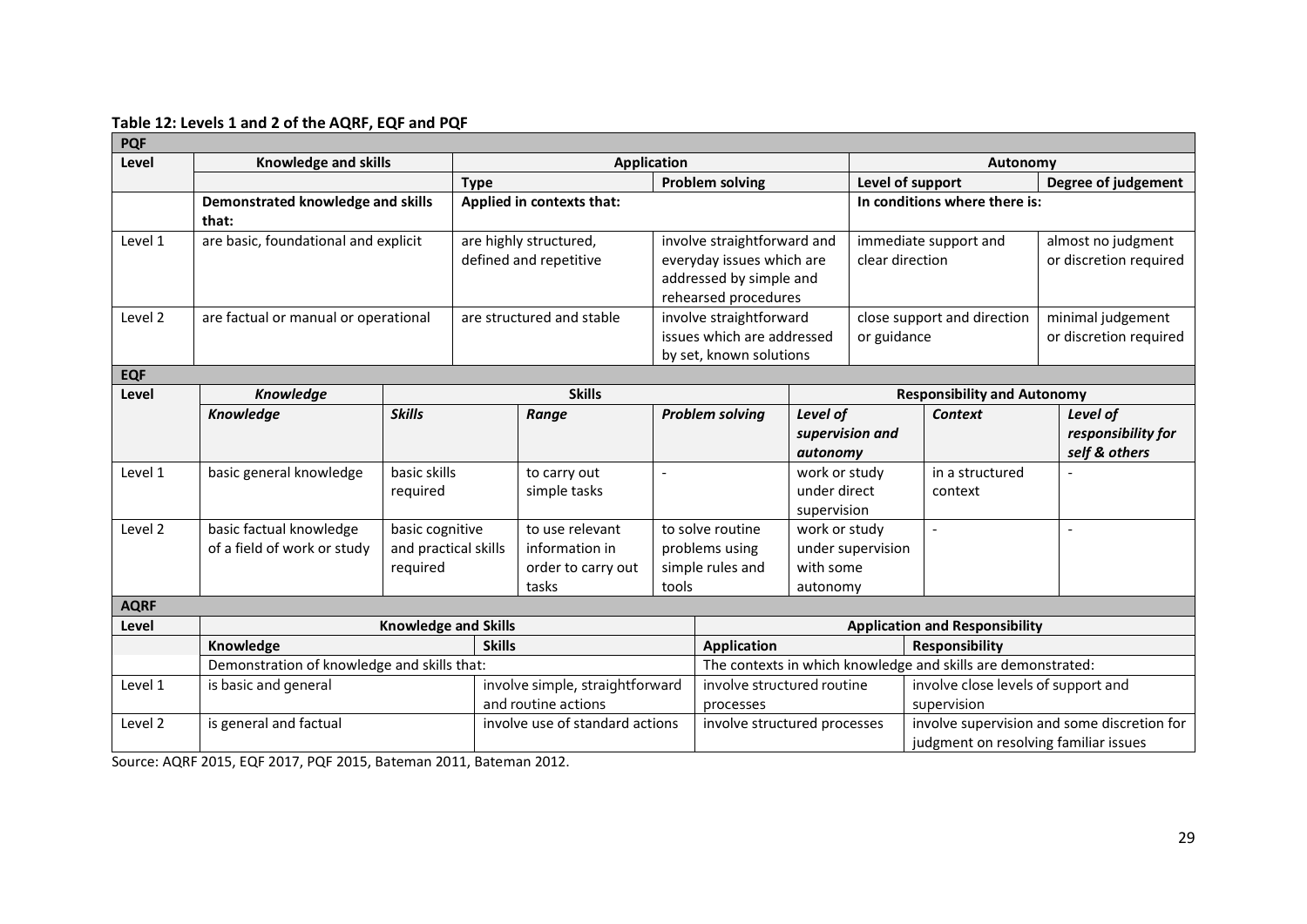**Table 12: Levels 1 and 2 of the AQRF, EQF and PQF**

| **PQF** | | | | | |
|---|---|---|---|---|---|
| **Level** | **Knowledge and skills** | **Application** | | **Autonomy** | |
| | | **Type** | **Problem solving** | **Level of support** | **Degree of judgement** |
| | **Demonstrated knowledge and skills that:** | **Applied in contexts that:** | | **In conditions where there is:** | |
| Level 1 | are basic, foundational and explicit | are highly structured, defined and repetitive | involve straightforward and everyday issues which are addressed by simple and rehearsed procedures | immediate support and clear direction | almost no judgment or discretion required |
| Level 2 | are factual or manual or operational | are structured and stable | involve straightforward issues which are addressed by set, known solutions | close support and direction or guidance | minimal judgement or discretion required |

| **EQF** | | | | | | | |
|---|---|---|---|---|---|---|---|
| **Level** | ***Knowledge*** | **Skills** | | | **Responsibility and Autonomy** | | |
| | ***Knowledge*** | ***Skills*** | ***Range*** | ***Problem solving*** | ***Level of supervision and autonomy*** | ***Context*** | ***Level of responsibility for self & others*** |
| Level 1 | basic general knowledge | basic skills required | to carry out simple tasks | - | work or study under direct supervision | in a structured context | - |
| Level 2 | basic factual knowledge of a field of work or study | basic cognitive and practical skills required | to use relevant information in order to carry out tasks | to solve routine problems using simple rules and tools | work or study under supervision with some autonomy | - | - |

| **AQRF** | | | | |
|---|---|---|---|---|
| **Level** | **Knowledge and Skills** | | **Application and Responsibility** | |
| | **Knowledge** | **Skills** | **Application** | **Responsibility** |
| | Demonstration of knowledge and skills that: | | The contexts in which knowledge and skills are demonstrated: | |
| Level 1 | is basic and general | involve simple, straightforward and routine actions | involve structured routine processes | involve close levels of support and supervision |
| Level 2 | is general and factual | involve use of standard actions | involve structured processes | involve supervision and some discretion for judgment on resolving familiar issues |

Source: AQRF 2015, EQF 2017, PQF 2015, Bateman 2011, Bateman 2012.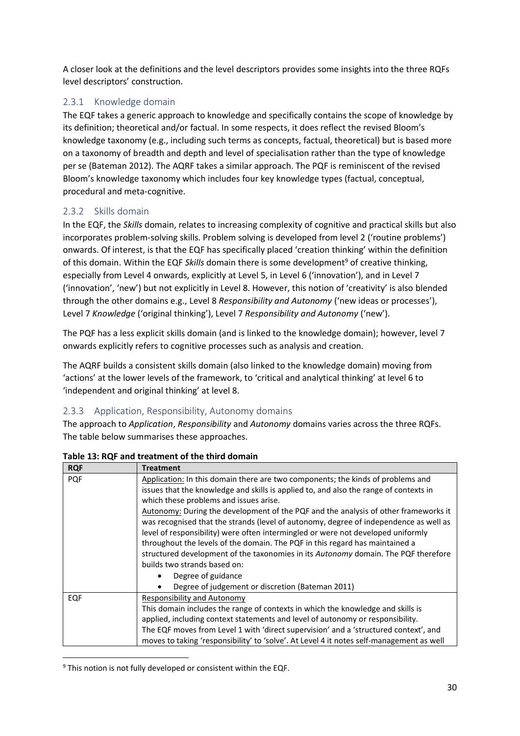A closer look at the definitions and the level descriptors provides some insights into the three RQFs level descriptors' construction.

### 2.3.1 Knowledge domain

The EQF takes a generic approach to knowledge and specifically contains the scope of knowledge by its definition; theoretical and/or factual. In some respects, it does reflect the revised Bloom's knowledge taxonomy (e.g., including such terms as concepts, factual, theoretical) but is based more on a taxonomy of breadth and depth and level of specialisation rather than the type of knowledge per se (Bateman 2012). The AQRF takes a similar approach. The PQF is reminiscent of the revised Bloom's knowledge taxonomy which includes four key knowledge types (factual, conceptual, procedural and meta-cognitive.

### 2.3.2 Skills domain

In the EQF, the *Skills* domain, relates to increasing complexity of cognitive and practical skills but also incorporates problem-solving skills. Problem solving is developed from level 2 ('routine problems') onwards. Of interest, is that the EQF has specifically placed 'creation thinking' within the definition of this domain. Within the EQF *Skills* domain there is some development[9] of creative thinking, especially from Level 4 onwards, explicitly at Level 5, in Level 6 ('innovation'), and in Level 7 ('innovation', 'new') but not explicitly in Level 8. However, this notion of 'creativity' is also blended through the other domains e.g., Level 8 *Responsibility and Autonomy* ('new ideas or processes'), Level 7 *Knowledge* ('original thinking'), Level 7 *Responsibility and Autonomy* ('new').

The PQF has a less explicit skills domain (and is linked to the knowledge domain); however, level 7 onwards explicitly refers to cognitive processes such as analysis and creation.

The AQRF builds a consistent skills domain (also linked to the knowledge domain) moving from 'actions' at the lower levels of the framework, to 'critical and analytical thinking' at level 6 to 'independent and original thinking' at level 8.

### 2.3.3 Application, Responsibility, Autonomy domains

The approach to *Application*, *Responsibility* and *Autonomy* domains varies across the three RQFs. The table below summarises these approaches.

**Table 13: RQF and treatment of the third domain**

| RQF | Treatment |
|---|---|
| PQF | Application: In this domain there are two components; the kinds of problems and issues that the knowledge and skills is applied to, and also the range of contexts in which these problems and issues arise.<br>Autonomy: During the development of the PQF and the analysis of other frameworks it was recognised that the strands (level of autonomy, degree of independence as well as level of responsibility) were often intermingled or were not developed uniformly throughout the levels of the domain. The PQF in this regard has maintained a structured development of the taxonomies in its *Autonomy* domain. The PQF therefore builds two strands based on:<br>• Degree of guidance<br>• Degree of judgement or discretion (Bateman 2011) |
| EQF | Responsibility and Autonomy<br>This domain includes the range of contexts in which the knowledge and skills is applied, including context statements and level of autonomy or responsibility.<br>The EQF moves from Level 1 with 'direct supervision' and a 'structured context', and moves to taking 'responsibility' to 'solve'. At Level 4 it notes self-management as well |

[9] This notion is not fully developed or consistent within the EQF.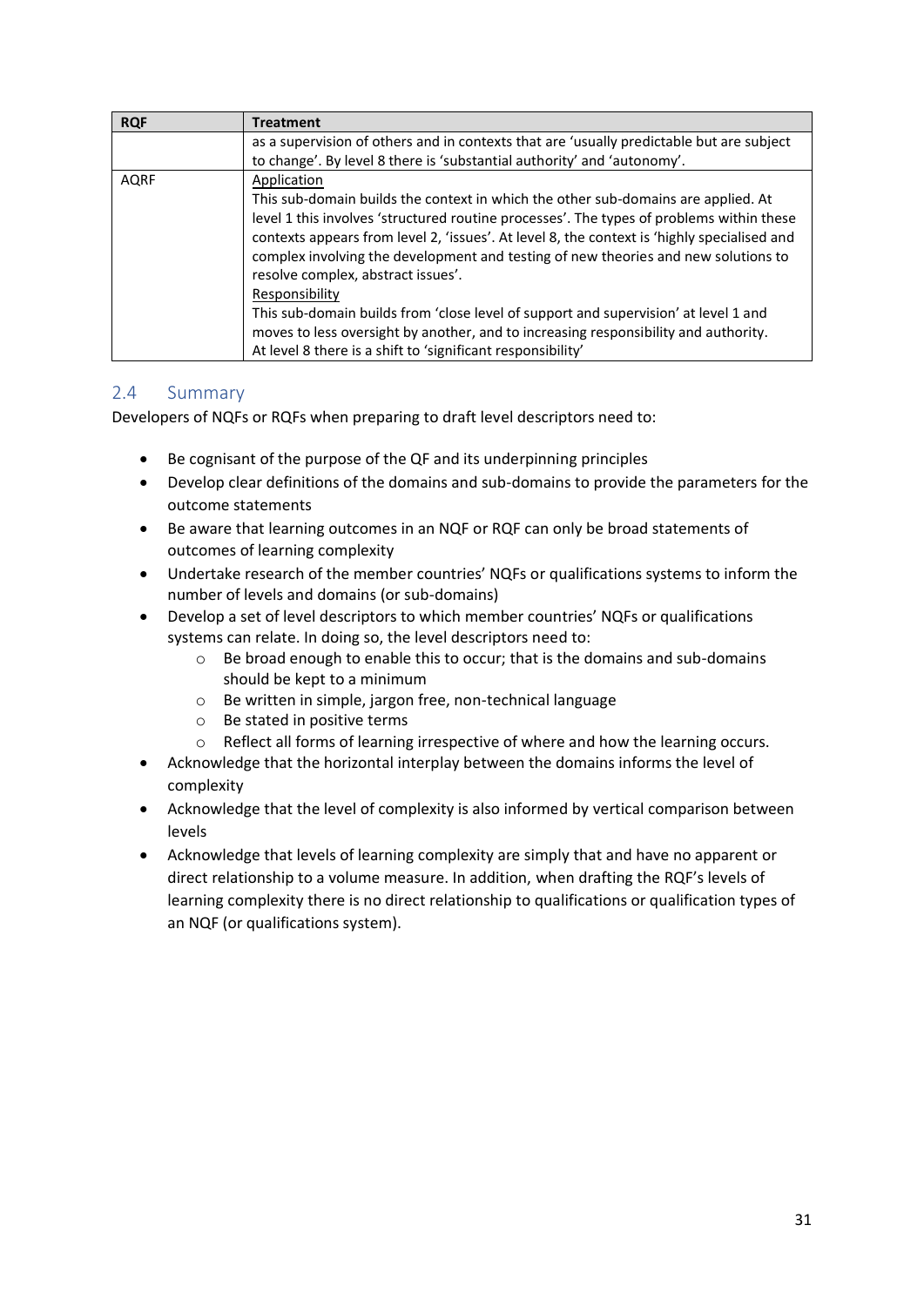| RQF | Treatment |
|---|---|
| | as a supervision of others and in contexts that are 'usually predictable but are subject to change'. By level 8 there is 'substantial authority' and 'autonomy'. |
| AQRF | <u>Application</u><br>This sub-domain builds the context in which the other sub-domains are applied. At level 1 this involves 'structured routine processes'. The types of problems within these contexts appears from level 2, 'issues'. At level 8, the context is 'highly specialised and complex involving the development and testing of new theories and new solutions to resolve complex, abstract issues'.<br><u>Responsibility</u><br>This sub-domain builds from 'close level of support and supervision' at level 1 and moves to less oversight by another, and to increasing responsibility and authority. At level 8 there is a shift to 'significant responsibility' |

## 2.4 Summary

Developers of NQFs or RQFs when preparing to draft level descriptors need to:

- Be cognisant of the purpose of the QF and its underpinning principles
- Develop clear definitions of the domains and sub-domains to provide the parameters for the outcome statements
- Be aware that learning outcomes in an NQF or RQF can only be broad statements of outcomes of learning complexity
- Undertake research of the member countries' NQFs or qualifications systems to inform the number of levels and domains (or sub-domains)
- Develop a set of level descriptors to which member countries' NQFs or qualifications systems can relate. In doing so, the level descriptors need to:
  - Be broad enough to enable this to occur; that is the domains and sub-domains should be kept to a minimum
  - Be written in simple, jargon free, non-technical language
  - Be stated in positive terms
  - Reflect all forms of learning irrespective of where and how the learning occurs.
- Acknowledge that the horizontal interplay between the domains informs the level of complexity
- Acknowledge that the level of complexity is also informed by vertical comparison between levels
- Acknowledge that levels of learning complexity are simply that and have no apparent or direct relationship to a volume measure. In addition, when drafting the RQF's levels of learning complexity there is no direct relationship to qualifications or qualification types of an NQF (or qualifications system).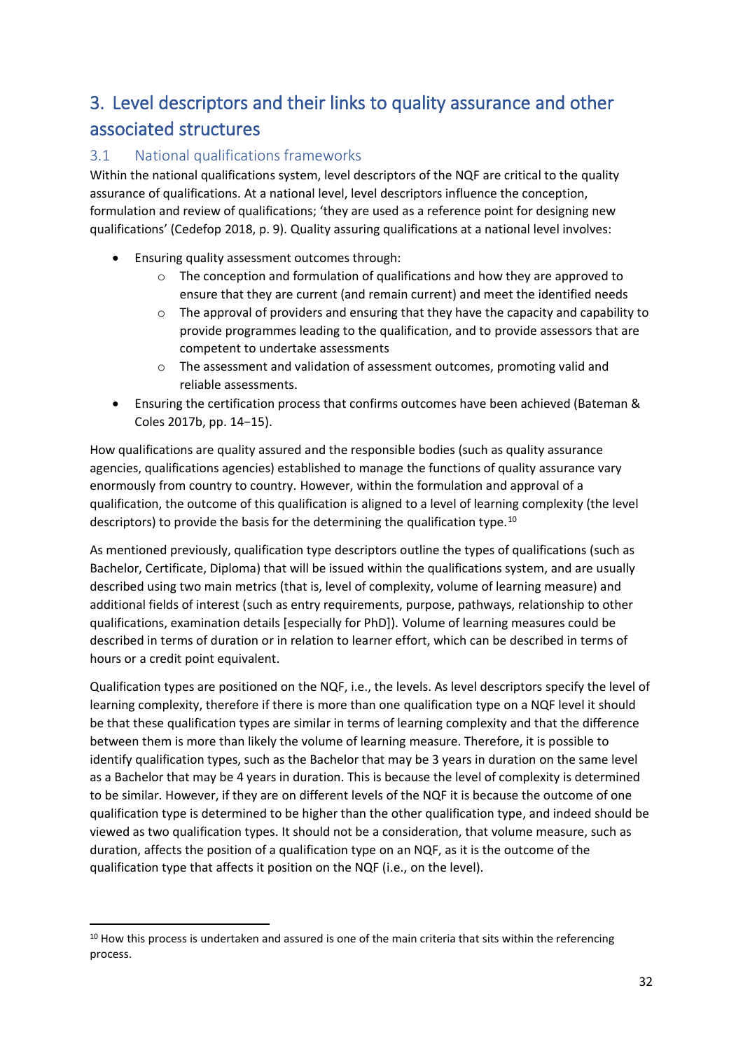# 3. Level descriptors and their links to quality assurance and other associated structures

## 3.1 National qualifications frameworks

Within the national qualifications system, level descriptors of the NQF are critical to the quality assurance of qualifications. At a national level, level descriptors influence the conception, formulation and review of qualifications; 'they are used as a reference point for designing new qualifications' (Cedefop 2018, p. 9). Quality assuring qualifications at a national level involves:

- Ensuring quality assessment outcomes through:
  - The conception and formulation of qualifications and how they are approved to ensure that they are current (and remain current) and meet the identified needs
  - The approval of providers and ensuring that they have the capacity and capability to provide programmes leading to the qualification, and to provide assessors that are competent to undertake assessments
  - The assessment and validation of assessment outcomes, promoting valid and reliable assessments.
- Ensuring the certification process that confirms outcomes have been achieved (Bateman & Coles 2017b, pp. 14−15).

How qualifications are quality assured and the responsible bodies (such as quality assurance agencies, qualifications agencies) established to manage the functions of quality assurance vary enormously from country to country. However, within the formulation and approval of a qualification, the outcome of this qualification is aligned to a level of learning complexity (the level descriptors) to provide the basis for the determining the qualification type.[10]

As mentioned previously, qualification type descriptors outline the types of qualifications (such as Bachelor, Certificate, Diploma) that will be issued within the qualifications system, and are usually described using two main metrics (that is, level of complexity, volume of learning measure) and additional fields of interest (such as entry requirements, purpose, pathways, relationship to other qualifications, examination details [especially for PhD]). Volume of learning measures could be described in terms of duration or in relation to learner effort, which can be described in terms of hours or a credit point equivalent.

Qualification types are positioned on the NQF, i.e., the levels. As level descriptors specify the level of learning complexity, therefore if there is more than one qualification type on a NQF level it should be that these qualification types are similar in terms of learning complexity and that the difference between them is more than likely the volume of learning measure. Therefore, it is possible to identify qualification types, such as the Bachelor that may be 3 years in duration on the same level as a Bachelor that may be 4 years in duration. This is because the level of complexity is determined to be similar. However, if they are on different levels of the NQF it is because the outcome of one qualification type is determined to be higher than the other qualification type, and indeed should be viewed as two qualification types. It should not be a consideration, that volume measure, such as duration, affects the position of a qualification type on an NQF, as it is the outcome of the qualification type that affects it position on the NQF (i.e., on the level).

---

[10] How this process is undertaken and assured is one of the main criteria that sits within the referencing process.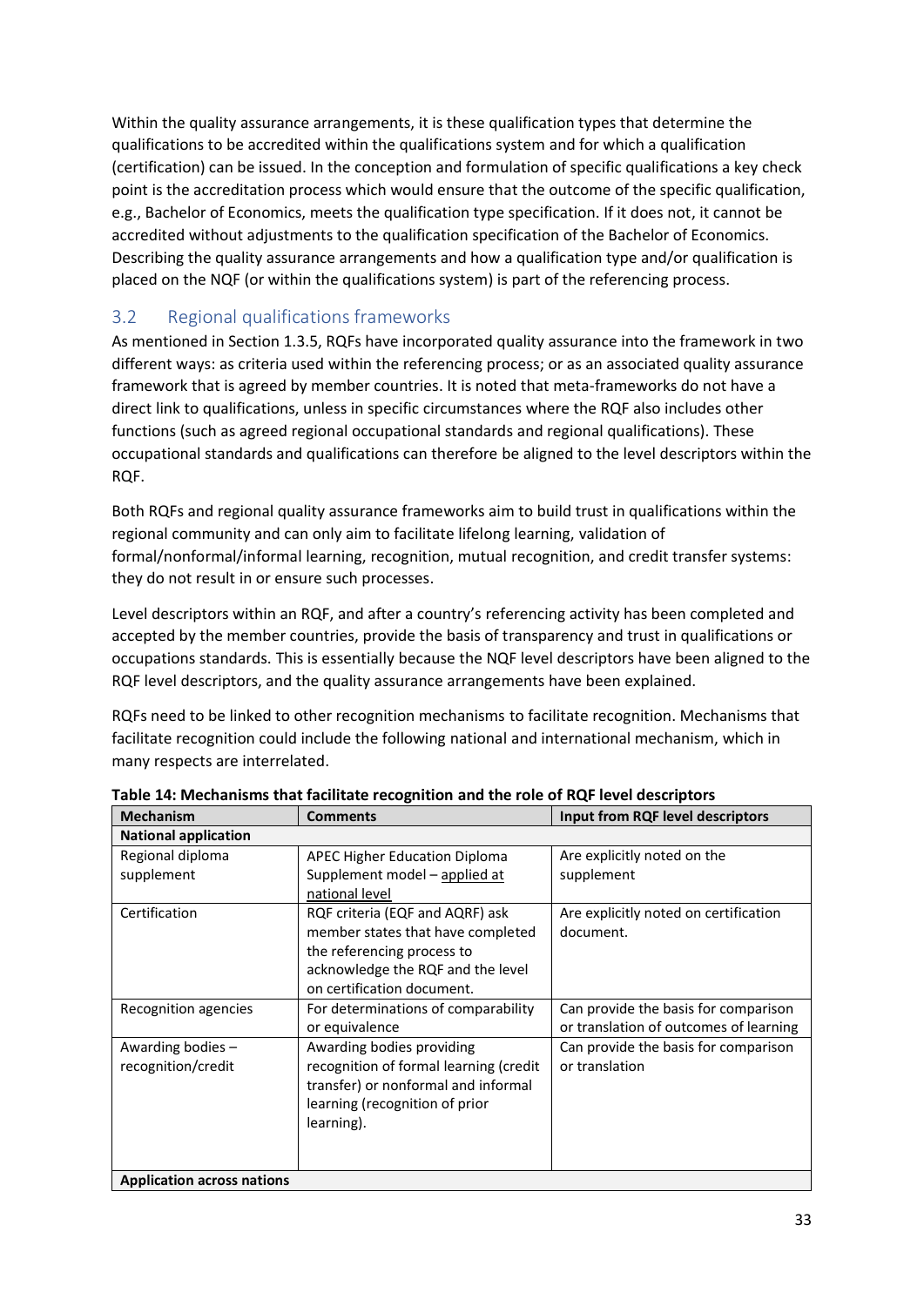Within the quality assurance arrangements, it is these qualification types that determine the qualifications to be accredited within the qualifications system and for which a qualification (certification) can be issued. In the conception and formulation of specific qualifications a key check point is the accreditation process which would ensure that the outcome of the specific qualification, e.g., Bachelor of Economics, meets the qualification type specification. If it does not, it cannot be accredited without adjustments to the qualification specification of the Bachelor of Economics. Describing the quality assurance arrangements and how a qualification type and/or qualification is placed on the NQF (or within the qualifications system) is part of the referencing process.

## 3.2 Regional qualifications frameworks

As mentioned in Section 1.3.5, RQFs have incorporated quality assurance into the framework in two different ways: as criteria used within the referencing process; or as an associated quality assurance framework that is agreed by member countries. It is noted that meta-frameworks do not have a direct link to qualifications, unless in specific circumstances where the RQF also includes other functions (such as agreed regional occupational standards and regional qualifications). These occupational standards and qualifications can therefore be aligned to the level descriptors within the RQF.

Both RQFs and regional quality assurance frameworks aim to build trust in qualifications within the regional community and can only aim to facilitate lifelong learning, validation of formal/nonformal/informal learning, recognition, mutual recognition, and credit transfer systems: they do not result in or ensure such processes.

Level descriptors within an RQF, and after a country's referencing activity has been completed and accepted by the member countries, provide the basis of transparency and trust in qualifications or occupations standards. This is essentially because the NQF level descriptors have been aligned to the RQF level descriptors, and the quality assurance arrangements have been explained.

RQFs need to be linked to other recognition mechanisms to facilitate recognition. Mechanisms that facilitate recognition could include the following national and international mechanism, which in many respects are interrelated.

**Table 14: Mechanisms that facilitate recognition and the role of RQF level descriptors**

| Mechanism | Comments | Input from RQF level descriptors |
|---|---|---|
| **National application** | | |
| Regional diploma supplement | APEC Higher Education Diploma Supplement model – applied at national level | Are explicitly noted on the supplement |
| Certification | RQF criteria (EQF and AQRF) ask member states that have completed the referencing process to acknowledge the RQF and the level on certification document. | Are explicitly noted on certification document. |
| Recognition agencies | For determinations of comparability or equivalence | Can provide the basis for comparison or translation of outcomes of learning |
| Awarding bodies – recognition/credit | Awarding bodies providing recognition of formal learning (credit transfer) or nonformal and informal learning (recognition of prior learning). | Can provide the basis for comparison or translation |
| **Application across nations** | | |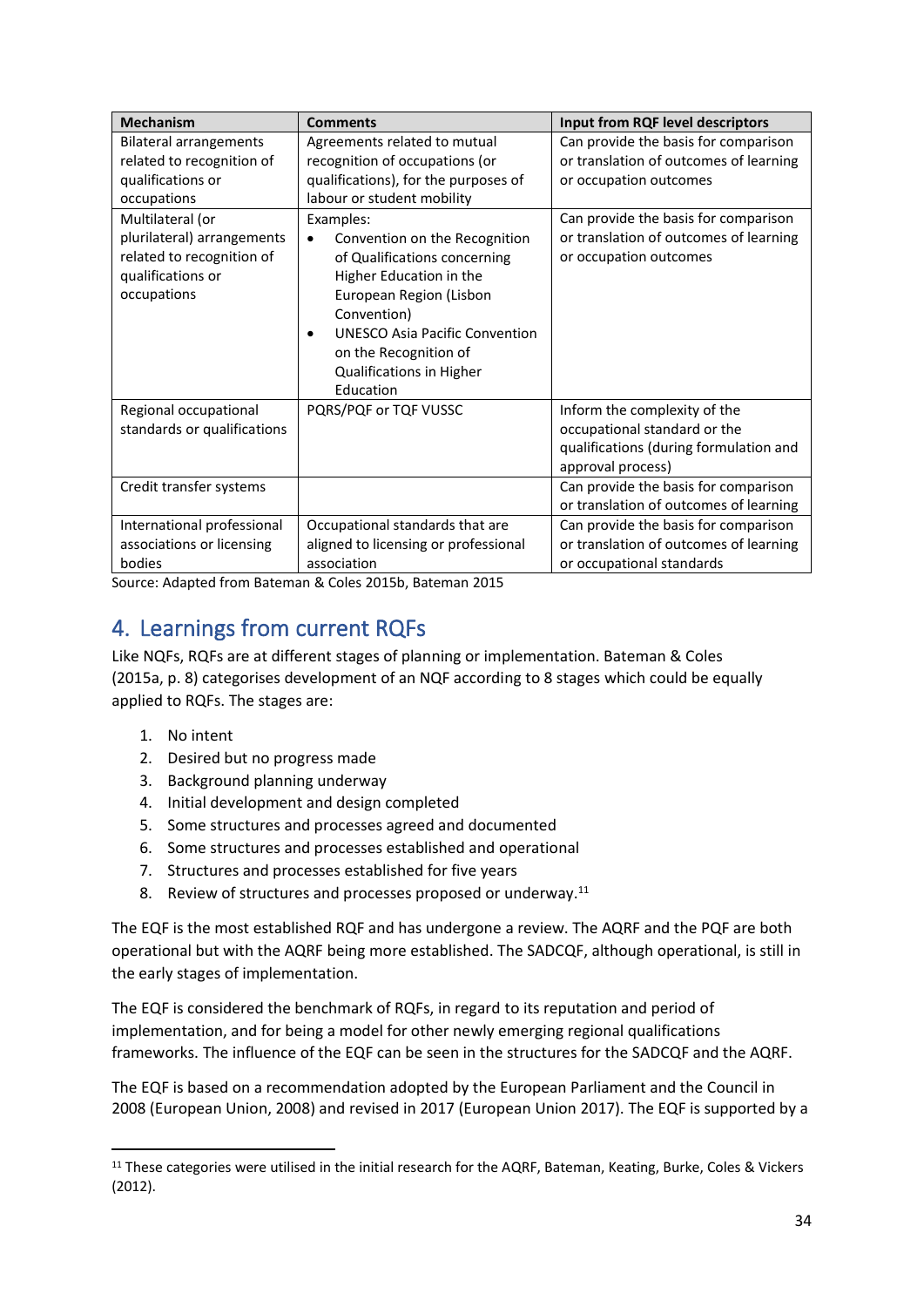| Mechanism | Comments | Input from RQF level descriptors |
|---|---|---|
| Bilateral arrangements related to recognition of qualifications or occupations | Agreements related to mutual recognition of occupations (or qualifications), for the purposes of labour or student mobility | Can provide the basis for comparison or translation of outcomes of learning or occupation outcomes |
| Multilateral (or plurilateral) arrangements related to recognition of qualifications or occupations | Examples: • Convention on the Recognition of Qualifications concerning Higher Education in the European Region (Lisbon Convention) • UNESCO Asia Pacific Convention on the Recognition of Qualifications in Higher Education | Can provide the basis for comparison or translation of outcomes of learning or occupation outcomes |
| Regional occupational standards or qualifications | PQRS/PQF or TQF VUSSC | Inform the complexity of the occupational standard or the qualifications (during formulation and approval process) |
| Credit transfer systems | | Can provide the basis for comparison or translation of outcomes of learning |
| International professional associations or licensing bodies | Occupational standards that are aligned to licensing or professional association | Can provide the basis for comparison or translation of outcomes of learning or occupational standards |

Source: Adapted from Bateman & Coles 2015b, Bateman 2015

## 4. Learnings from current RQFs

Like NQFs, RQFs are at different stages of planning or implementation. Bateman & Coles (2015a, p. 8) categorises development of an NQF according to 8 stages which could be equally applied to RQFs. The stages are:

1. No intent
2. Desired but no progress made
3. Background planning underway
4. Initial development and design completed
5. Some structures and processes agreed and documented
6. Some structures and processes established and operational
7. Structures and processes established for five years
8. Review of structures and processes proposed or underway.[11]

The EQF is the most established RQF and has undergone a review. The AQRF and the PQF are both operational but with the AQRF being more established. The SADCQF, although operational, is still in the early stages of implementation.

The EQF is considered the benchmark of RQFs, in regard to its reputation and period of implementation, and for being a model for other newly emerging regional qualifications frameworks. The influence of the EQF can be seen in the structures for the SADCQF and the AQRF.

The EQF is based on a recommendation adopted by the European Parliament and the Council in 2008 (European Union, 2008) and revised in 2017 (European Union 2017). The EQF is supported by a

[11] These categories were utilised in the initial research for the AQRF, Bateman, Keating, Burke, Coles & Vickers (2012).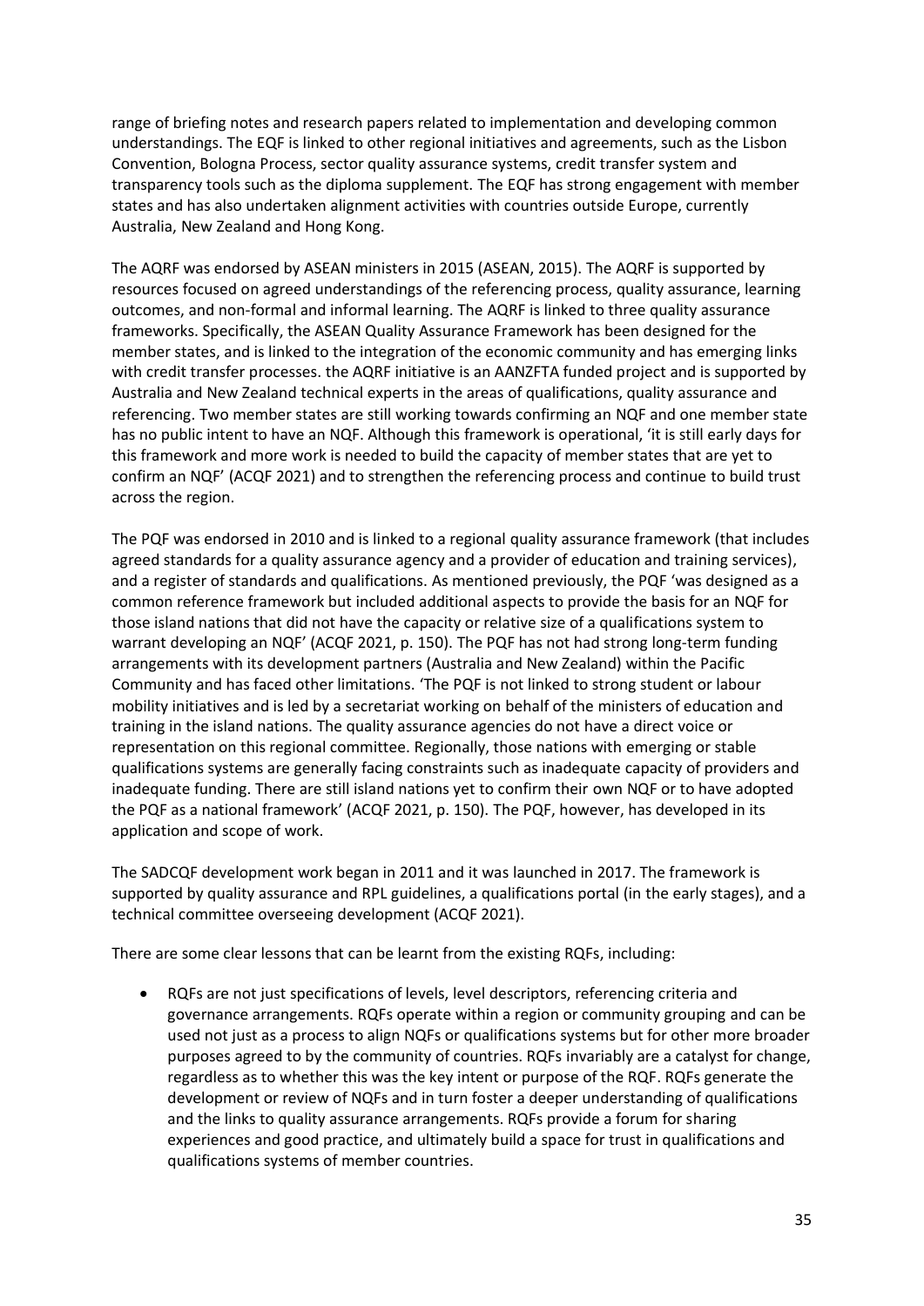range of briefing notes and research papers related to implementation and developing common understandings. The EQF is linked to other regional initiatives and agreements, such as the Lisbon Convention, Bologna Process, sector quality assurance systems, credit transfer system and transparency tools such as the diploma supplement. The EQF has strong engagement with member states and has also undertaken alignment activities with countries outside Europe, currently Australia, New Zealand and Hong Kong.

The AQRF was endorsed by ASEAN ministers in 2015 (ASEAN, 2015). The AQRF is supported by resources focused on agreed understandings of the referencing process, quality assurance, learning outcomes, and non-formal and informal learning. The AQRF is linked to three quality assurance frameworks. Specifically, the ASEAN Quality Assurance Framework has been designed for the member states, and is linked to the integration of the economic community and has emerging links with credit transfer processes. the AQRF initiative is an AANZFTA funded project and is supported by Australia and New Zealand technical experts in the areas of qualifications, quality assurance and referencing. Two member states are still working towards confirming an NQF and one member state has no public intent to have an NQF. Although this framework is operational, 'it is still early days for this framework and more work is needed to build the capacity of member states that are yet to confirm an NQF' (ACQF 2021) and to strengthen the referencing process and continue to build trust across the region.

The PQF was endorsed in 2010 and is linked to a regional quality assurance framework (that includes agreed standards for a quality assurance agency and a provider of education and training services), and a register of standards and qualifications. As mentioned previously, the PQF 'was designed as a common reference framework but included additional aspects to provide the basis for an NQF for those island nations that did not have the capacity or relative size of a qualifications system to warrant developing an NQF' (ACQF 2021, p. 150). The PQF has not had strong long-term funding arrangements with its development partners (Australia and New Zealand) within the Pacific Community and has faced other limitations. 'The PQF is not linked to strong student or labour mobility initiatives and is led by a secretariat working on behalf of the ministers of education and training in the island nations. The quality assurance agencies do not have a direct voice or representation on this regional committee. Regionally, those nations with emerging or stable qualifications systems are generally facing constraints such as inadequate capacity of providers and inadequate funding. There are still island nations yet to confirm their own NQF or to have adopted the PQF as a national framework' (ACQF 2021, p. 150). The PQF, however, has developed in its application and scope of work.

The SADCQF development work began in 2011 and it was launched in 2017. The framework is supported by quality assurance and RPL guidelines, a qualifications portal (in the early stages), and a technical committee overseeing development (ACQF 2021).

There are some clear lessons that can be learnt from the existing RQFs, including:

- RQFs are not just specifications of levels, level descriptors, referencing criteria and governance arrangements. RQFs operate within a region or community grouping and can be used not just as a process to align NQFs or qualifications systems but for other more broader purposes agreed to by the community of countries. RQFs invariably are a catalyst for change, regardless as to whether this was the key intent or purpose of the RQF. RQFs generate the development or review of NQFs and in turn foster a deeper understanding of qualifications and the links to quality assurance arrangements. RQFs provide a forum for sharing experiences and good practice, and ultimately build a space for trust in qualifications and qualifications systems of member countries.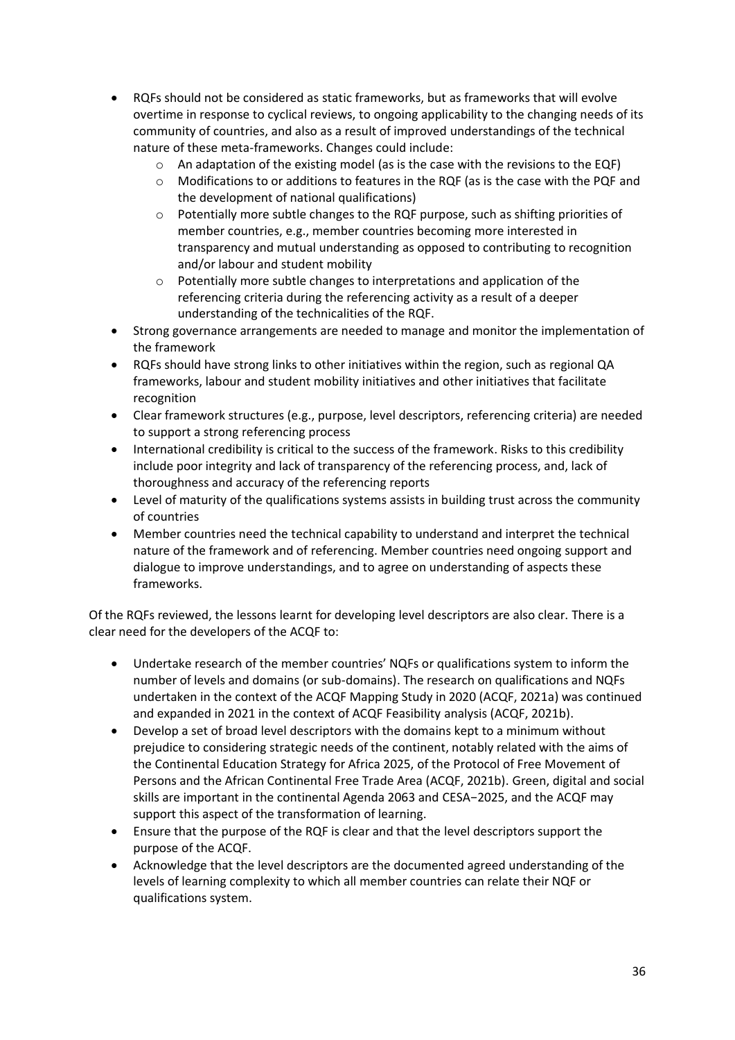- RQFs should not be considered as static frameworks, but as frameworks that will evolve overtime in response to cyclical reviews, to ongoing applicability to the changing needs of its community of countries, and also as a result of improved understandings of the technical nature of these meta-frameworks. Changes could include:
  - An adaptation of the existing model (as is the case with the revisions to the EQF)
  - Modifications to or additions to features in the RQF (as is the case with the PQF and the development of national qualifications)
  - Potentially more subtle changes to the RQF purpose, such as shifting priorities of member countries, e.g., member countries becoming more interested in transparency and mutual understanding as opposed to contributing to recognition and/or labour and student mobility
  - Potentially more subtle changes to interpretations and application of the referencing criteria during the referencing activity as a result of a deeper understanding of the technicalities of the RQF.
- Strong governance arrangements are needed to manage and monitor the implementation of the framework
- RQFs should have strong links to other initiatives within the region, such as regional QA frameworks, labour and student mobility initiatives and other initiatives that facilitate recognition
- Clear framework structures (e.g., purpose, level descriptors, referencing criteria) are needed to support a strong referencing process
- International credibility is critical to the success of the framework. Risks to this credibility include poor integrity and lack of transparency of the referencing process, and, lack of thoroughness and accuracy of the referencing reports
- Level of maturity of the qualifications systems assists in building trust across the community of countries
- Member countries need the technical capability to understand and interpret the technical nature of the framework and of referencing. Member countries need ongoing support and dialogue to improve understandings, and to agree on understanding of aspects these frameworks.

Of the RQFs reviewed, the lessons learnt for developing level descriptors are also clear. There is a clear need for the developers of the ACQF to:

- Undertake research of the member countries' NQFs or qualifications system to inform the number of levels and domains (or sub-domains). The research on qualifications and NQFs undertaken in the context of the ACQF Mapping Study in 2020 (ACQF, 2021a) was continued and expanded in 2021 in the context of ACQF Feasibility analysis (ACQF, 2021b).
- Develop a set of broad level descriptors with the domains kept to a minimum without prejudice to considering strategic needs of the continent, notably related with the aims of the Continental Education Strategy for Africa 2025, of the Protocol of Free Movement of Persons and the African Continental Free Trade Area (ACQF, 2021b). Green, digital and social skills are important in the continental Agenda 2063 and CESA−2025, and the ACQF may support this aspect of the transformation of learning.
- Ensure that the purpose of the RQF is clear and that the level descriptors support the purpose of the ACQF.
- Acknowledge that the level descriptors are the documented agreed understanding of the levels of learning complexity to which all member countries can relate their NQF or qualifications system.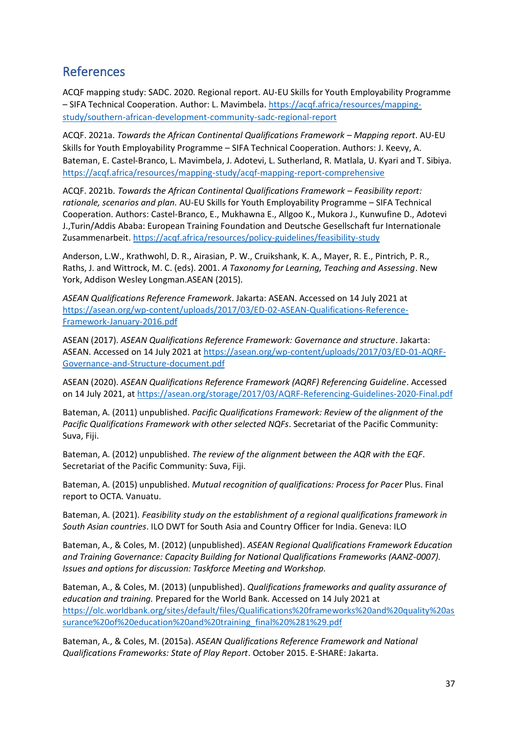## References

ACQF mapping study: SADC. 2020. Regional report. AU-EU Skills for Youth Employability Programme – SIFA Technical Cooperation. Author: L. Mavimbela. https://acqf.africa/resources/mapping-study/southern-african-development-community-sadc-regional-report

ACQF. 2021a. *Towards the African Continental Qualifications Framework – Mapping report*. AU-EU Skills for Youth Employability Programme – SIFA Technical Cooperation. Authors: J. Keevy, A. Bateman, E. Castel-Branco, L. Mavimbela, J. Adotevi, L. Sutherland, R. Matlala, U. Kyari and T. Sibiya. https://acqf.africa/resources/mapping-study/acqf-mapping-report-comprehensive

ACQF. 2021b. *Towards the African Continental Qualifications Framework – Feasibility report: rationale, scenarios and plan.* AU-EU Skills for Youth Employability Programme – SIFA Technical Cooperation. Authors: Castel-Branco, E., Mukhawna E., Allgoo K., Mukora J., Kunwufine D., Adotevi J.,Turin/Addis Ababa: European Training Foundation and Deutsche Gesellschaft fur Internationale Zusammenarbeit. https://acqf.africa/resources/policy-guidelines/feasibility-study

Anderson, L.W., Krathwohl, D. R., Airasian, P. W., Cruikshank, K. A., Mayer, R. E., Pintrich, P. R., Raths, J. and Wittrock, M. C. (eds). 2001. *A Taxonomy for Learning, Teaching and Assessing*. New York, Addison Wesley Longman.ASEAN (2015).

*ASEAN Qualifications Reference Framework*. Jakarta: ASEAN. Accessed on 14 July 2021 at https://asean.org/wp-content/uploads/2017/03/ED-02-ASEAN-Qualifications-Reference-Framework-January-2016.pdf

ASEAN (2017). *ASEAN Qualifications Reference Framework: Governance and structure*. Jakarta: ASEAN. Accessed on 14 July 2021 at https://asean.org/wp-content/uploads/2017/03/ED-01-AQRF-Governance-and-Structure-document.pdf

ASEAN (2020). *ASEAN Qualifications Reference Framework (AQRF) Referencing Guideline*. Accessed on 14 July 2021, at https://asean.org/storage/2017/03/AQRF-Referencing-Guidelines-2020-Final.pdf

Bateman, A. (2011) unpublished. *Pacific Qualifications Framework: Review of the alignment of the Pacific Qualifications Framework with other selected NQFs*. Secretariat of the Pacific Community: Suva, Fiji.

Bateman, A. (2012) unpublished. *The review of the alignment between the AQR with the EQF*. Secretariat of the Pacific Community: Suva, Fiji.

Bateman, A. (2015) unpublished. *Mutual recognition of qualifications: Process for Pacer* Plus. Final report to OCTA. Vanuatu.

Bateman, A. (2021). *Feasibility study on the establishment of a regional qualifications framework in South Asian countries*. ILO DWT for South Asia and Country Officer for India. Geneva: ILO

Bateman, A., & Coles, M. (2012) (unpublished). *ASEAN Regional Qualifications Framework Education and Training Governance: Capacity Building for National Qualifications Frameworks (AANZ-0007). Issues and options for discussion: Taskforce Meeting and Workshop.*

Bateman, A., & Coles, M. (2013) (unpublished). *Qualifications frameworks and quality assurance of education and training.* Prepared for the World Bank. Accessed on 14 July 2021 at https://olc.worldbank.org/sites/default/files/Qualifications%20frameworks%20and%20quality%20assurance%20of%20education%20and%20training_final%20%281%29.pdf

Bateman, A., & Coles, M. (2015a). *ASEAN Qualifications Reference Framework and National Qualifications Frameworks: State of Play Report*. October 2015. E-SHARE: Jakarta.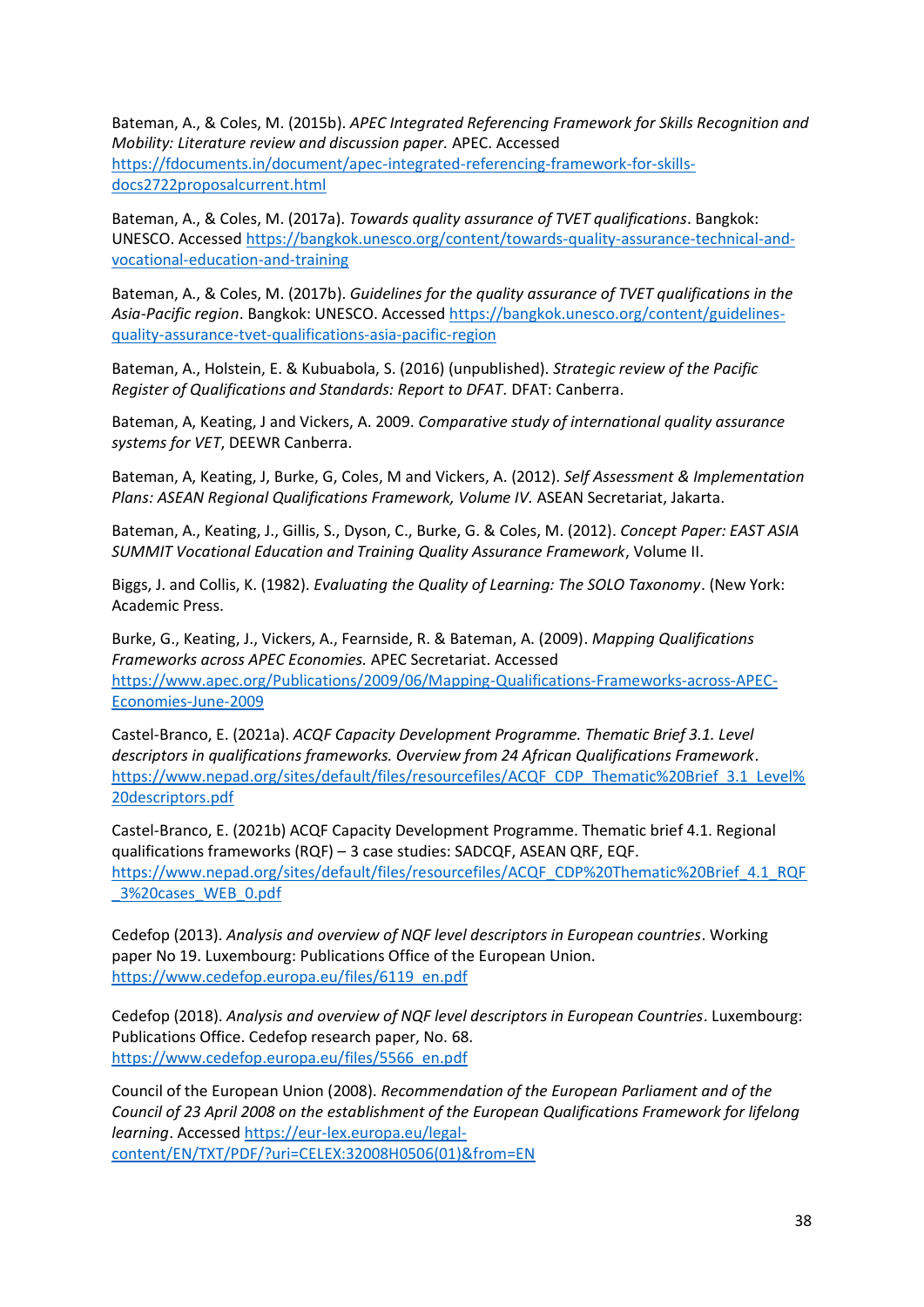Bateman, A., & Coles, M. (2015b). *APEC Integrated Referencing Framework for Skills Recognition and Mobility: Literature review and discussion paper.* APEC. Accessed https://fdocuments.in/document/apec-integrated-referencing-framework-for-skills-docs2722proposalcurrent.html

Bateman, A., & Coles, M. (2017a). *Towards quality assurance of TVET qualifications*. Bangkok: UNESCO. Accessed https://bangkok.unesco.org/content/towards-quality-assurance-technical-and-vocational-education-and-training

Bateman, A., & Coles, M. (2017b). *Guidelines for the quality assurance of TVET qualifications in the Asia-Pacific region*. Bangkok: UNESCO. Accessed https://bangkok.unesco.org/content/guidelines-quality-assurance-tvet-qualifications-asia-pacific-region

Bateman, A., Holstein, E. & Kubuabola, S. (2016) (unpublished). *Strategic review of the Pacific Register of Qualifications and Standards: Report to DFAT*. DFAT: Canberra.

Bateman, A, Keating, J and Vickers, A. 2009. *Comparative study of international quality assurance systems for VET*, DEEWR Canberra.

Bateman, A, Keating, J, Burke, G, Coles, M and Vickers, A. (2012). *Self Assessment & Implementation Plans: ASEAN Regional Qualifications Framework, Volume IV.* ASEAN Secretariat, Jakarta.

Bateman, A., Keating, J., Gillis, S., Dyson, C., Burke, G. & Coles, M. (2012). *Concept Paper: EAST ASIA SUMMIT Vocational Education and Training Quality Assurance Framework*, Volume II.

Biggs, J. and Collis, K. (1982). *Evaluating the Quality of Learning: The SOLO Taxonomy*. (New York: Academic Press.

Burke, G., Keating, J., Vickers, A., Fearnside, R. & Bateman, A. (2009). *Mapping Qualifications Frameworks across APEC Economies.* APEC Secretariat. Accessed https://www.apec.org/Publications/2009/06/Mapping-Qualifications-Frameworks-across-APEC-Economies-June-2009

Castel-Branco, E. (2021a). *ACQF Capacity Development Programme. Thematic Brief 3.1. Level descriptors in qualifications frameworks. Overview from 24 African Qualifications Framework*. https://www.nepad.org/sites/default/files/resourcefiles/ACQF_CDP_Thematic%20Brief_3.1_Level%20descriptors.pdf

Castel-Branco, E. (2021b) ACQF Capacity Development Programme. Thematic brief 4.1. Regional qualifications frameworks (RQF) – 3 case studies: SADCQF, ASEAN QRF, EQF. https://www.nepad.org/sites/default/files/resourcefiles/ACQF_CDP%20Thematic%20Brief_4.1_RQF_3%20cases_WEB_0.pdf

Cedefop (2013). *Analysis and overview of NQF level descriptors in European countries*. Working paper No 19. Luxembourg: Publications Office of the European Union. https://www.cedefop.europa.eu/files/6119_en.pdf

Cedefop (2018). *Analysis and overview of NQF level descriptors in European Countries*. Luxembourg: Publications Office. Cedefop research paper, No. 68. https://www.cedefop.europa.eu/files/5566_en.pdf

Council of the European Union (2008). *Recommendation of the European Parliament and of the Council of 23 April 2008 on the establishment of the European Qualifications Framework for lifelong learning*. Accessed https://eur-lex.europa.eu/legal-content/EN/TXT/PDF/?uri=CELEX:32008H0506(01)&from=EN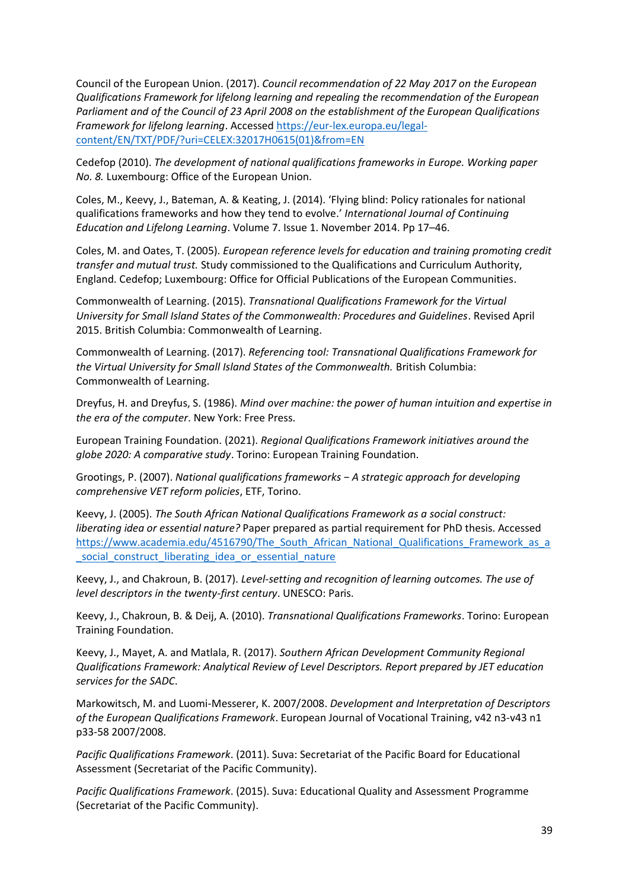Council of the European Union. (2017). *Council recommendation of 22 May 2017 on the European Qualifications Framework for lifelong learning and repealing the recommendation of the European Parliament and of the Council of 23 April 2008 on the establishment of the European Qualifications Framework for lifelong learning*. Accessed https://eur-lex.europa.eu/legal-content/EN/TXT/PDF/?uri=CELEX:32017H0615(01)&from=EN

Cedefop (2010). *The development of national qualifications frameworks in Europe. Working paper No. 8.* Luxembourg: Office of the European Union.

Coles, M., Keevy, J., Bateman, A. & Keating, J. (2014). 'Flying blind: Policy rationales for national qualifications frameworks and how they tend to evolve.' *International Journal of Continuing Education and Lifelong Learning*. Volume 7. Issue 1. November 2014. Pp 17–46.

Coles, M. and Oates, T. (2005). *European reference levels for education and training promoting credit transfer and mutual trust.* Study commissioned to the Qualifications and Curriculum Authority, England. Cedefop; Luxembourg: Office for Official Publications of the European Communities.

Commonwealth of Learning. (2015). *Transnational Qualifications Framework for the Virtual University for Small Island States of the Commonwealth: Procedures and Guidelines*. Revised April 2015. British Columbia: Commonwealth of Learning.

Commonwealth of Learning. (2017). *Referencing tool: Transnational Qualifications Framework for the Virtual University for Small Island States of the Commonwealth.* British Columbia: Commonwealth of Learning.

Dreyfus, H. and Dreyfus, S. (1986). *Mind over machine: the power of human intuition and expertise in the era of the computer*. New York: Free Press.

European Training Foundation. (2021). *Regional Qualifications Framework initiatives around the globe 2020: A comparative study*. Torino: European Training Foundation.

Grootings, P. (2007). *National qualifications frameworks – A strategic approach for developing comprehensive VET reform policies*, ETF, Torino.

Keevy, J. (2005). *The South African National Qualifications Framework as a social construct: liberating idea or essential nature?* Paper prepared as partial requirement for PhD thesis. Accessed https://www.academia.edu/4516790/The_South_African_National_Qualifications_Framework_as_a_social_construct_liberating_idea_or_essential_nature

Keevy, J., and Chakroun, B. (2017). *Level-setting and recognition of learning outcomes. The use of level descriptors in the twenty-first century*. UNESCO: Paris.

Keevy, J., Chakroun, B. & Deij, A. (2010). *Transnational Qualifications Frameworks*. Torino: European Training Foundation.

Keevy, J., Mayet, A. and Matlala, R. (2017). *Southern African Development Community Regional Qualifications Framework: Analytical Review of Level Descriptors. Report prepared by JET education services for the SADC*.

Markowitsch, M. and Luomi-Messerer, K. 2007/2008. *Development and Interpretation of Descriptors of the European Qualifications Framework*. European Journal of Vocational Training, v42 n3-v43 n1 p33-58 2007/2008.

*Pacific Qualifications Framework*. (2011). Suva: Secretariat of the Pacific Board for Educational Assessment (Secretariat of the Pacific Community).

*Pacific Qualifications Framework*. (2015). Suva: Educational Quality and Assessment Programme (Secretariat of the Pacific Community).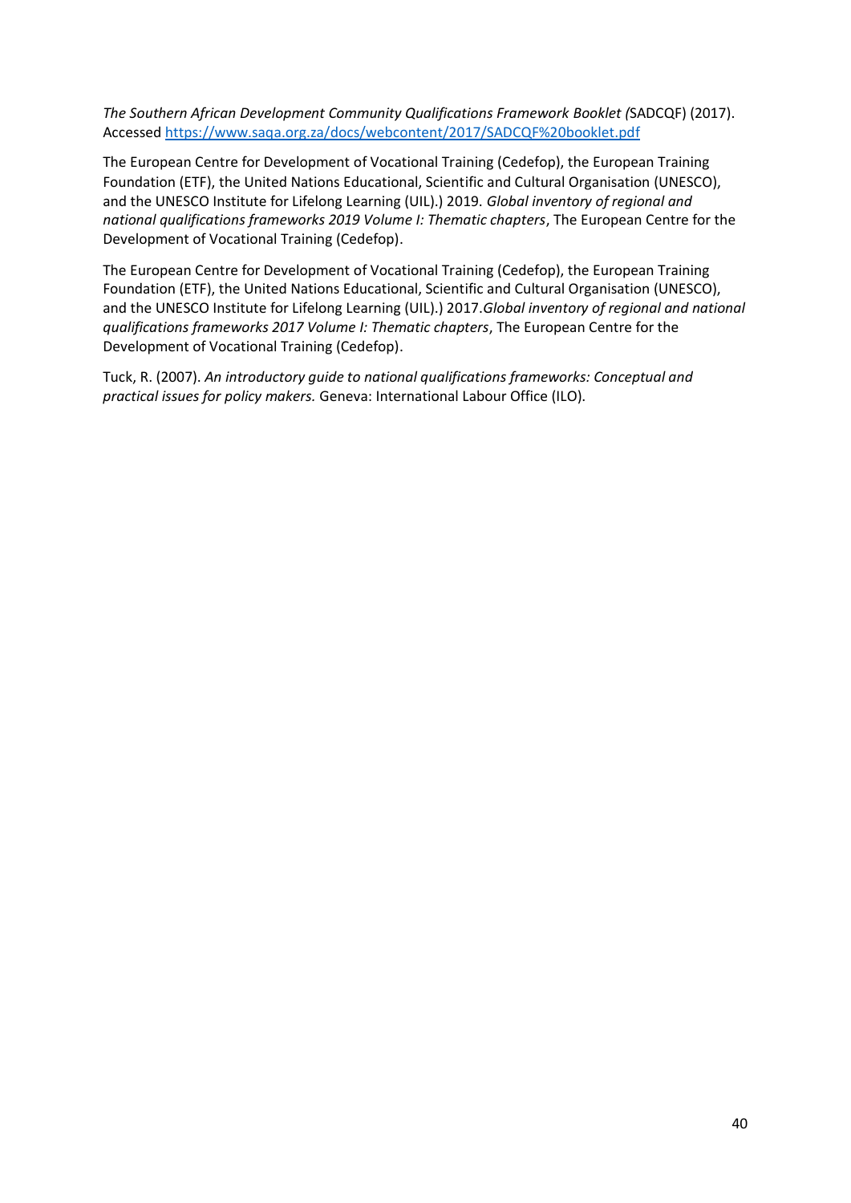*The Southern African Development Community Qualifications Framework Booklet (*SADCQF) (2017). Accessed https://www.saqa.org.za/docs/webcontent/2017/SADCQF%20booklet.pdf

The European Centre for Development of Vocational Training (Cedefop), the European Training Foundation (ETF), the United Nations Educational, Scientific and Cultural Organisation (UNESCO), and the UNESCO Institute for Lifelong Learning (UIL).) 2019. *Global inventory of regional and national qualifications frameworks 2019 Volume I: Thematic chapters*, The European Centre for the Development of Vocational Training (Cedefop).

The European Centre for Development of Vocational Training (Cedefop), the European Training Foundation (ETF), the United Nations Educational, Scientific and Cultural Organisation (UNESCO), and the UNESCO Institute for Lifelong Learning (UIL).) 2017.*Global inventory of regional and national qualifications frameworks 2017 Volume I: Thematic chapters*, The European Centre for the Development of Vocational Training (Cedefop).

Tuck, R. (2007). *An introductory guide to national qualifications frameworks: Conceptual and practical issues for policy makers.* Geneva: International Labour Office (ILO).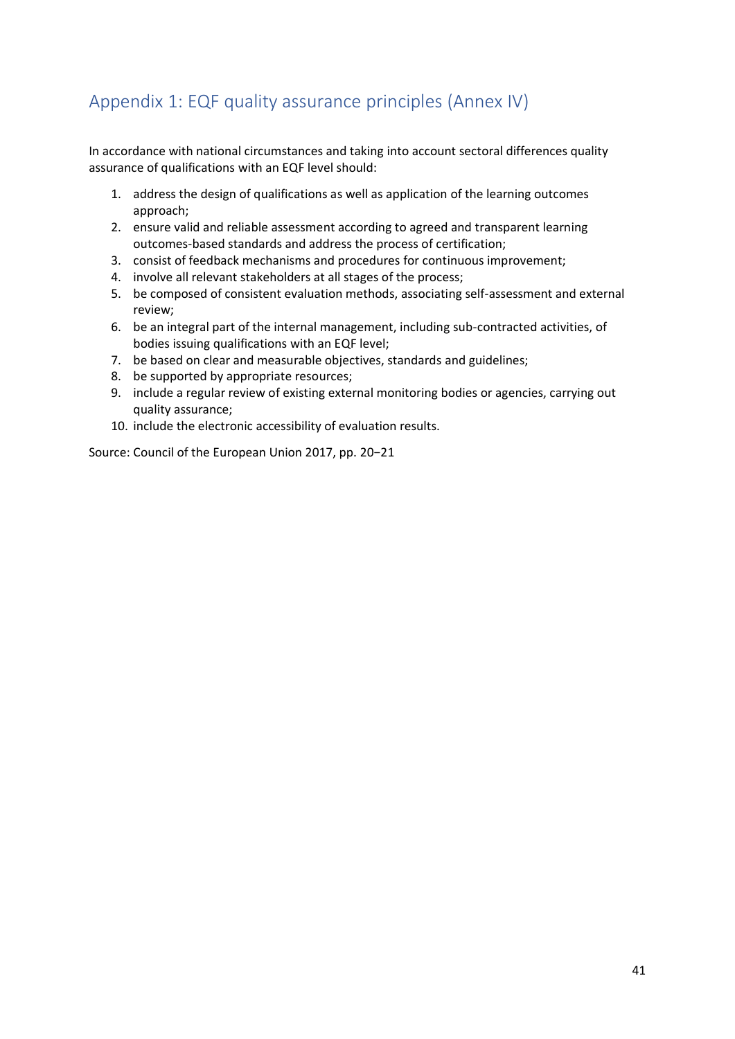## Appendix 1: EQF quality assurance principles (Annex IV)

In accordance with national circumstances and taking into account sectoral differences quality assurance of qualifications with an EQF level should:

1. address the design of qualifications as well as application of the learning outcomes approach;
2. ensure valid and reliable assessment according to agreed and transparent learning outcomes-based standards and address the process of certification;
3. consist of feedback mechanisms and procedures for continuous improvement;
4. involve all relevant stakeholders at all stages of the process;
5. be composed of consistent evaluation methods, associating self-assessment and external review;
6. be an integral part of the internal management, including sub-contracted activities, of bodies issuing qualifications with an EQF level;
7. be based on clear and measurable objectives, standards and guidelines;
8. be supported by appropriate resources;
9. include a regular review of existing external monitoring bodies or agencies, carrying out quality assurance;
10. include the electronic accessibility of evaluation results.

Source: Council of the European Union 2017, pp. 20−21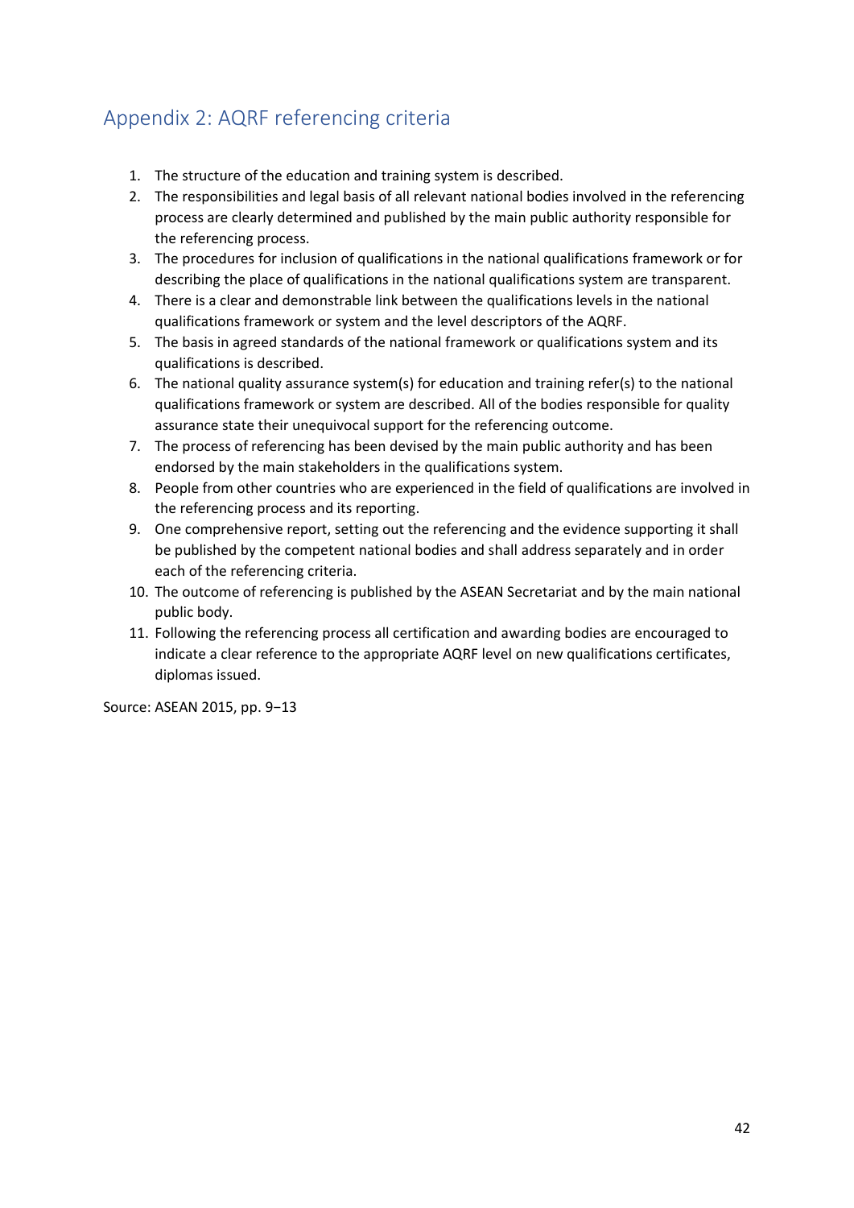## Appendix 2: AQRF referencing criteria

1. The structure of the education and training system is described.
2. The responsibilities and legal basis of all relevant national bodies involved in the referencing process are clearly determined and published by the main public authority responsible for the referencing process.
3. The procedures for inclusion of qualifications in the national qualifications framework or for describing the place of qualifications in the national qualifications system are transparent.
4. There is a clear and demonstrable link between the qualifications levels in the national qualifications framework or system and the level descriptors of the AQRF.
5. The basis in agreed standards of the national framework or qualifications system and its qualifications is described.
6. The national quality assurance system(s) for education and training refer(s) to the national qualifications framework or system are described. All of the bodies responsible for quality assurance state their unequivocal support for the referencing outcome.
7. The process of referencing has been devised by the main public authority and has been endorsed by the main stakeholders in the qualifications system.
8. People from other countries who are experienced in the field of qualifications are involved in the referencing process and its reporting.
9. One comprehensive report, setting out the referencing and the evidence supporting it shall be published by the competent national bodies and shall address separately and in order each of the referencing criteria.
10. The outcome of referencing is published by the ASEAN Secretariat and by the main national public body.
11. Following the referencing process all certification and awarding bodies are encouraged to indicate a clear reference to the appropriate AQRF level on new qualifications certificates, diplomas issued.

Source: ASEAN 2015, pp. 9−13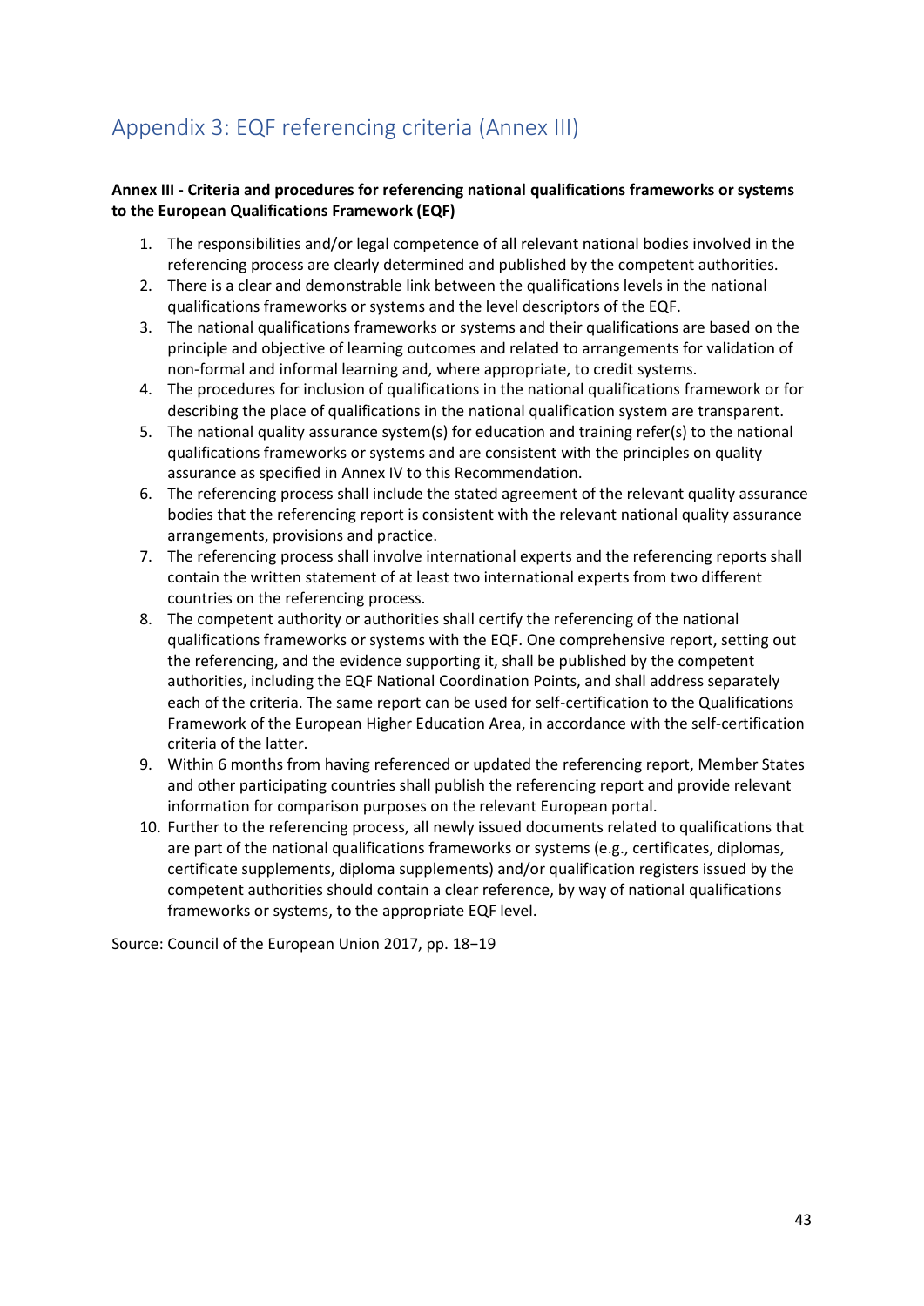## Appendix 3: EQF referencing criteria (Annex III)

**Annex III - Criteria and procedures for referencing national qualifications frameworks or systems to the European Qualifications Framework (EQF)**

1. The responsibilities and/or legal competence of all relevant national bodies involved in the referencing process are clearly determined and published by the competent authorities.
2. There is a clear and demonstrable link between the qualifications levels in the national qualifications frameworks or systems and the level descriptors of the EQF.
3. The national qualifications frameworks or systems and their qualifications are based on the principle and objective of learning outcomes and related to arrangements for validation of non-formal and informal learning and, where appropriate, to credit systems.
4. The procedures for inclusion of qualifications in the national qualifications framework or for describing the place of qualifications in the national qualification system are transparent.
5. The national quality assurance system(s) for education and training refer(s) to the national qualifications frameworks or systems and are consistent with the principles on quality assurance as specified in Annex IV to this Recommendation.
6. The referencing process shall include the stated agreement of the relevant quality assurance bodies that the referencing report is consistent with the relevant national quality assurance arrangements, provisions and practice.
7. The referencing process shall involve international experts and the referencing reports shall contain the written statement of at least two international experts from two different countries on the referencing process.
8. The competent authority or authorities shall certify the referencing of the national qualifications frameworks or systems with the EQF. One comprehensive report, setting out the referencing, and the evidence supporting it, shall be published by the competent authorities, including the EQF National Coordination Points, and shall address separately each of the criteria. The same report can be used for self-certification to the Qualifications Framework of the European Higher Education Area, in accordance with the self-certification criteria of the latter.
9. Within 6 months from having referenced or updated the referencing report, Member States and other participating countries shall publish the referencing report and provide relevant information for comparison purposes on the relevant European portal.
10. Further to the referencing process, all newly issued documents related to qualifications that are part of the national qualifications frameworks or systems (e.g., certificates, diplomas, certificate supplements, diploma supplements) and/or qualification registers issued by the competent authorities should contain a clear reference, by way of national qualifications frameworks or systems, to the appropriate EQF level.

Source: Council of the European Union 2017, pp. 18−19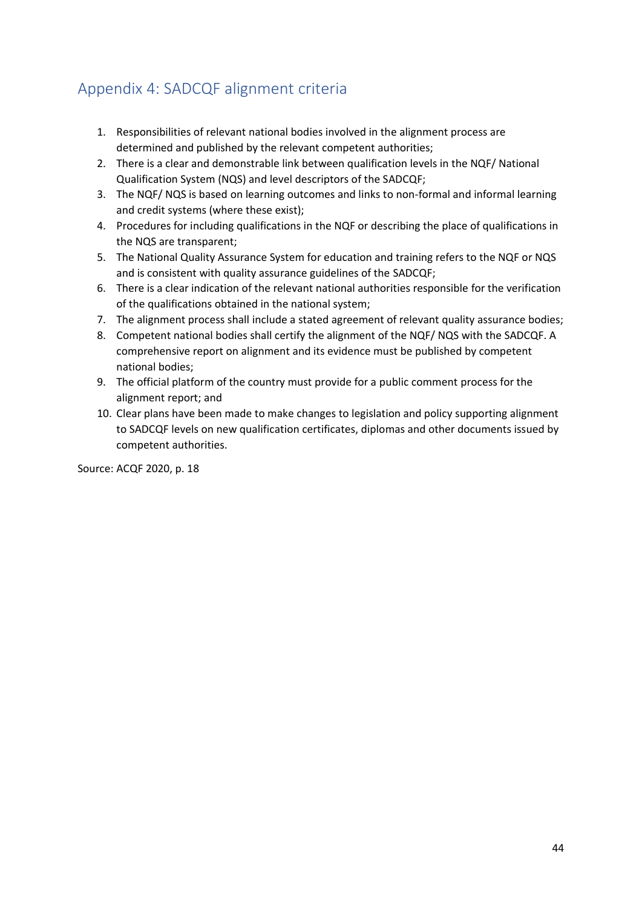## Appendix 4: SADCQF alignment criteria

1. Responsibilities of relevant national bodies involved in the alignment process are determined and published by the relevant competent authorities;
2. There is a clear and demonstrable link between qualification levels in the NQF/ National Qualification System (NQS) and level descriptors of the SADCQF;
3. The NQF/ NQS is based on learning outcomes and links to non-formal and informal learning and credit systems (where these exist);
4. Procedures for including qualifications in the NQF or describing the place of qualifications in the NQS are transparent;
5. The National Quality Assurance System for education and training refers to the NQF or NQS and is consistent with quality assurance guidelines of the SADCQF;
6. There is a clear indication of the relevant national authorities responsible for the verification of the qualifications obtained in the national system;
7. The alignment process shall include a stated agreement of relevant quality assurance bodies;
8. Competent national bodies shall certify the alignment of the NQF/ NQS with the SADCQF. A comprehensive report on alignment and its evidence must be published by competent national bodies;
9. The official platform of the country must provide for a public comment process for the alignment report; and
10. Clear plans have been made to make changes to legislation and policy supporting alignment to SADCQF levels on new qualification certificates, diplomas and other documents issued by competent authorities.

Source: ACQF 2020, p. 18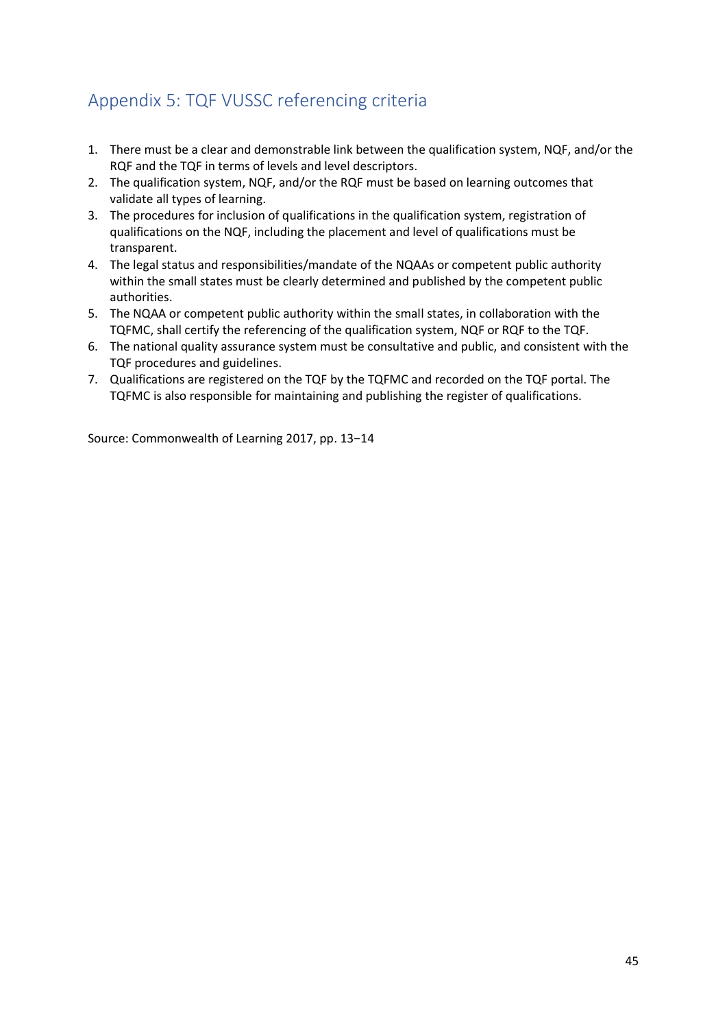## Appendix 5: TQF VUSSC referencing criteria

1. There must be a clear and demonstrable link between the qualification system, NQF, and/or the RQF and the TQF in terms of levels and level descriptors.
2. The qualification system, NQF, and/or the RQF must be based on learning outcomes that validate all types of learning.
3. The procedures for inclusion of qualifications in the qualification system, registration of qualifications on the NQF, including the placement and level of qualifications must be transparent.
4. The legal status and responsibilities/mandate of the NQAAs or competent public authority within the small states must be clearly determined and published by the competent public authorities.
5. The NQAA or competent public authority within the small states, in collaboration with the TQFMC, shall certify the referencing of the qualification system, NQF or RQF to the TQF.
6. The national quality assurance system must be consultative and public, and consistent with the TQF procedures and guidelines.
7. Qualifications are registered on the TQF by the TQFMC and recorded on the TQF portal. The TQFMC is also responsible for maintaining and publishing the register of qualifications.

Source: Commonwealth of Learning 2017, pp. 13−14